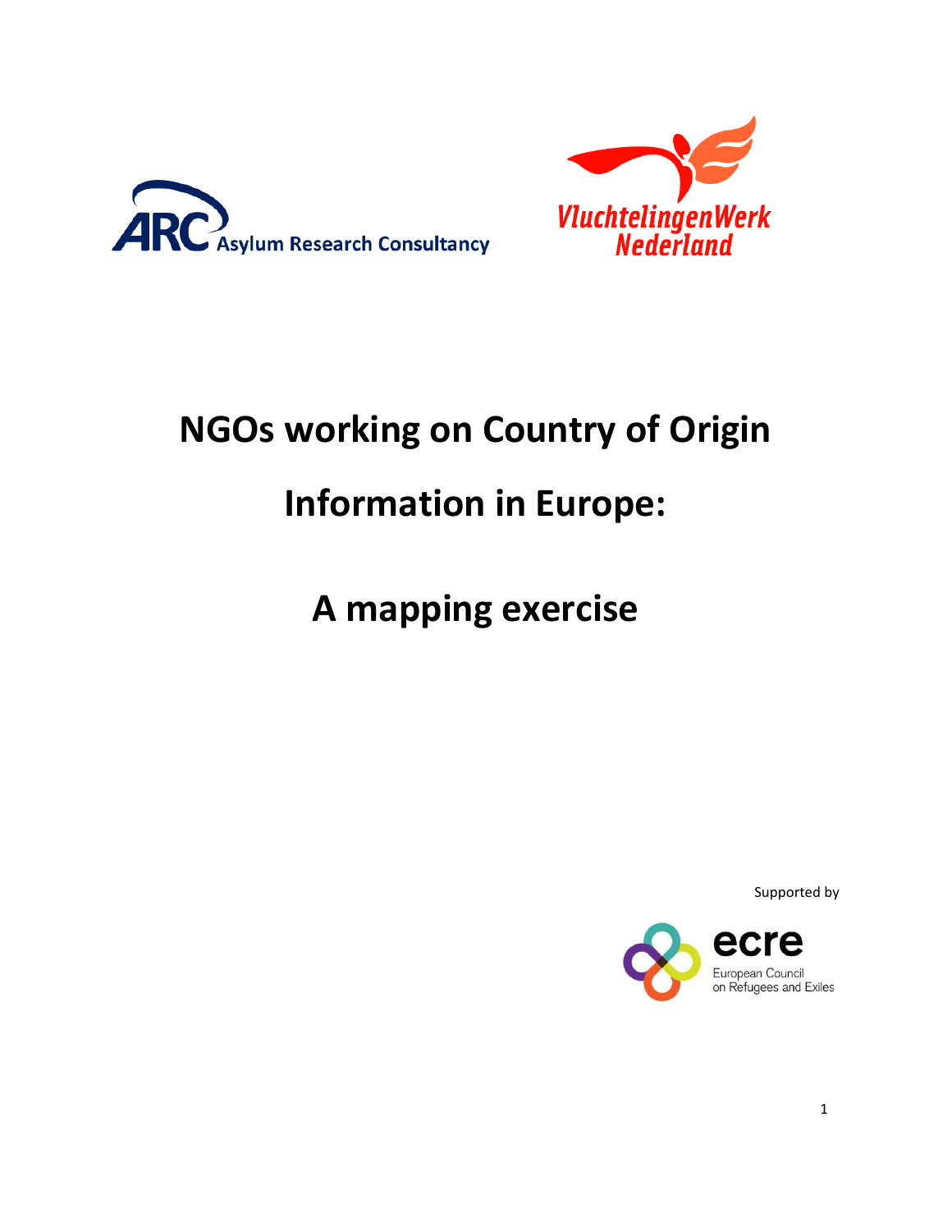ARC Asylum Research Consultancy

VluchtelingenWerk Nederland

# NGOs working on Country of Origin Information in Europe:

# A mapping exercise

Supported by

ecre
European Council on Refugees and Exiles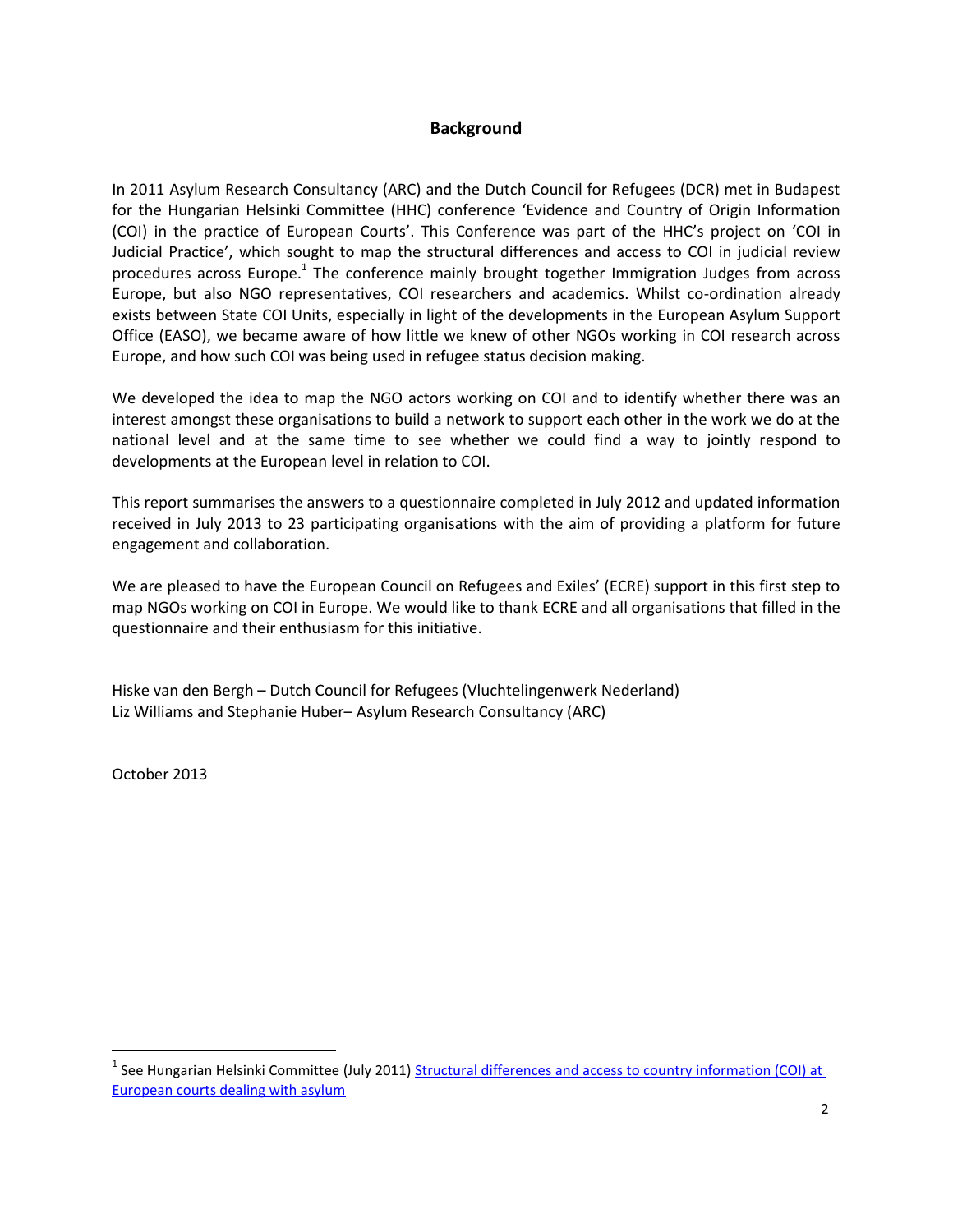## Background

In 2011 Asylum Research Consultancy (ARC) and the Dutch Council for Refugees (DCR) met in Budapest for the Hungarian Helsinki Committee (HHC) conference 'Evidence and Country of Origin Information (COI) in the practice of European Courts'. This Conference was part of the HHC's project on 'COI in Judicial Practice', which sought to map the structural differences and access to COI in judicial review procedures across Europe.[1] The conference mainly brought together Immigration Judges from across Europe, but also NGO representatives, COI researchers and academics. Whilst co-ordination already exists between State COI Units, especially in light of the developments in the European Asylum Support Office (EASO), we became aware of how little we knew of other NGOs working in COI research across Europe, and how such COI was being used in refugee status decision making.

We developed the idea to map the NGO actors working on COI and to identify whether there was an interest amongst these organisations to build a network to support each other in the work we do at the national level and at the same time to see whether we could find a way to jointly respond to developments at the European level in relation to COI.

This report summarises the answers to a questionnaire completed in July 2012 and updated information received in July 2013 to 23 participating organisations with the aim of providing a platform for future engagement and collaboration.

We are pleased to have the European Council on Refugees and Exiles' (ECRE) support in this first step to map NGOs working on COI in Europe. We would like to thank ECRE and all organisations that filled in the questionnaire and their enthusiasm for this initiative.

Hiske van den Bergh – Dutch Council for Refugees (Vluchtelingenwerk Nederland)
Liz Williams and Stephanie Huber– Asylum Research Consultancy (ARC)

October 2013

---

[1] See Hungarian Helsinki Committee (July 2011) Structural differences and access to country information (COI) at European courts dealing with asylum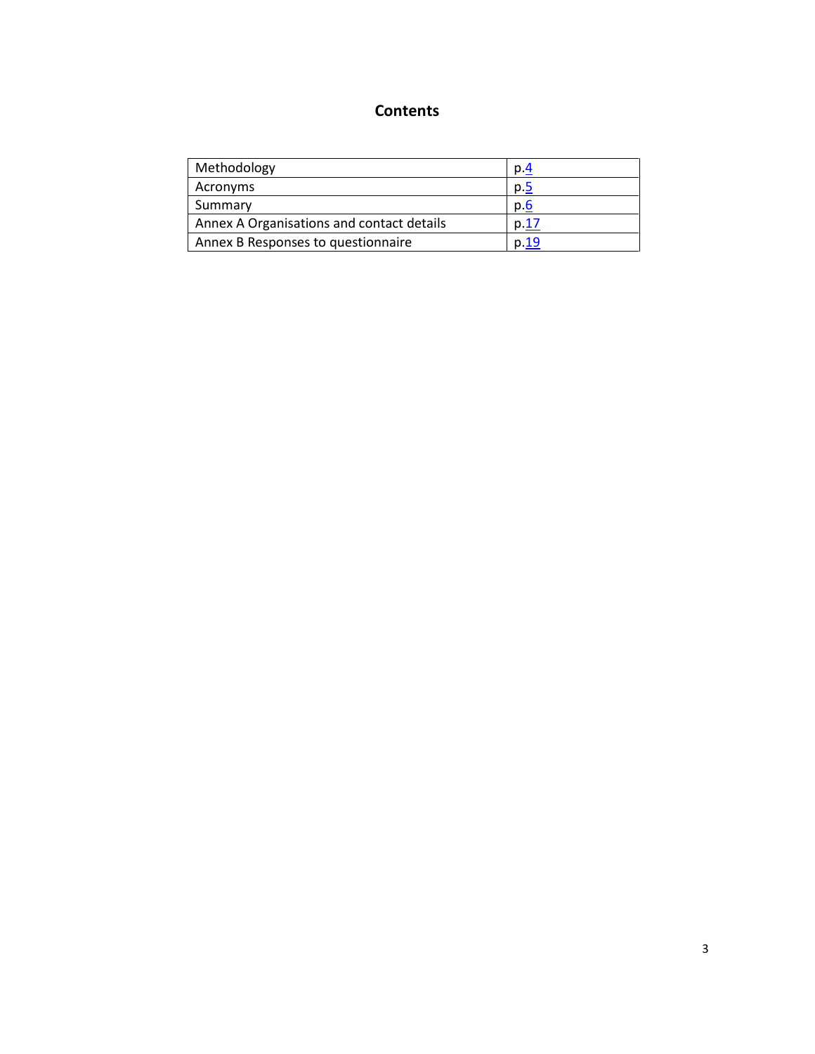## Contents

| | |
|---|---|
| Methodology | p.4 |
| Acronyms | p.5 |
| Summary | p.6 |
| Annex A Organisations and contact details | p.17 |
| Annex B Responses to questionnaire | p.19 |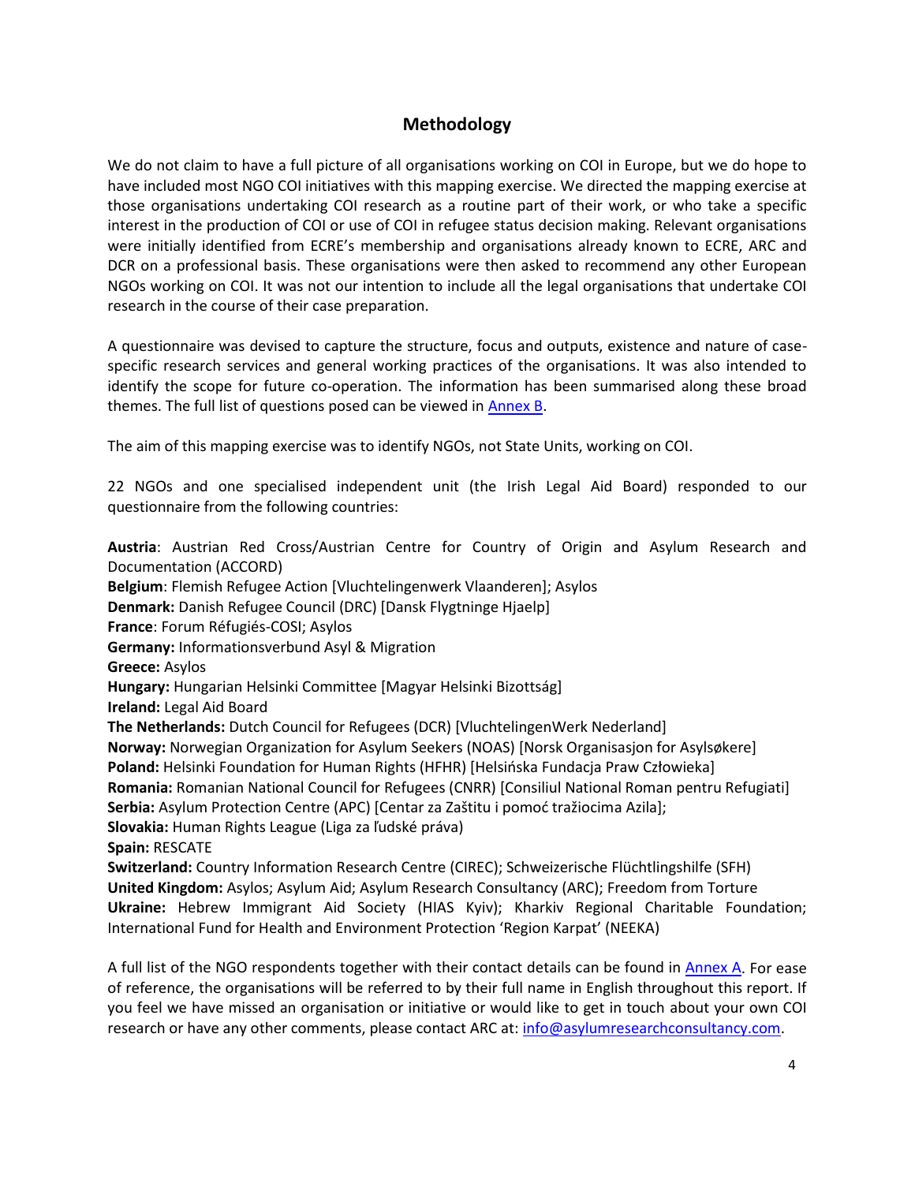## Methodology

We do not claim to have a full picture of all organisations working on COI in Europe, but we do hope to have included most NGO COI initiatives with this mapping exercise. We directed the mapping exercise at those organisations undertaking COI research as a routine part of their work, or who take a specific interest in the production of COI or use of COI in refugee status decision making. Relevant organisations were initially identified from ECRE's membership and organisations already known to ECRE, ARC and DCR on a professional basis. These organisations were then asked to recommend any other European NGOs working on COI. It was not our intention to include all the legal organisations that undertake COI research in the course of their case preparation.

A questionnaire was devised to capture the structure, focus and outputs, existence and nature of case-specific research services and general working practices of the organisations. It was also intended to identify the scope for future co-operation. The information has been summarised along these broad themes. The full list of questions posed can be viewed in Annex B.

The aim of this mapping exercise was to identify NGOs, not State Units, working on COI.

22 NGOs and one specialised independent unit (the Irish Legal Aid Board) responded to our questionnaire from the following countries:

**Austria**: Austrian Red Cross/Austrian Centre for Country of Origin and Asylum Research and Documentation (ACCORD)
**Belgium**: Flemish Refugee Action [Vluchtelingenwerk Vlaanderen]; Asylos
**Denmark:** Danish Refugee Council (DRC) [Dansk Flygtninge Hjaelp]
**France**: Forum Réfugiés-COSI; Asylos
**Germany:** Informationsverbund Asyl & Migration
**Greece:** Asylos
**Hungary:** Hungarian Helsinki Committee [Magyar Helsinki Bizottság]
**Ireland:** Legal Aid Board
**The Netherlands:** Dutch Council for Refugees (DCR) [VluchtelingenWerk Nederland]
**Norway:** Norwegian Organization for Asylum Seekers (NOAS) [Norsk Organisasjon for Asylsøkere]
**Poland:** Helsinki Foundation for Human Rights (HFHR) [Helsińska Fundacja Praw Człowieka]
**Romania:** Romanian National Council for Refugees (CNRR) [Consiliul National Roman pentru Refugiati]
**Serbia:** Asylum Protection Centre (APC) [Centar za Zaštitu i pomoć tražiocima Azila];
**Slovakia:** Human Rights League (Liga za ľudské práva)
**Spain:** RESCATE
**Switzerland:** Country Information Research Centre (CIREC); Schweizerische Flüchtlingshilfe (SFH)
**United Kingdom:** Asylos; Asylum Aid; Asylum Research Consultancy (ARC); Freedom from Torture
**Ukraine:** Hebrew Immigrant Aid Society (HIAS Kyiv); Kharkiv Regional Charitable Foundation; International Fund for Health and Environment Protection 'Region Karpat' (NEEKA)

A full list of the NGO respondents together with their contact details can be found in Annex A. For ease of reference, the organisations will be referred to by their full name in English throughout this report. If you feel we have missed an organisation or initiative or would like to get in touch about your own COI research or have any other comments, please contact ARC at: info@asylumresearchconsultancy.com.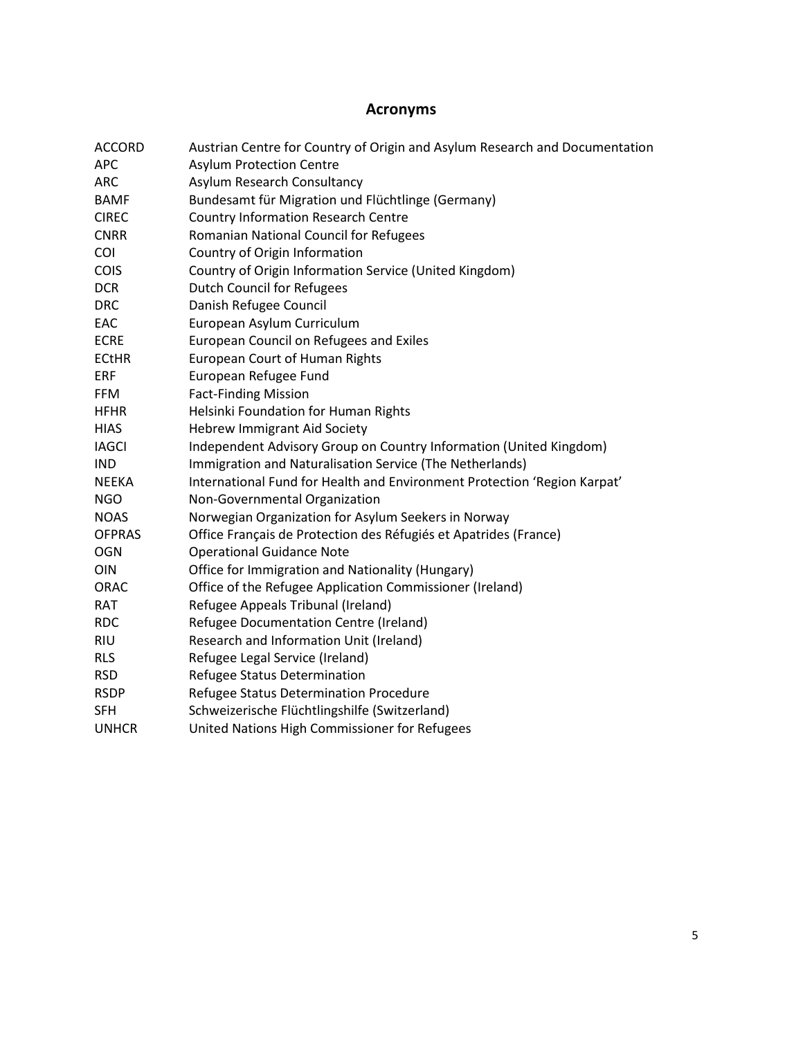## Acronyms

| | |
|---|---|
| ACCORD | Austrian Centre for Country of Origin and Asylum Research and Documentation |
| APC | Asylum Protection Centre |
| ARC | Asylum Research Consultancy |
| BAMF | Bundesamt für Migration und Flüchtlinge (Germany) |
| CIREC | Country Information Research Centre |
| CNRR | Romanian National Council for Refugees |
| COI | Country of Origin Information |
| COIS | Country of Origin Information Service (United Kingdom) |
| DCR | Dutch Council for Refugees |
| DRC | Danish Refugee Council |
| EAC | European Asylum Curriculum |
| ECRE | European Council on Refugees and Exiles |
| ECtHR | European Court of Human Rights |
| ERF | European Refugee Fund |
| FFM | Fact-Finding Mission |
| HFHR | Helsinki Foundation for Human Rights |
| HIAS | Hebrew Immigrant Aid Society |
| IAGCI | Independent Advisory Group on Country Information (United Kingdom) |
| IND | Immigration and Naturalisation Service (The Netherlands) |
| NEEKA | International Fund for Health and Environment Protection 'Region Karpat' |
| NGO | Non-Governmental Organization |
| NOAS | Norwegian Organization for Asylum Seekers in Norway |
| OFPRAS | Office Français de Protection des Réfugiés et Apatrides (France) |
| OGN | Operational Guidance Note |
| OIN | Office for Immigration and Nationality (Hungary) |
| ORAC | Office of the Refugee Application Commissioner (Ireland) |
| RAT | Refugee Appeals Tribunal (Ireland) |
| RDC | Refugee Documentation Centre (Ireland) |
| RIU | Research and Information Unit (Ireland) |
| RLS | Refugee Legal Service (Ireland) |
| RSD | Refugee Status Determination |
| RSDP | Refugee Status Determination Procedure |
| SFH | Schweizerische Flüchtlingshilfe (Switzerland) |
| UNHCR | United Nations High Commissioner for Refugees |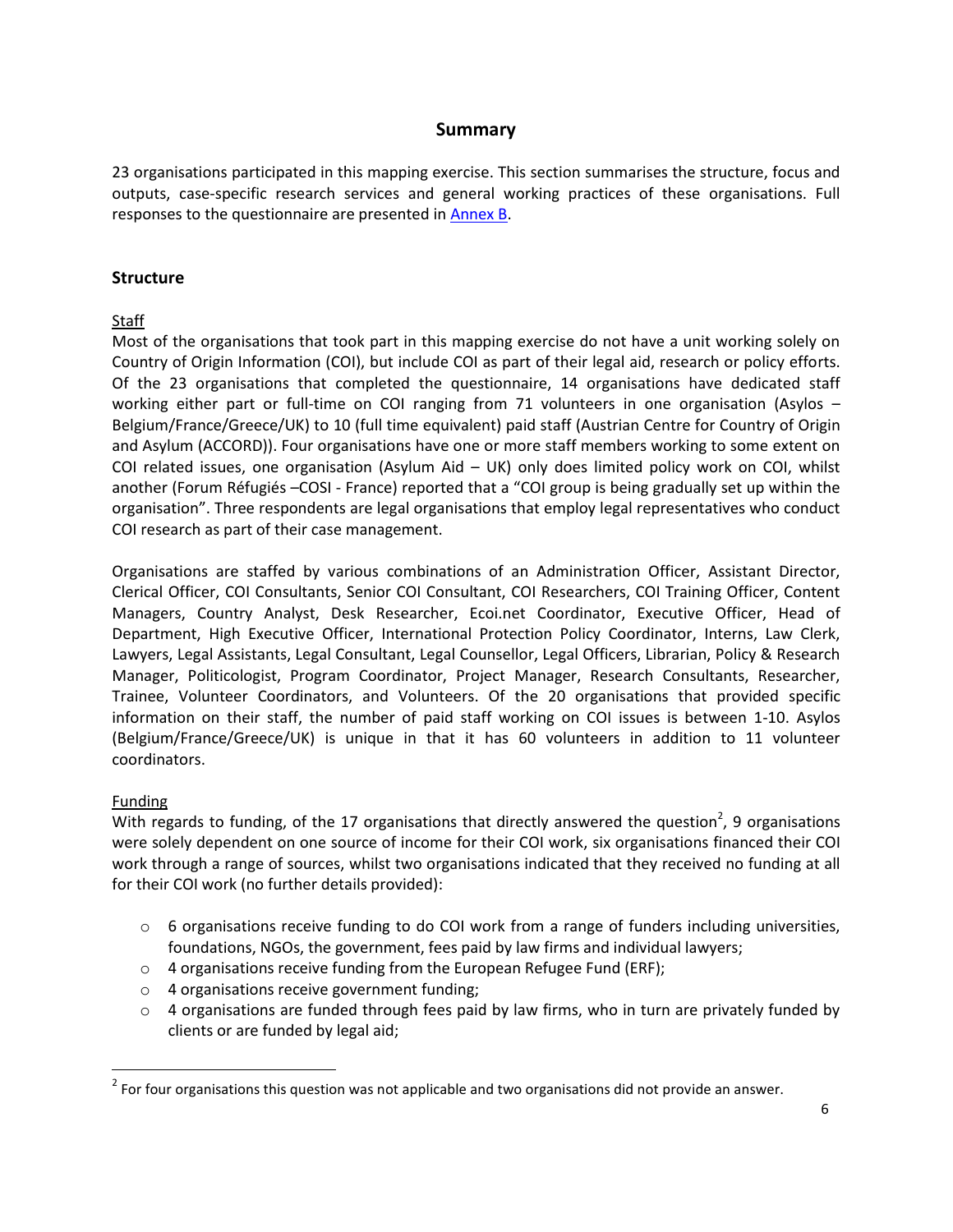## Summary

23 organisations participated in this mapping exercise. This section summarises the structure, focus and outputs, case-specific research services and general working practices of these organisations. Full responses to the questionnaire are presented in Annex B.

### Structure

Staff

Most of the organisations that took part in this mapping exercise do not have a unit working solely on Country of Origin Information (COI), but include COI as part of their legal aid, research or policy efforts. Of the 23 organisations that completed the questionnaire, 14 organisations have dedicated staff working either part or full-time on COI ranging from 71 volunteers in one organisation (Asylos – Belgium/France/Greece/UK) to 10 (full time equivalent) paid staff (Austrian Centre for Country of Origin and Asylum (ACCORD)). Four organisations have one or more staff members working to some extent on COI related issues, one organisation (Asylum Aid – UK) only does limited policy work on COI, whilst another (Forum Réfugiés –COSI - France) reported that a "COI group is being gradually set up within the organisation". Three respondents are legal organisations that employ legal representatives who conduct COI research as part of their case management.

Organisations are staffed by various combinations of an Administration Officer, Assistant Director, Clerical Officer, COI Consultants, Senior COI Consultant, COI Researchers, COI Training Officer, Content Managers, Country Analyst, Desk Researcher, Ecoi.net Coordinator, Executive Officer, Head of Department, High Executive Officer, International Protection Policy Coordinator, Interns, Law Clerk, Lawyers, Legal Assistants, Legal Consultant, Legal Counsellor, Legal Officers, Librarian, Policy & Research Manager, Politicologist, Program Coordinator, Project Manager, Research Consultants, Researcher, Trainee, Volunteer Coordinators, and Volunteers. Of the 20 organisations that provided specific information on their staff, the number of paid staff working on COI issues is between 1-10. Asylos (Belgium/France/Greece/UK) is unique in that it has 60 volunteers in addition to 11 volunteer coordinators.

Funding

With regards to funding, of the 17 organisations that directly answered the question[2], 9 organisations were solely dependent on one source of income for their COI work, six organisations financed their COI work through a range of sources, whilst two organisations indicated that they received no funding at all for their COI work (no further details provided):

- 6 organisations receive funding to do COI work from a range of funders including universities, foundations, NGOs, the government, fees paid by law firms and individual lawyers;
- 4 organisations receive funding from the European Refugee Fund (ERF);
- 4 organisations receive government funding;
- 4 organisations are funded through fees paid by law firms, who in turn are privately funded by clients or are funded by legal aid;

[2] For four organisations this question was not applicable and two organisations did not provide an answer.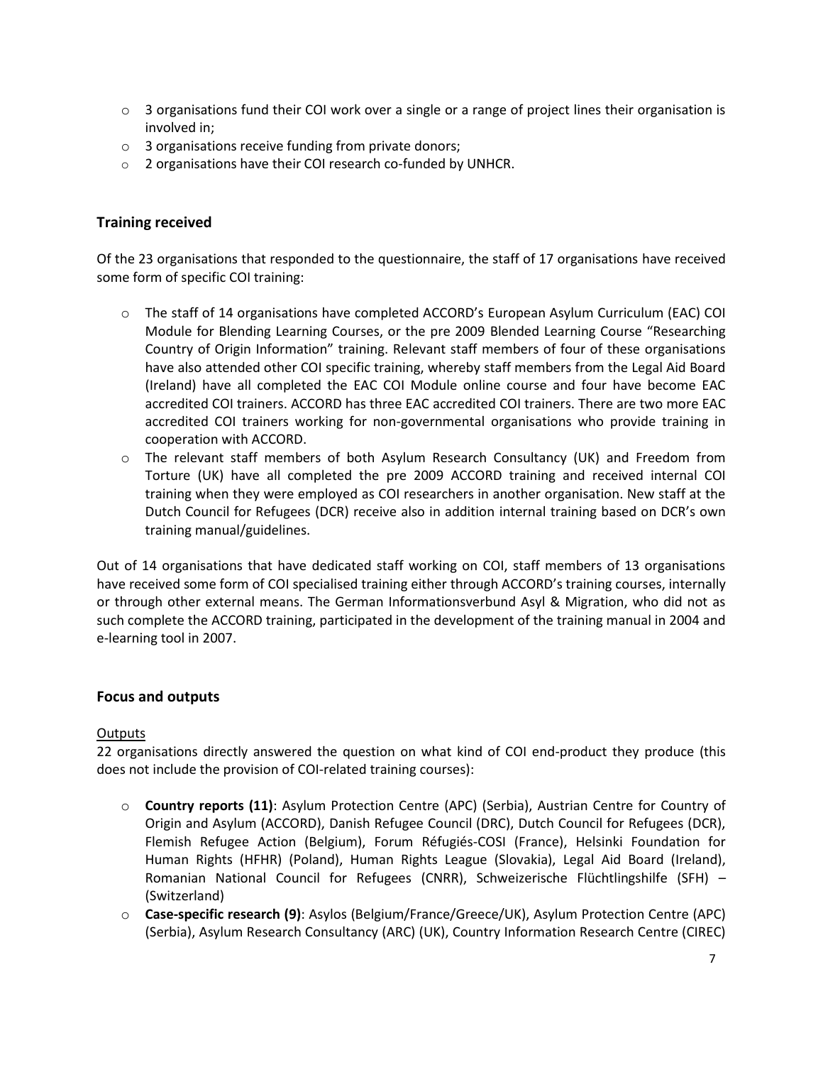- 3 organisations fund their COI work over a single or a range of project lines their organisation is involved in;
- 3 organisations receive funding from private donors;
- 2 organisations have their COI research co-funded by UNHCR.

## Training received

Of the 23 organisations that responded to the questionnaire, the staff of 17 organisations have received some form of specific COI training:

- The staff of 14 organisations have completed ACCORD's European Asylum Curriculum (EAC) COI Module for Blending Learning Courses, or the pre 2009 Blended Learning Course "Researching Country of Origin Information" training. Relevant staff members of four of these organisations have also attended other COI specific training, whereby staff members from the Legal Aid Board (Ireland) have all completed the EAC COI Module online course and four have become EAC accredited COI trainers. ACCORD has three EAC accredited COI trainers. There are two more EAC accredited COI trainers working for non-governmental organisations who provide training in cooperation with ACCORD.
- The relevant staff members of both Asylum Research Consultancy (UK) and Freedom from Torture (UK) have all completed the pre 2009 ACCORD training and received internal COI training when they were employed as COI researchers in another organisation. New staff at the Dutch Council for Refugees (DCR) receive also in addition internal training based on DCR's own training manual/guidelines.

Out of 14 organisations that have dedicated staff working on COI, staff members of 13 organisations have received some form of COI specialised training either through ACCORD's training courses, internally or through other external means. The German Informationsverbund Asyl & Migration, who did not as such complete the ACCORD training, participated in the development of the training manual in 2004 and e-learning tool in 2007.

## Focus and outputs

### Outputs

22 organisations directly answered the question on what kind of COI end-product they produce (this does not include the provision of COI-related training courses):

- **Country reports (11)**: Asylum Protection Centre (APC) (Serbia), Austrian Centre for Country of Origin and Asylum (ACCORD), Danish Refugee Council (DRC), Dutch Council for Refugees (DCR), Flemish Refugee Action (Belgium), Forum Réfugiés-COSI (France), Helsinki Foundation for Human Rights (HFHR) (Poland), Human Rights League (Slovakia), Legal Aid Board (Ireland), Romanian National Council for Refugees (CNRR), Schweizerische Flüchtlingshilfe (SFH) – (Switzerland)
- **Case-specific research (9)**: Asylos (Belgium/France/Greece/UK), Asylum Protection Centre (APC) (Serbia), Asylum Research Consultancy (ARC) (UK), Country Information Research Centre (CIREC)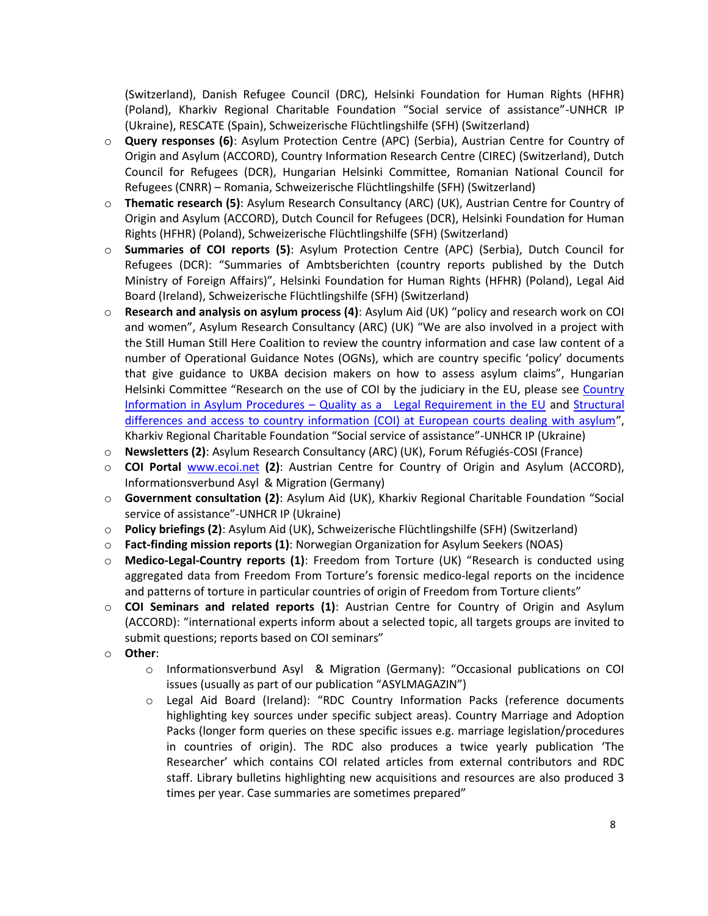(Switzerland), Danish Refugee Council (DRC), Helsinki Foundation for Human Rights (HFHR) (Poland), Kharkiv Regional Charitable Foundation "Social service of assistance"-UNHCR IP (Ukraine), RESCATE (Spain), Schweizerische Flüchtlingshilfe (SFH) (Switzerland)

- **Query responses (6)**: Asylum Protection Centre (APC) (Serbia), Austrian Centre for Country of Origin and Asylum (ACCORD), Country Information Research Centre (CIREC) (Switzerland), Dutch Council for Refugees (DCR), Hungarian Helsinki Committee, Romanian National Council for Refugees (CNRR) – Romania, Schweizerische Flüchtlingshilfe (SFH) (Switzerland)
- **Thematic research (5)**: Asylum Research Consultancy (ARC) (UK), Austrian Centre for Country of Origin and Asylum (ACCORD), Dutch Council for Refugees (DCR), Helsinki Foundation for Human Rights (HFHR) (Poland), Schweizerische Flüchtlingshilfe (SFH) (Switzerland)
- **Summaries of COI reports (5)**: Asylum Protection Centre (APC) (Serbia), Dutch Council for Refugees (DCR): "Summaries of Ambtsberichten (country reports published by the Dutch Ministry of Foreign Affairs)", Helsinki Foundation for Human Rights (HFHR) (Poland), Legal Aid Board (Ireland), Schweizerische Flüchtlingshilfe (SFH) (Switzerland)
- **Research and analysis on asylum process (4)**: Asylum Aid (UK) "policy and research work on COI and women", Asylum Research Consultancy (ARC) (UK) "We are also involved in a project with the Still Human Still Here Coalition to review the country information and case law content of a number of Operational Guidance Notes (OGNs), which are country specific 'policy' documents that give guidance to UKBA decision makers on how to assess asylum claims", Hungarian Helsinki Committee "Research on the use of COI by the judiciary in the EU, please see Country Information in Asylum Procedures – Quality as a Legal Requirement in the EU and Structural differences and access to country information (COI) at European courts dealing with asylum", Kharkiv Regional Charitable Foundation "Social service of assistance"-UNHCR IP (Ukraine)
- **Newsletters (2)**: Asylum Research Consultancy (ARC) (UK), Forum Réfugiés-COSI (France)
- **COI Portal** www.ecoi.net **(2)**: Austrian Centre for Country of Origin and Asylum (ACCORD), Informationsverbund Asyl & Migration (Germany)
- **Government consultation (2)**: Asylum Aid (UK), Kharkiv Regional Charitable Foundation "Social service of assistance"-UNHCR IP (Ukraine)
- **Policy briefings (2)**: Asylum Aid (UK), Schweizerische Flüchtlingshilfe (SFH) (Switzerland)
- **Fact-finding mission reports (1)**: Norwegian Organization for Asylum Seekers (NOAS)
- **Medico-Legal-Country reports (1)**: Freedom from Torture (UK) "Research is conducted using aggregated data from Freedom From Torture's forensic medico-legal reports on the incidence and patterns of torture in particular countries of origin of Freedom from Torture clients"
- **COI Seminars and related reports (1)**: Austrian Centre for Country of Origin and Asylum (ACCORD): "international experts inform about a selected topic, all targets groups are invited to submit questions; reports based on COI seminars"
- **Other**:
  - Informationsverbund Asyl & Migration (Germany): "Occasional publications on COI issues (usually as part of our publication "ASYLMAGAZIN")
  - Legal Aid Board (Ireland): "RDC Country Information Packs (reference documents highlighting key sources under specific subject areas). Country Marriage and Adoption Packs (longer form queries on these specific issues e.g. marriage legislation/procedures in countries of origin). The RDC also produces a twice yearly publication 'The Researcher' which contains COI related articles from external contributors and RDC staff. Library bulletins highlighting new acquisitions and resources are also produced 3 times per year. Case summaries are sometimes prepared"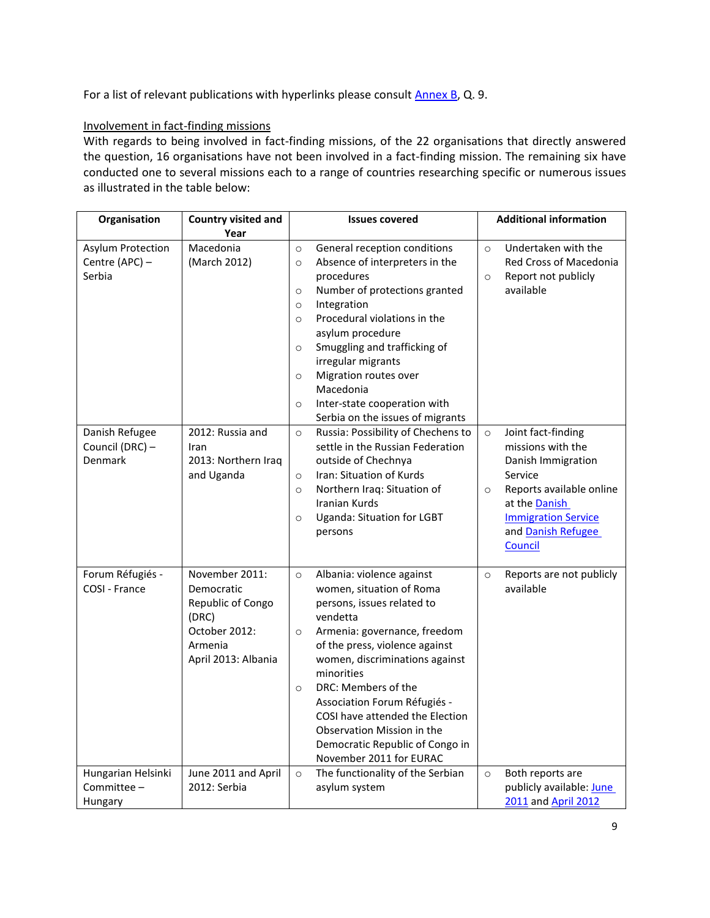For a list of relevant publications with hyperlinks please consult Annex B, Q. 9.

Involvement in fact-finding missions

With regards to being involved in fact-finding missions, of the 22 organisations that directly answered the question, 16 organisations have not been involved in a fact-finding mission. The remaining six have conducted one to several missions each to a range of countries researching specific or numerous issues as illustrated in the table below:

| Organisation | Country visited and Year | Issues covered | Additional information |
|---|---|---|---|
| Asylum Protection Centre (APC) – Serbia | Macedonia (March 2012) | ○ General reception conditions<br>○ Absence of interpreters in the procedures<br>○ Number of protections granted<br>○ Integration<br>○ Procedural violations in the asylum procedure<br>○ Smuggling and trafficking of irregular migrants<br>○ Migration routes over Macedonia<br>○ Inter-state cooperation with Serbia on the issues of migrants | ○ Undertaken with the Red Cross of Macedonia<br>○ Report not publicly available |
| Danish Refugee Council (DRC) – Denmark | 2012: Russia and Iran<br>2013: Northern Iraq and Uganda | ○ Russia: Possibility of Chechens to settle in the Russian Federation outside of Chechnya<br>○ Iran: Situation of Kurds<br>○ Northern Iraq: Situation of Iranian Kurds<br>○ Uganda: Situation for LGBT persons | ○ Joint fact-finding missions with the Danish Immigration Service<br>○ Reports available online at the Danish Immigration Service and Danish Refugee Council |
| Forum Réfugiés - COSI - France | November 2011: Democratic Republic of Congo (DRC)<br>October 2012: Armenia<br>April 2013: Albania | ○ Albania: violence against women, situation of Roma persons, issues related to vendetta<br>○ Armenia: governance, freedom of the press, violence against women, discriminations against minorities<br>○ DRC: Members of the Association Forum Réfugiés - COSI have attended the Election Observation Mission in the Democratic Republic of Congo in November 2011 for EURAC | ○ Reports are not publicly available |
| Hungarian Helsinki Committee – Hungary | June 2011 and April 2012: Serbia | ○ The functionality of the Serbian asylum system | ○ Both reports are publicly available: June 2011 and April 2012 |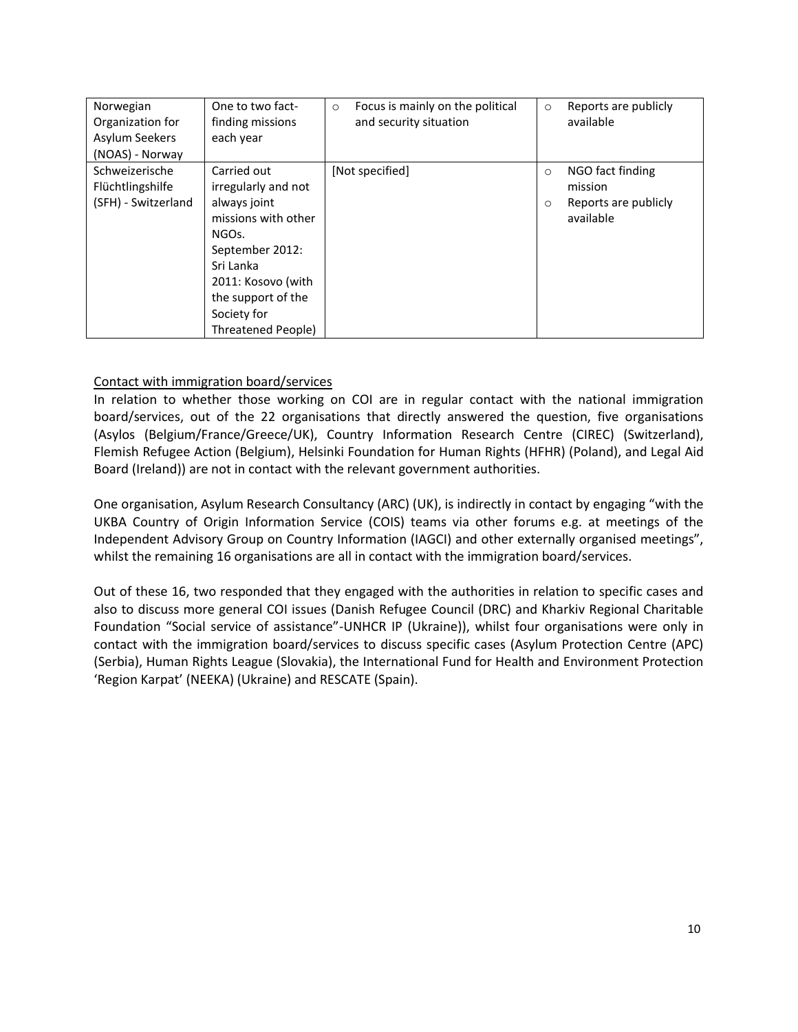| Norwegian Organization for Asylum Seekers (NOAS) - Norway | One to two fact-finding missions each year | ○ Focus is mainly on the political and security situation | ○ Reports are publicly available |
|---|---|---|---|
| Schweizerische Flüchtlingshilfe (SFH) - Switzerland | Carried out irregularly and not always joint missions with other NGOs. September 2012: Sri Lanka 2011: Kosovo (with the support of the Society for Threatened People) | [Not specified] | ○ NGO fact finding mission ○ Reports are publicly available |

Contact with immigration board/services

In relation to whether those working on COI are in regular contact with the national immigration board/services, out of the 22 organisations that directly answered the question, five organisations (Asylos (Belgium/France/Greece/UK), Country Information Research Centre (CIREC) (Switzerland), Flemish Refugee Action (Belgium), Helsinki Foundation for Human Rights (HFHR) (Poland), and Legal Aid Board (Ireland)) are not in contact with the relevant government authorities.

One organisation, Asylum Research Consultancy (ARC) (UK), is indirectly in contact by engaging "with the UKBA Country of Origin Information Service (COIS) teams via other forums e.g. at meetings of the Independent Advisory Group on Country Information (IAGCI) and other externally organised meetings", whilst the remaining 16 organisations are all in contact with the immigration board/services.

Out of these 16, two responded that they engaged with the authorities in relation to specific cases and also to discuss more general COI issues (Danish Refugee Council (DRC) and Kharkiv Regional Charitable Foundation "Social service of assistance"-UNHCR IP (Ukraine)), whilst four organisations were only in contact with the immigration board/services to discuss specific cases (Asylum Protection Centre (APC) (Serbia), Human Rights League (Slovakia), the International Fund for Health and Environment Protection 'Region Karpat' (NEEKA) (Ukraine) and RESCATE (Spain).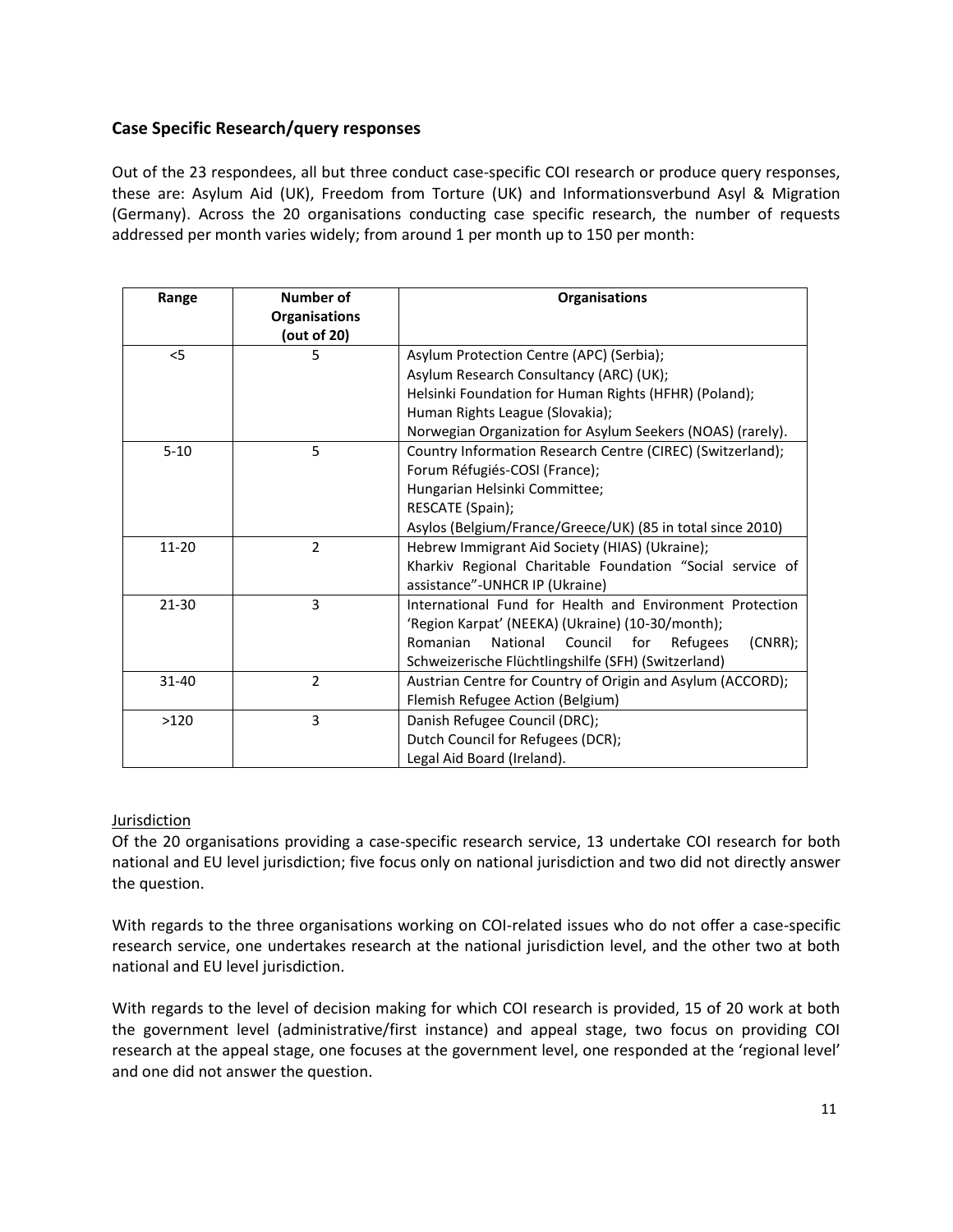### Case Specific Research/query responses

Out of the 23 respondees, all but three conduct case-specific COI research or produce query responses, these are: Asylum Aid (UK), Freedom from Torture (UK) and Informationsverbund Asyl & Migration (Germany). Across the 20 organisations conducting case specific research, the number of requests addressed per month varies widely; from around 1 per month up to 150 per month:

| Range | Number of Organisations (out of 20) | Organisations |
|---|---|---|
| <5 | 5 | Asylum Protection Centre (APC) (Serbia);<br>Asylum Research Consultancy (ARC) (UK);<br>Helsinki Foundation for Human Rights (HFHR) (Poland);<br>Human Rights League (Slovakia);<br>Norwegian Organization for Asylum Seekers (NOAS) (rarely). |
| 5-10 | 5 | Country Information Research Centre (CIREC) (Switzerland);<br>Forum Réfugiés-COSI (France);<br>Hungarian Helsinki Committee;<br>RESCATE (Spain);<br>Asylos (Belgium/France/Greece/UK) (85 in total since 2010) |
| 11-20 | 2 | Hebrew Immigrant Aid Society (HIAS) (Ukraine);<br>Kharkiv Regional Charitable Foundation "Social service of assistance"-UNHCR IP (Ukraine) |
| 21-30 | 3 | International Fund for Health and Environment Protection 'Region Karpat' (NEEKA) (Ukraine) (10-30/month);<br>Romanian National Council for Refugees (CNRR);<br>Schweizerische Flüchtlingshilfe (SFH) (Switzerland) |
| 31-40 | 2 | Austrian Centre for Country of Origin and Asylum (ACCORD);<br>Flemish Refugee Action (Belgium) |
| >120 | 3 | Danish Refugee Council (DRC);<br>Dutch Council for Refugees (DCR);<br>Legal Aid Board (Ireland). |

<u>Jurisdiction</u>

Of the 20 organisations providing a case-specific research service, 13 undertake COI research for both national and EU level jurisdiction; five focus only on national jurisdiction and two did not directly answer the question.

With regards to the three organisations working on COI-related issues who do not offer a case-specific research service, one undertakes research at the national jurisdiction level, and the other two at both national and EU level jurisdiction.

With regards to the level of decision making for which COI research is provided, 15 of 20 work at both the government level (administrative/first instance) and appeal stage, two focus on providing COI research at the appeal stage, one focuses at the government level, one responded at the 'regional level' and one did not answer the question.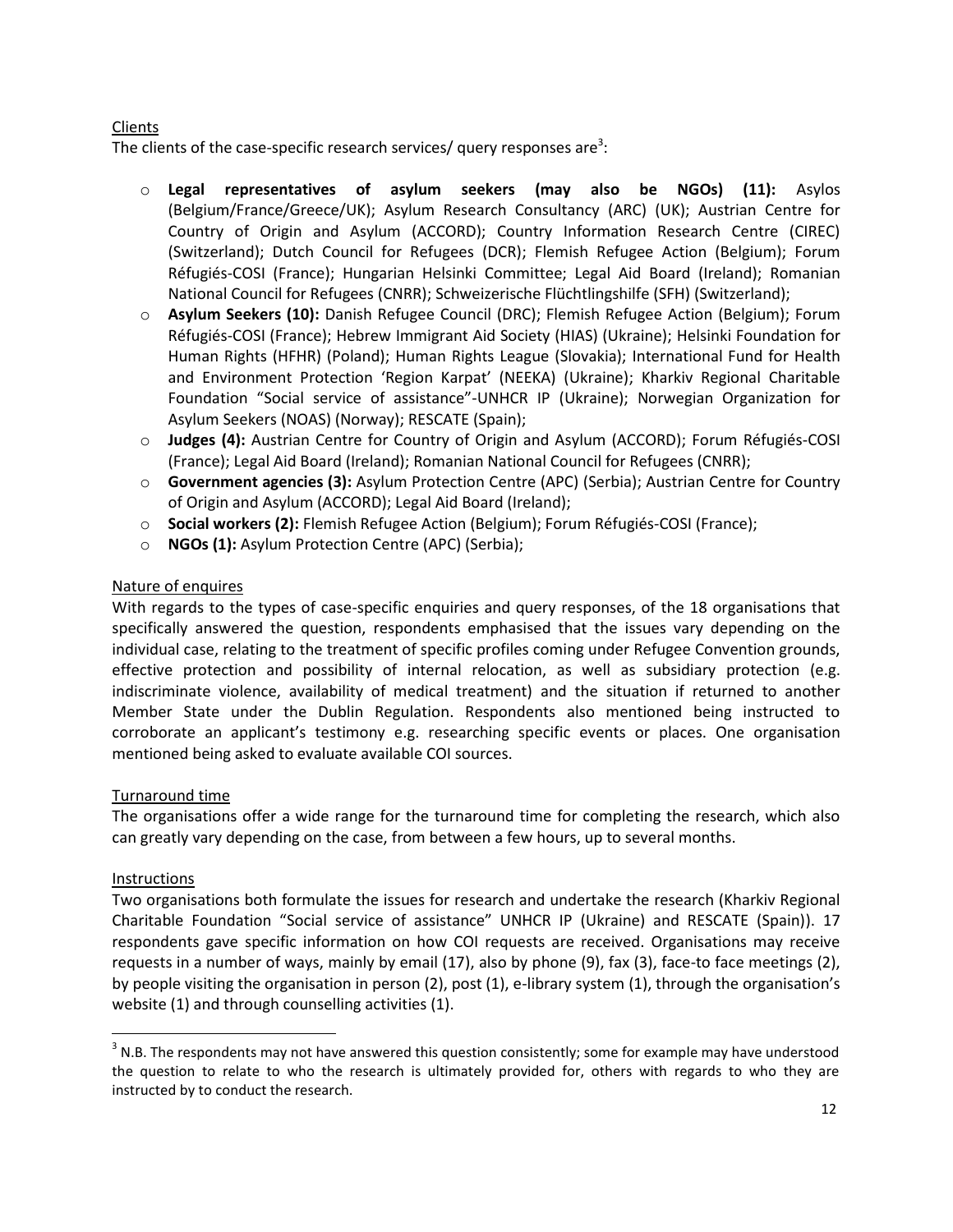Clients

The clients of the case-specific research services/ query responses are[3]:

- **Legal representatives of asylum seekers (may also be NGOs) (11):** Asylos (Belgium/France/Greece/UK); Asylum Research Consultancy (ARC) (UK); Austrian Centre for Country of Origin and Asylum (ACCORD); Country Information Research Centre (CIREC) (Switzerland); Dutch Council for Refugees (DCR); Flemish Refugee Action (Belgium); Forum Réfugiés-COSI (France); Hungarian Helsinki Committee; Legal Aid Board (Ireland); Romanian National Council for Refugees (CNRR); Schweizerische Flüchtlingshilfe (SFH) (Switzerland);
- **Asylum Seekers (10):** Danish Refugee Council (DRC); Flemish Refugee Action (Belgium); Forum Réfugiés-COSI (France); Hebrew Immigrant Aid Society (HIAS) (Ukraine); Helsinki Foundation for Human Rights (HFHR) (Poland); Human Rights League (Slovakia); International Fund for Health and Environment Protection 'Region Karpat' (NEEKA) (Ukraine); Kharkiv Regional Charitable Foundation "Social service of assistance"-UNHCR IP (Ukraine); Norwegian Organization for Asylum Seekers (NOAS) (Norway); RESCATE (Spain);
- **Judges (4):** Austrian Centre for Country of Origin and Asylum (ACCORD); Forum Réfugiés-COSI (France); Legal Aid Board (Ireland); Romanian National Council for Refugees (CNRR);
- **Government agencies (3):** Asylum Protection Centre (APC) (Serbia); Austrian Centre for Country of Origin and Asylum (ACCORD); Legal Aid Board (Ireland);
- **Social workers (2):** Flemish Refugee Action (Belgium); Forum Réfugiés-COSI (France);
- **NGOs (1):** Asylum Protection Centre (APC) (Serbia);

Nature of enquires

With regards to the types of case-specific enquiries and query responses, of the 18 organisations that specifically answered the question, respondents emphasised that the issues vary depending on the individual case, relating to the treatment of specific profiles coming under Refugee Convention grounds, effective protection and possibility of internal relocation, as well as subsidiary protection (e.g. indiscriminate violence, availability of medical treatment) and the situation if returned to another Member State under the Dublin Regulation. Respondents also mentioned being instructed to corroborate an applicant's testimony e.g. researching specific events or places. One organisation mentioned being asked to evaluate available COI sources.

Turnaround time

The organisations offer a wide range for the turnaround time for completing the research, which also can greatly vary depending on the case, from between a few hours, up to several months.

Instructions

Two organisations both formulate the issues for research and undertake the research (Kharkiv Regional Charitable Foundation "Social service of assistance" UNHCR IP (Ukraine) and RESCATE (Spain)). 17 respondents gave specific information on how COI requests are received. Organisations may receive requests in a number of ways, mainly by email (17), also by phone (9), fax (3), face-to face meetings (2), by people visiting the organisation in person (2), post (1), e-library system (1), through the organisation's website (1) and through counselling activities (1).

---

[3] N.B. The respondents may not have answered this question consistently; some for example may have understood the question to relate to who the research is ultimately provided for, others with regards to who they are instructed by to conduct the research.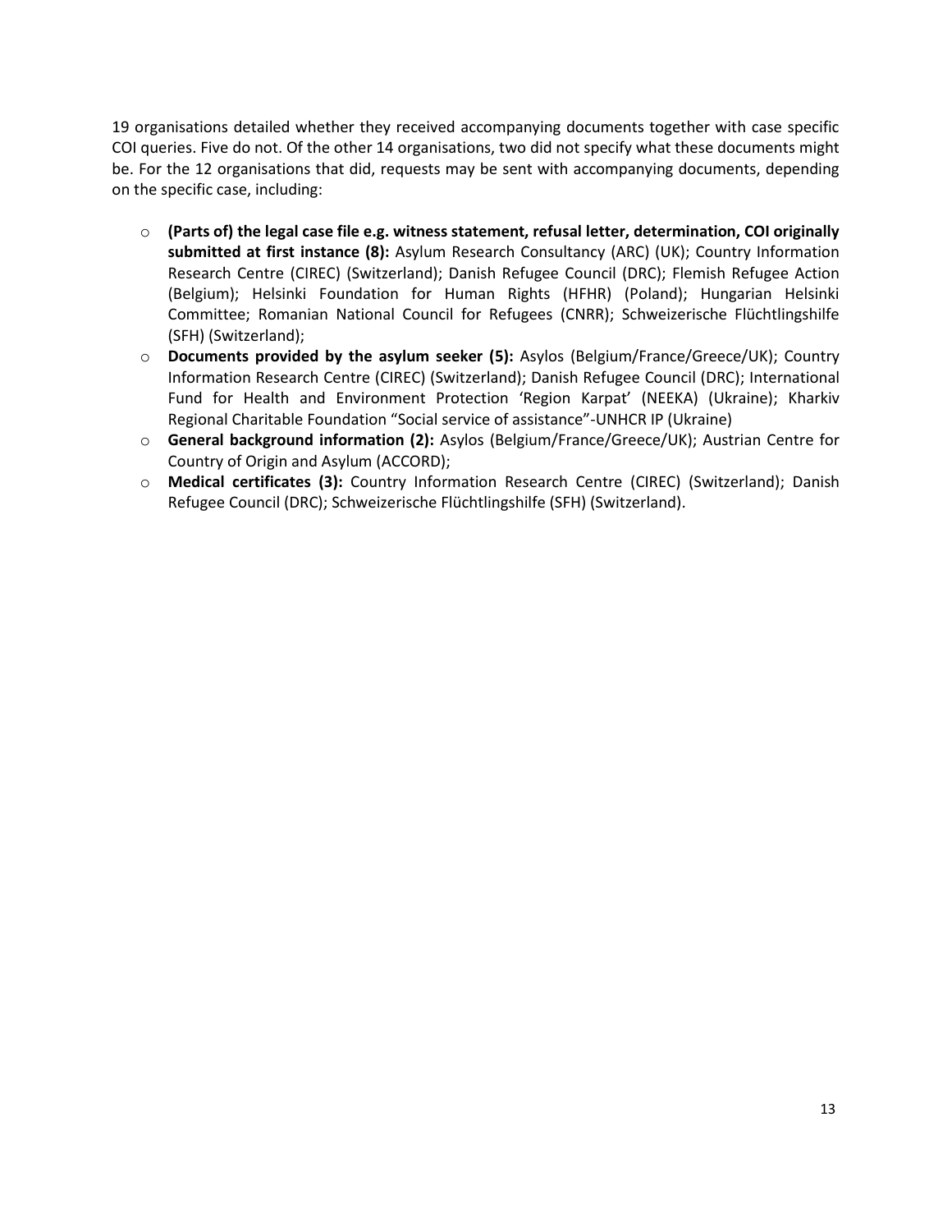19 organisations detailed whether they received accompanying documents together with case specific COI queries. Five do not. Of the other 14 organisations, two did not specify what these documents might be. For the 12 organisations that did, requests may be sent with accompanying documents, depending on the specific case, including:

- **(Parts of) the legal case file e.g. witness statement, refusal letter, determination, COI originally submitted at first instance (8):** Asylum Research Consultancy (ARC) (UK); Country Information Research Centre (CIREC) (Switzerland); Danish Refugee Council (DRC); Flemish Refugee Action (Belgium); Helsinki Foundation for Human Rights (HFHR) (Poland); Hungarian Helsinki Committee; Romanian National Council for Refugees (CNRR); Schweizerische Flüchtlingshilfe (SFH) (Switzerland);
- **Documents provided by the asylum seeker (5):** Asylos (Belgium/France/Greece/UK); Country Information Research Centre (CIREC) (Switzerland); Danish Refugee Council (DRC); International Fund for Health and Environment Protection 'Region Karpat' (NEEKA) (Ukraine); Kharkiv Regional Charitable Foundation "Social service of assistance"-UNHCR IP (Ukraine)
- **General background information (2):** Asylos (Belgium/France/Greece/UK); Austrian Centre for Country of Origin and Asylum (ACCORD);
- **Medical certificates (3):** Country Information Research Centre (CIREC) (Switzerland); Danish Refugee Council (DRC); Schweizerische Flüchtlingshilfe (SFH) (Switzerland).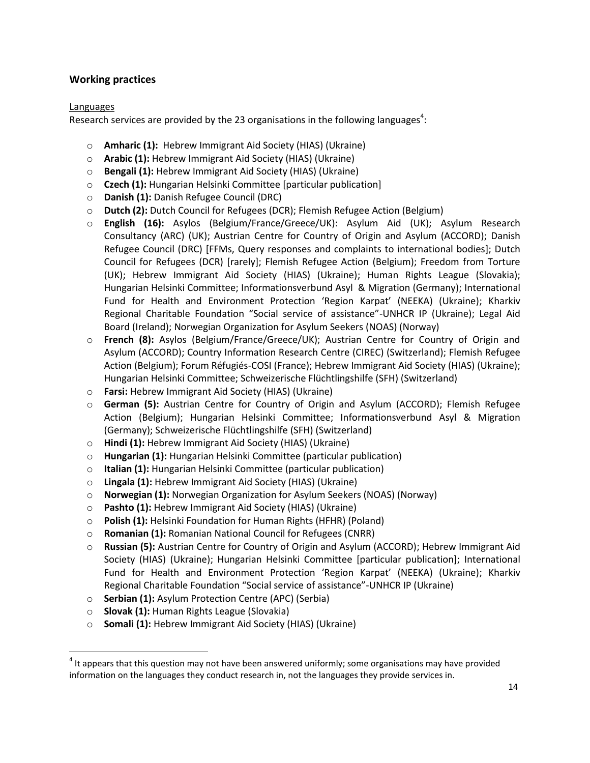## Working practices

Languages

Research services are provided by the 23 organisations in the following languages[4]:

- **Amharic (1):** Hebrew Immigrant Aid Society (HIAS) (Ukraine)
- **Arabic (1):** Hebrew Immigrant Aid Society (HIAS) (Ukraine)
- **Bengali (1):** Hebrew Immigrant Aid Society (HIAS) (Ukraine)
- **Czech (1):** Hungarian Helsinki Committee [particular publication]
- **Danish (1):** Danish Refugee Council (DRC)
- **Dutch (2):** Dutch Council for Refugees (DCR); Flemish Refugee Action (Belgium)
- **English (16):** Asylos (Belgium/France/Greece/UK): Asylum Aid (UK); Asylum Research Consultancy (ARC) (UK); Austrian Centre for Country of Origin and Asylum (ACCORD); Danish Refugee Council (DRC) [FFMs, Query responses and complaints to international bodies]; Dutch Council for Refugees (DCR) [rarely]; Flemish Refugee Action (Belgium); Freedom from Torture (UK); Hebrew Immigrant Aid Society (HIAS) (Ukraine); Human Rights League (Slovakia); Hungarian Helsinki Committee; Informationsverbund Asyl & Migration (Germany); International Fund for Health and Environment Protection 'Region Karpat' (NEEKA) (Ukraine); Kharkiv Regional Charitable Foundation "Social service of assistance"-UNHCR IP (Ukraine); Legal Aid Board (Ireland); Norwegian Organization for Asylum Seekers (NOAS) (Norway)
- **French (8):** Asylos (Belgium/France/Greece/UK); Austrian Centre for Country of Origin and Asylum (ACCORD); Country Information Research Centre (CIREC) (Switzerland); Flemish Refugee Action (Belgium); Forum Réfugiés-COSI (France); Hebrew Immigrant Aid Society (HIAS) (Ukraine); Hungarian Helsinki Committee; Schweizerische Flüchtlingshilfe (SFH) (Switzerland)
- **Farsi:** Hebrew Immigrant Aid Society (HIAS) (Ukraine)
- **German (5):** Austrian Centre for Country of Origin and Asylum (ACCORD); Flemish Refugee Action (Belgium); Hungarian Helsinki Committee; Informationsverbund Asyl & Migration (Germany); Schweizerische Flüchtlingshilfe (SFH) (Switzerland)
- **Hindi (1):** Hebrew Immigrant Aid Society (HIAS) (Ukraine)
- **Hungarian (1):** Hungarian Helsinki Committee (particular publication)
- **Italian (1):** Hungarian Helsinki Committee (particular publication)
- **Lingala (1):** Hebrew Immigrant Aid Society (HIAS) (Ukraine)
- **Norwegian (1):** Norwegian Organization for Asylum Seekers (NOAS) (Norway)
- **Pashto (1):** Hebrew Immigrant Aid Society (HIAS) (Ukraine)
- **Polish (1):** Helsinki Foundation for Human Rights (HFHR) (Poland)
- **Romanian (1):** Romanian National Council for Refugees (CNRR)
- **Russian (5):** Austrian Centre for Country of Origin and Asylum (ACCORD); Hebrew Immigrant Aid Society (HIAS) (Ukraine); Hungarian Helsinki Committee [particular publication]; International Fund for Health and Environment Protection 'Region Karpat' (NEEKA) (Ukraine); Kharkiv Regional Charitable Foundation "Social service of assistance"-UNHCR IP (Ukraine)
- **Serbian (1):** Asylum Protection Centre (APC) (Serbia)
- **Slovak (1):** Human Rights League (Slovakia)
- **Somali (1):** Hebrew Immigrant Aid Society (HIAS) (Ukraine)

---

[4] It appears that this question may not have been answered uniformly; some organisations may have provided information on the languages they conduct research in, not the languages they provide services in.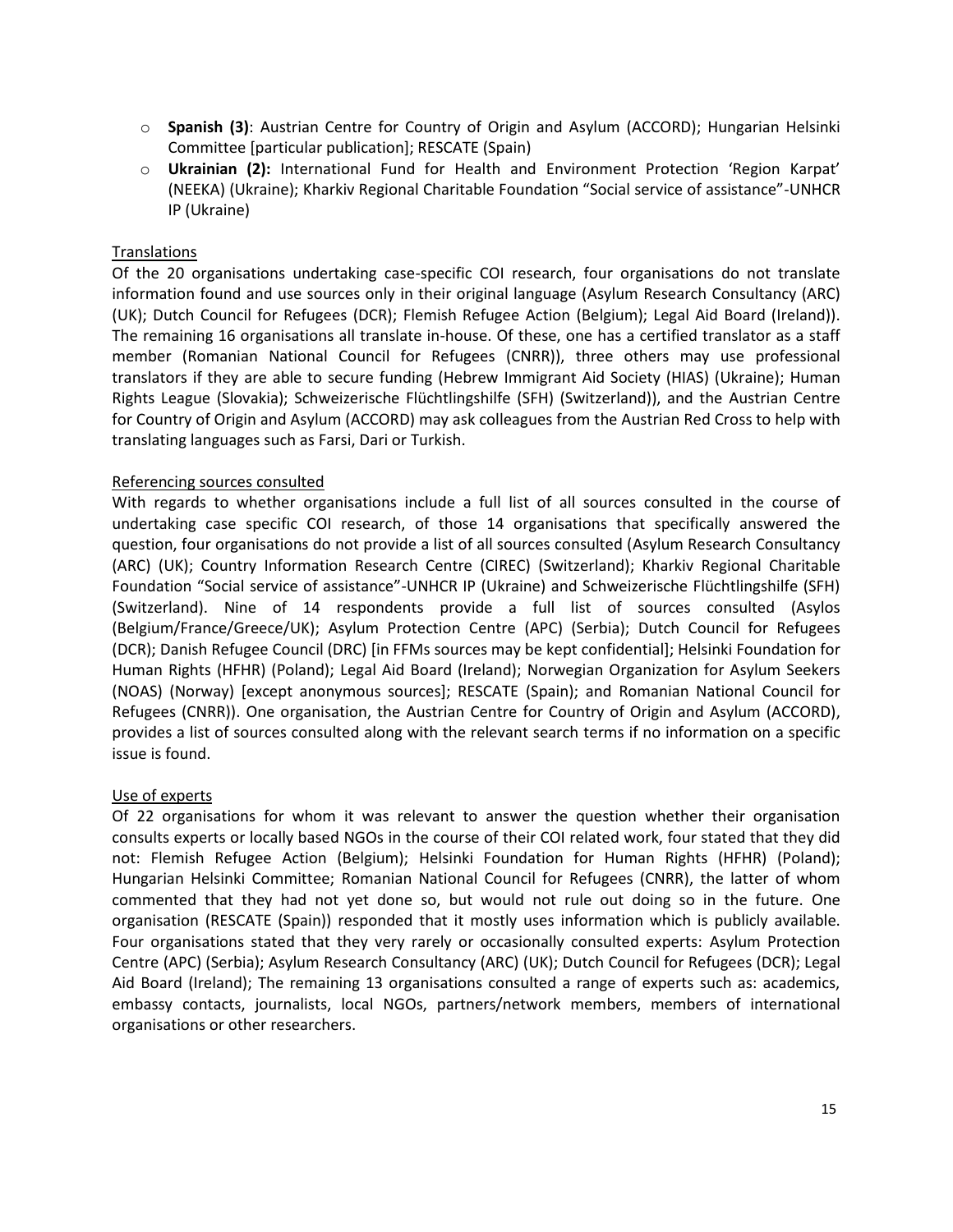- **Spanish (3)**: Austrian Centre for Country of Origin and Asylum (ACCORD); Hungarian Helsinki Committee [particular publication]; RESCATE (Spain)
- **Ukrainian (2):** International Fund for Health and Environment Protection 'Region Karpat' (NEEKA) (Ukraine); Kharkiv Regional Charitable Foundation "Social service of assistance"-UNHCR IP (Ukraine)

Translations

Of the 20 organisations undertaking case-specific COI research, four organisations do not translate information found and use sources only in their original language (Asylum Research Consultancy (ARC) (UK); Dutch Council for Refugees (DCR); Flemish Refugee Action (Belgium); Legal Aid Board (Ireland)). The remaining 16 organisations all translate in-house. Of these, one has a certified translator as a staff member (Romanian National Council for Refugees (CNRR)), three others may use professional translators if they are able to secure funding (Hebrew Immigrant Aid Society (HIAS) (Ukraine); Human Rights League (Slovakia); Schweizerische Flüchtlingshilfe (SFH) (Switzerland)), and the Austrian Centre for Country of Origin and Asylum (ACCORD) may ask colleagues from the Austrian Red Cross to help with translating languages such as Farsi, Dari or Turkish.

Referencing sources consulted

With regards to whether organisations include a full list of all sources consulted in the course of undertaking case specific COI research, of those 14 organisations that specifically answered the question, four organisations do not provide a list of all sources consulted (Asylum Research Consultancy (ARC) (UK); Country Information Research Centre (CIREC) (Switzerland); Kharkiv Regional Charitable Foundation "Social service of assistance"-UNHCR IP (Ukraine) and Schweizerische Flüchtlingshilfe (SFH) (Switzerland). Nine of 14 respondents provide a full list of sources consulted (Asylos (Belgium/France/Greece/UK); Asylum Protection Centre (APC) (Serbia); Dutch Council for Refugees (DCR); Danish Refugee Council (DRC) [in FFMs sources may be kept confidential]; Helsinki Foundation for Human Rights (HFHR) (Poland); Legal Aid Board (Ireland); Norwegian Organization for Asylum Seekers (NOAS) (Norway) [except anonymous sources]; RESCATE (Spain); and Romanian National Council for Refugees (CNRR)). One organisation, the Austrian Centre for Country of Origin and Asylum (ACCORD), provides a list of sources consulted along with the relevant search terms if no information on a specific issue is found.

Use of experts

Of 22 organisations for whom it was relevant to answer the question whether their organisation consults experts or locally based NGOs in the course of their COI related work, four stated that they did not: Flemish Refugee Action (Belgium); Helsinki Foundation for Human Rights (HFHR) (Poland); Hungarian Helsinki Committee; Romanian National Council for Refugees (CNRR), the latter of whom commented that they had not yet done so, but would not rule out doing so in the future. One organisation (RESCATE (Spain)) responded that it mostly uses information which is publicly available. Four organisations stated that they very rarely or occasionally consulted experts: Asylum Protection Centre (APC) (Serbia); Asylum Research Consultancy (ARC) (UK); Dutch Council for Refugees (DCR); Legal Aid Board (Ireland); The remaining 13 organisations consulted a range of experts such as: academics, embassy contacts, journalists, local NGOs, partners/network members, members of international organisations or other researchers.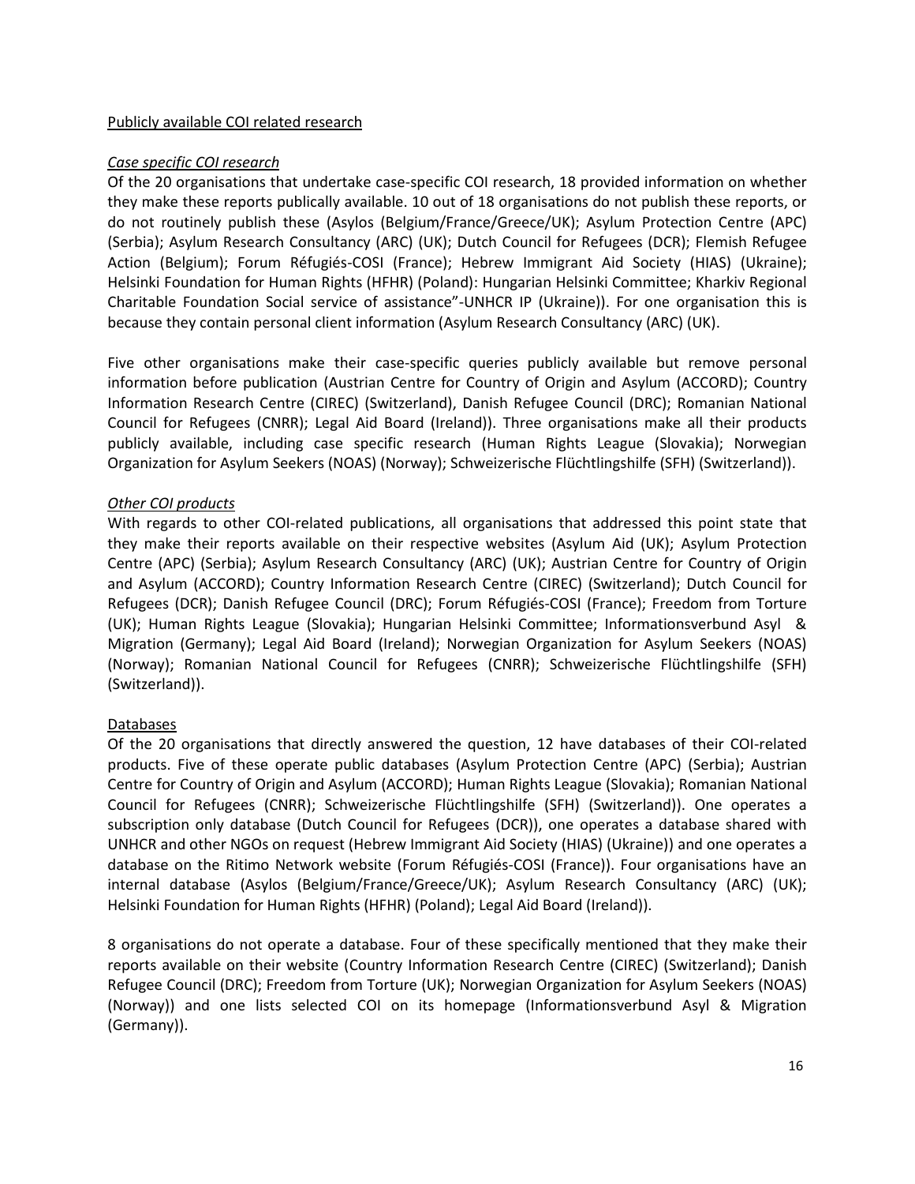Publicly available COI related research

*Case specific COI research*

Of the 20 organisations that undertake case-specific COI research, 18 provided information on whether they make these reports publically available. 10 out of 18 organisations do not publish these reports, or do not routinely publish these (Asylos (Belgium/France/Greece/UK); Asylum Protection Centre (APC) (Serbia); Asylum Research Consultancy (ARC) (UK); Dutch Council for Refugees (DCR); Flemish Refugee Action (Belgium); Forum Réfugiés-COSI (France); Hebrew Immigrant Aid Society (HIAS) (Ukraine); Helsinki Foundation for Human Rights (HFHR) (Poland): Hungarian Helsinki Committee; Kharkiv Regional Charitable Foundation Social service of assistance"-UNHCR IP (Ukraine)). For one organisation this is because they contain personal client information (Asylum Research Consultancy (ARC) (UK).

Five other organisations make their case-specific queries publicly available but remove personal information before publication (Austrian Centre for Country of Origin and Asylum (ACCORD); Country Information Research Centre (CIREC) (Switzerland), Danish Refugee Council (DRC); Romanian National Council for Refugees (CNRR); Legal Aid Board (Ireland)). Three organisations make all their products publicly available, including case specific research (Human Rights League (Slovakia); Norwegian Organization for Asylum Seekers (NOAS) (Norway); Schweizerische Flüchtlingshilfe (SFH) (Switzerland)).

*Other COI products*

With regards to other COI-related publications, all organisations that addressed this point state that they make their reports available on their respective websites (Asylum Aid (UK); Asylum Protection Centre (APC) (Serbia); Asylum Research Consultancy (ARC) (UK); Austrian Centre for Country of Origin and Asylum (ACCORD); Country Information Research Centre (CIREC) (Switzerland); Dutch Council for Refugees (DCR); Danish Refugee Council (DRC); Forum Réfugiés-COSI (France); Freedom from Torture (UK); Human Rights League (Slovakia); Hungarian Helsinki Committee; Informationsverbund Asyl & Migration (Germany); Legal Aid Board (Ireland); Norwegian Organization for Asylum Seekers (NOAS) (Norway); Romanian National Council for Refugees (CNRR); Schweizerische Flüchtlingshilfe (SFH) (Switzerland)).

Databases

Of the 20 organisations that directly answered the question, 12 have databases of their COI-related products. Five of these operate public databases (Asylum Protection Centre (APC) (Serbia); Austrian Centre for Country of Origin and Asylum (ACCORD); Human Rights League (Slovakia); Romanian National Council for Refugees (CNRR); Schweizerische Flüchtlingshilfe (SFH) (Switzerland)). One operates a subscription only database (Dutch Council for Refugees (DCR)), one operates a database shared with UNHCR and other NGOs on request (Hebrew Immigrant Aid Society (HIAS) (Ukraine)) and one operates a database on the Ritimo Network website (Forum Réfugiés-COSI (France)). Four organisations have an internal database (Asylos (Belgium/France/Greece/UK); Asylum Research Consultancy (ARC) (UK); Helsinki Foundation for Human Rights (HFHR) (Poland); Legal Aid Board (Ireland)).

8 organisations do not operate a database. Four of these specifically mentioned that they make their reports available on their website (Country Information Research Centre (CIREC) (Switzerland); Danish Refugee Council (DRC); Freedom from Torture (UK); Norwegian Organization for Asylum Seekers (NOAS) (Norway)) and one lists selected COI on its homepage (Informationsverbund Asyl & Migration (Germany)).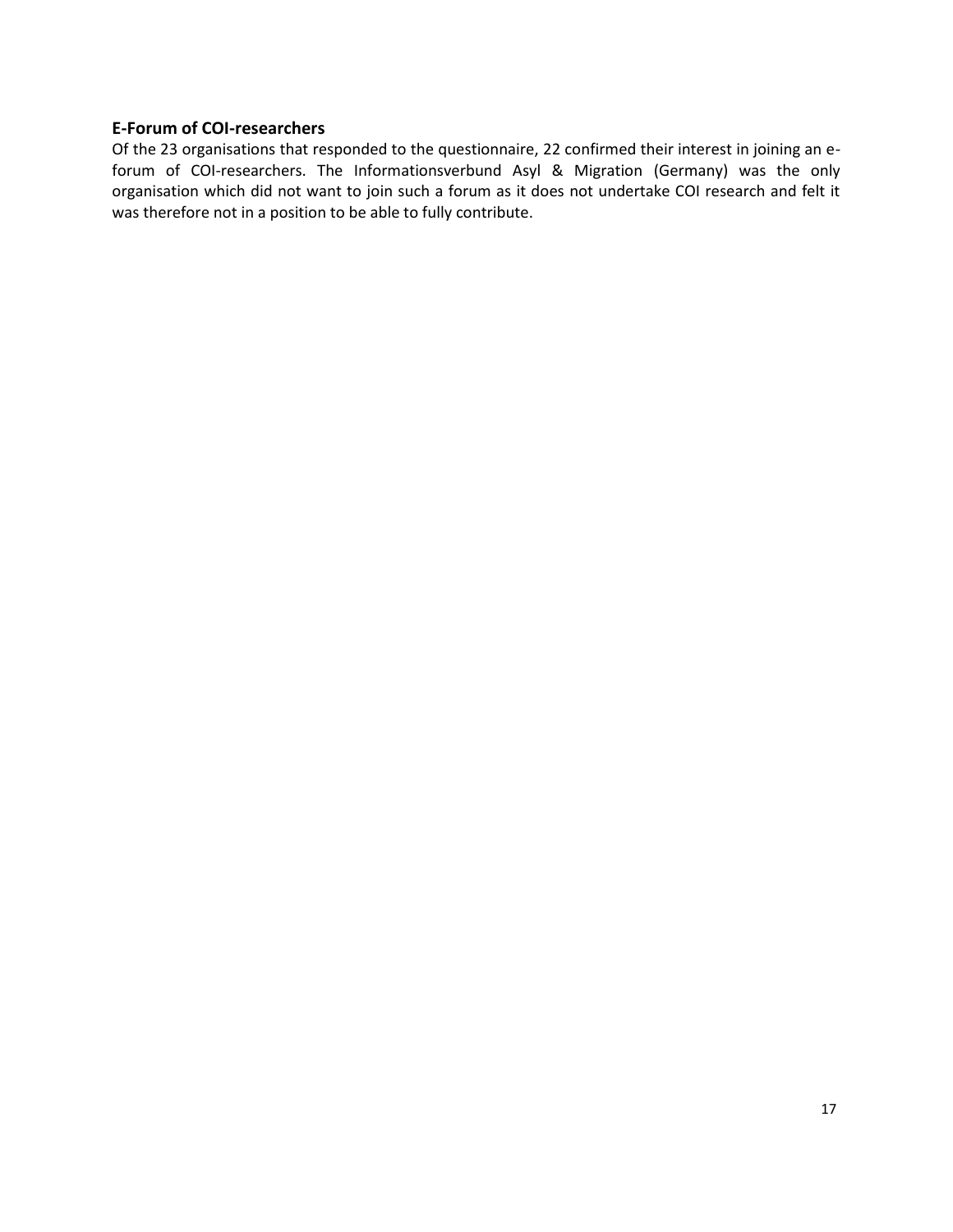### E-Forum of COI-researchers

Of the 23 organisations that responded to the questionnaire, 22 confirmed their interest in joining an e-forum of COI-researchers. The Informationsverbund Asyl & Migration (Germany) was the only organisation which did not want to join such a forum as it does not undertake COI research and felt it was therefore not in a position to be able to fully contribute.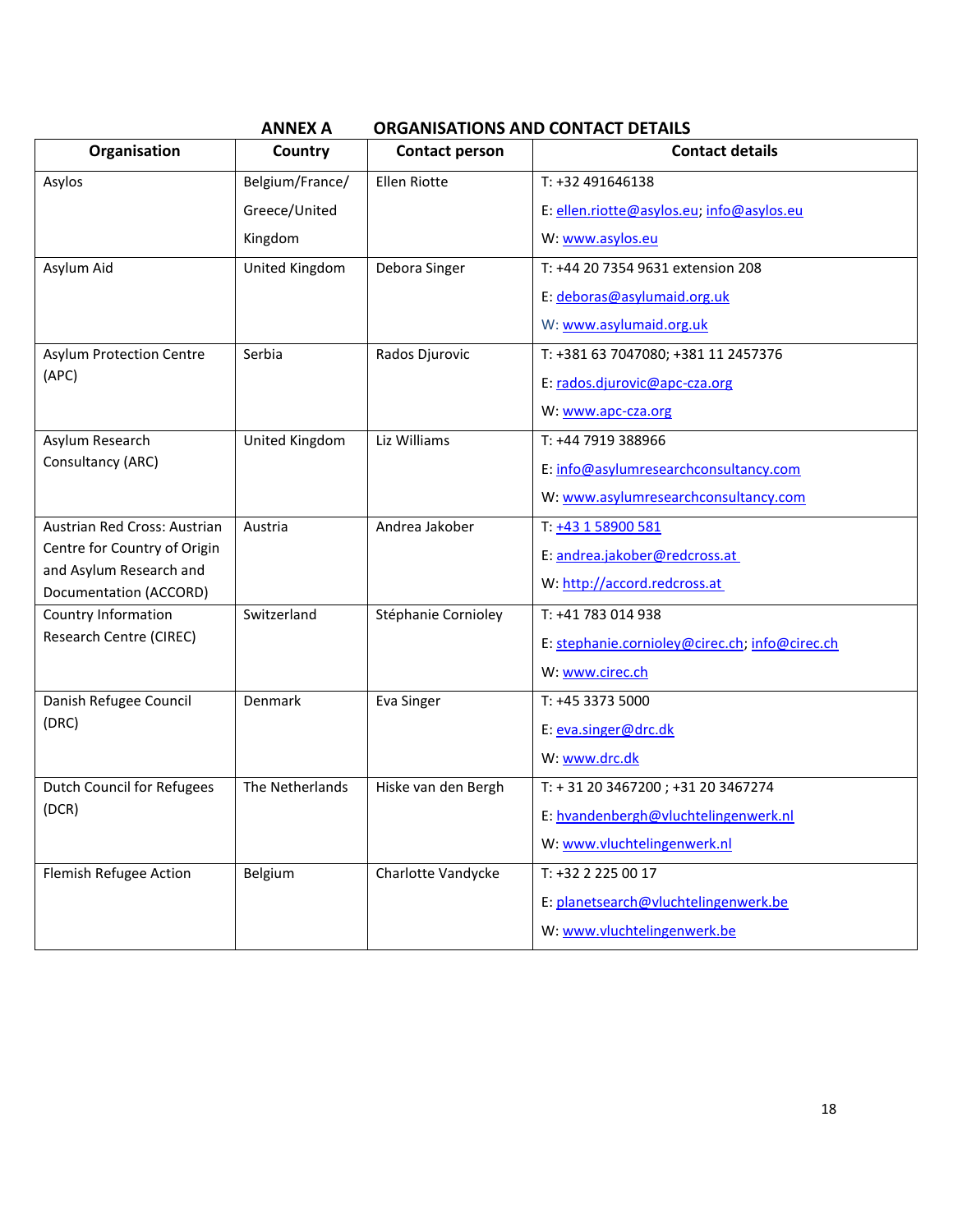## ANNEX A ORGANISATIONS AND CONTACT DETAILS

| Organisation | Country | Contact person | Contact details |
|---|---|---|---|
| Asylos | Belgium/France/ Greece/United Kingdom | Ellen Riotte | T: +32 491646138<br>E: ellen.riotte@asylos.eu; info@asylos.eu<br>W: www.asylos.eu |
| Asylum Aid | United Kingdom | Debora Singer | T: +44 20 7354 9631 extension 208<br>E: deboras@asylumaid.org.uk<br>W: www.asylumaid.org.uk |
| Asylum Protection Centre (APC) | Serbia | Rados Djurovic | T: +381 63 7047080; +381 11 2457376<br>E: rados.djurovic@apc-cza.org<br>W: www.apc-cza.org |
| Asylum Research Consultancy (ARC) | United Kingdom | Liz Williams | T: +44 7919 388966<br>E: info@asylumresearchconsultancy.com<br>W: www.asylumresearchconsultancy.com |
| Austrian Red Cross: Austrian Centre for Country of Origin and Asylum Research and Documentation (ACCORD) | Austria | Andrea Jakober | T: +43 1 58900 581<br>E: andrea.jakober@redcross.at<br>W: http://accord.redcross.at |
| Country Information Research Centre (CIREC) | Switzerland | Stéphanie Cornioley | T: +41 783 014 938<br>E: stephanie.cornioley@cirec.ch; info@cirec.ch<br>W: www.cirec.ch |
| Danish Refugee Council (DRC) | Denmark | Eva Singer | T: +45 3373 5000<br>E: eva.singer@drc.dk<br>W: www.drc.dk |
| Dutch Council for Refugees (DCR) | The Netherlands | Hiske van den Bergh | T: + 31 20 3467200 ; +31 20 3467274<br>E: hvandenbergh@vluchtelingenwerk.nl<br>W: www.vluchtelingenwerk.nl |
| Flemish Refugee Action | Belgium | Charlotte Vandycke | T: +32 2 225 00 17<br>E: planetsearch@vluchtelingenwerk.be<br>W: www.vluchtelingenwerk.be |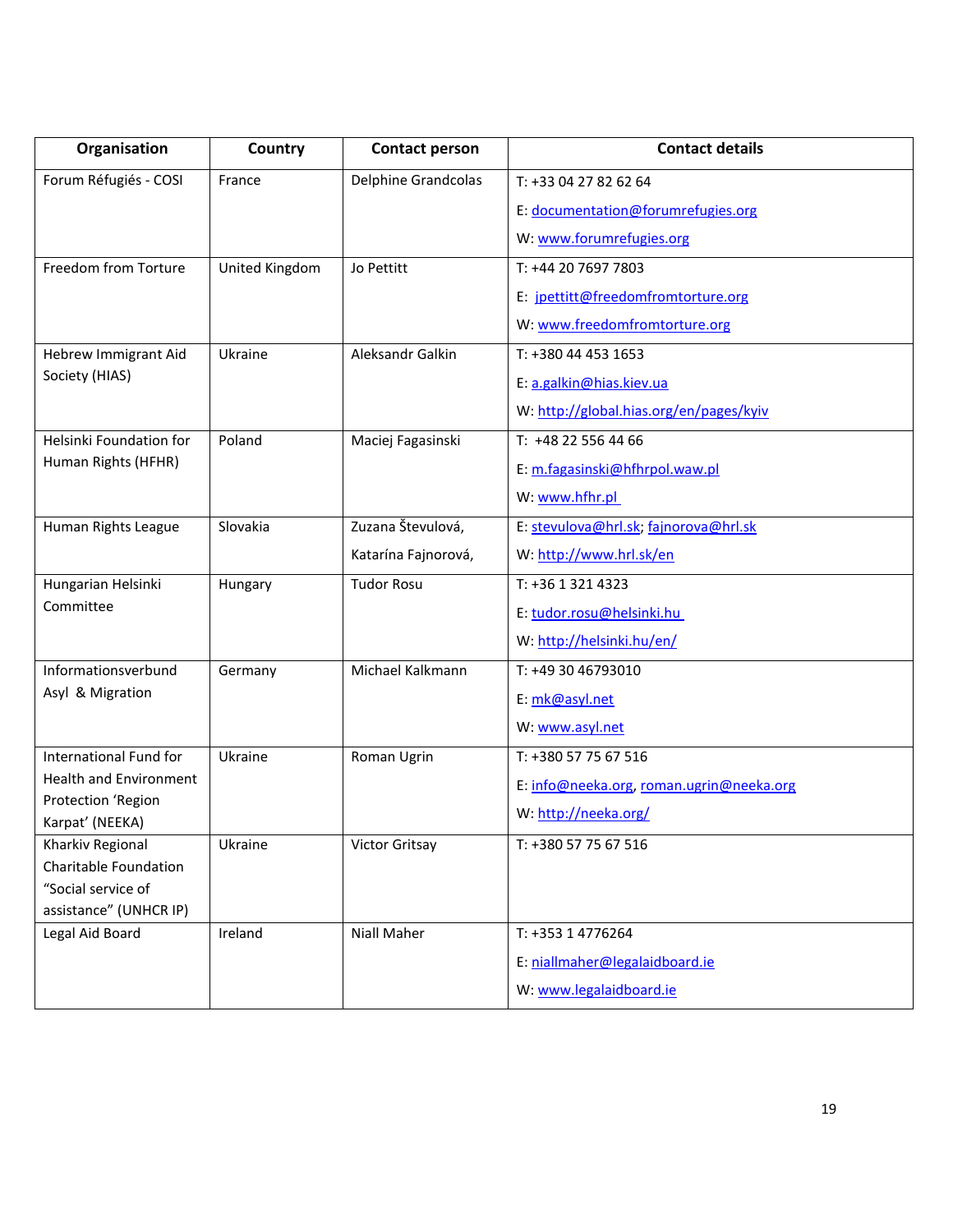| Organisation | Country | Contact person | Contact details |
|---|---|---|---|
| Forum Réfugiés - COSI | France | Delphine Grandcolas | T: +33 04 27 82 62 64<br>E: documentation@forumrefugies.org<br>W: www.forumrefugies.org |
| Freedom from Torture | United Kingdom | Jo Pettitt | T: +44 20 7697 7803<br>E: jpettitt@freedomfromtorture.org<br>W: www.freedomfromtorture.org |
| Hebrew Immigrant Aid Society (HIAS) | Ukraine | Aleksandr Galkin | T: +380 44 453 1653<br>E: a.galkin@hias.kiev.ua<br>W: http://global.hias.org/en/pages/kyiv |
| Helsinki Foundation for Human Rights (HFHR) | Poland | Maciej Fagasinski | T: +48 22 556 44 66<br>E: m.fagasinski@hfhrpol.waw.pl<br>W: www.hfhr.pl |
| Human Rights League | Slovakia | Zuzana Števulová,<br>Katarína Fajnorová, | E: stevulova@hrl.sk; fajnorova@hrl.sk<br>W: http://www.hrl.sk/en |
| Hungarian Helsinki Committee | Hungary | Tudor Rosu | T: +36 1 321 4323<br>E: tudor.rosu@helsinki.hu<br>W: http://helsinki.hu/en/ |
| Informationsverbund Asyl & Migration | Germany | Michael Kalkmann | T: +49 30 46793010<br>E: mk@asyl.net<br>W: www.asyl.net |
| International Fund for Health and Environment Protection 'Region Karpat' (NEEKA) | Ukraine | Roman Ugrin | T: +380 57 75 67 516<br>E: info@neeka.org, roman.ugrin@neeka.org<br>W: http://neeka.org/ |
| Kharkiv Regional Charitable Foundation "Social service of assistance" (UNHCR IP) | Ukraine | Victor Gritsay | T: +380 57 75 67 516 |
| Legal Aid Board | Ireland | Niall Maher | T: +353 1 4776264<br>E: niallmaher@legalaidboard.ie<br>W: www.legalaidboard.ie |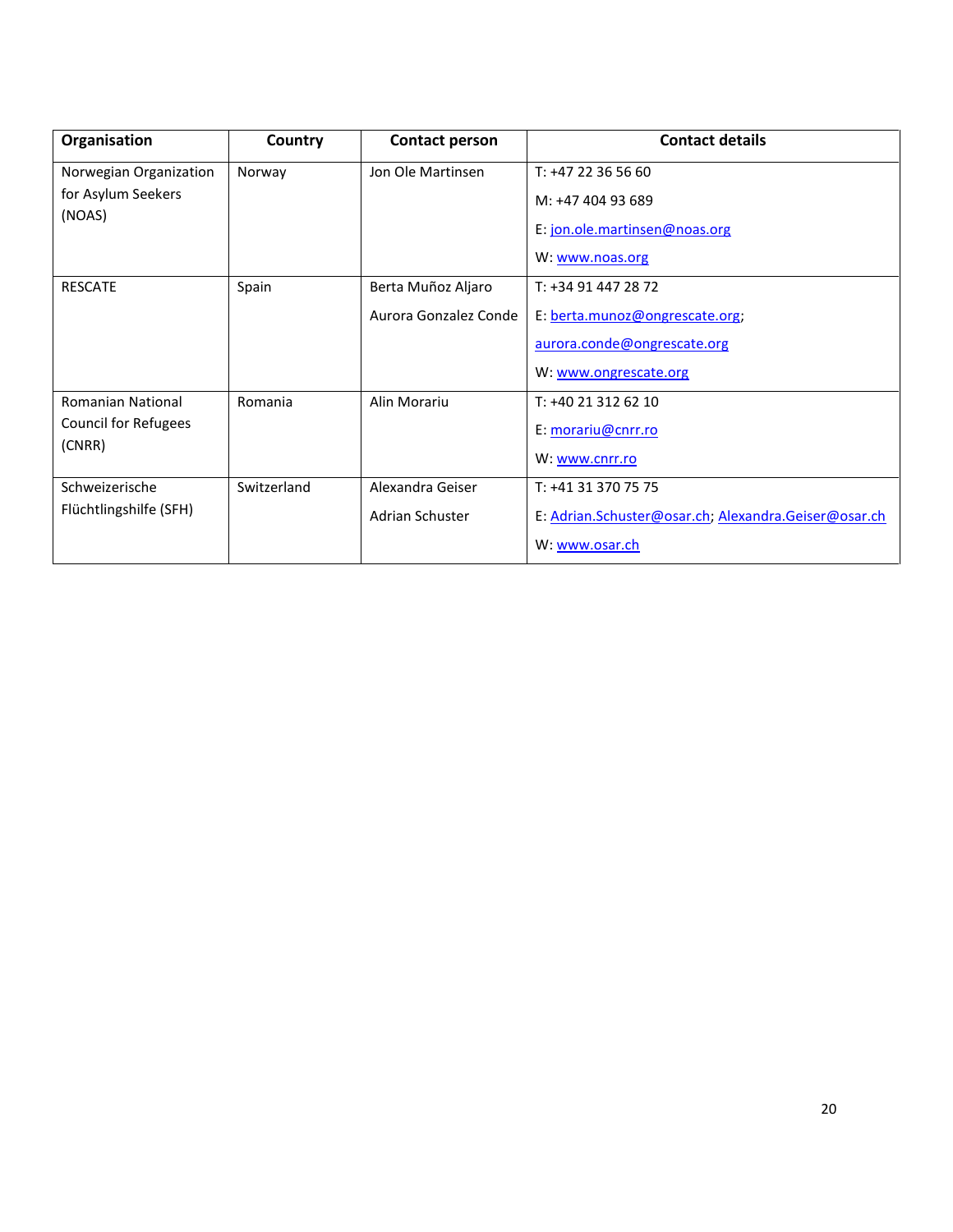| Organisation | Country | Contact person | Contact details |
|---|---|---|---|
| Norwegian Organization for Asylum Seekers (NOAS) | Norway | Jon Ole Martinsen | T: +47 22 36 56 60<br>M: +47 404 93 689<br>E: jon.ole.martinsen@noas.org<br>W: www.noas.org |
| RESCATE | Spain | Berta Muñoz Aljaro<br>Aurora Gonzalez Conde | T: +34 91 447 28 72<br>E: berta.munoz@ongrescate.org;<br>aurora.conde@ongrescate.org<br>W: www.ongrescate.org |
| Romanian National Council for Refugees (CNRR) | Romania | Alin Morariu | T: +40 21 312 62 10<br>E: morariu@cnrr.ro<br>W: www.cnrr.ro |
| Schweizerische Flüchtlingshilfe (SFH) | Switzerland | Alexandra Geiser<br>Adrian Schuster | T: +41 31 370 75 75<br>E: Adrian.Schuster@osar.ch; Alexandra.Geiser@osar.ch<br>W: www.osar.ch |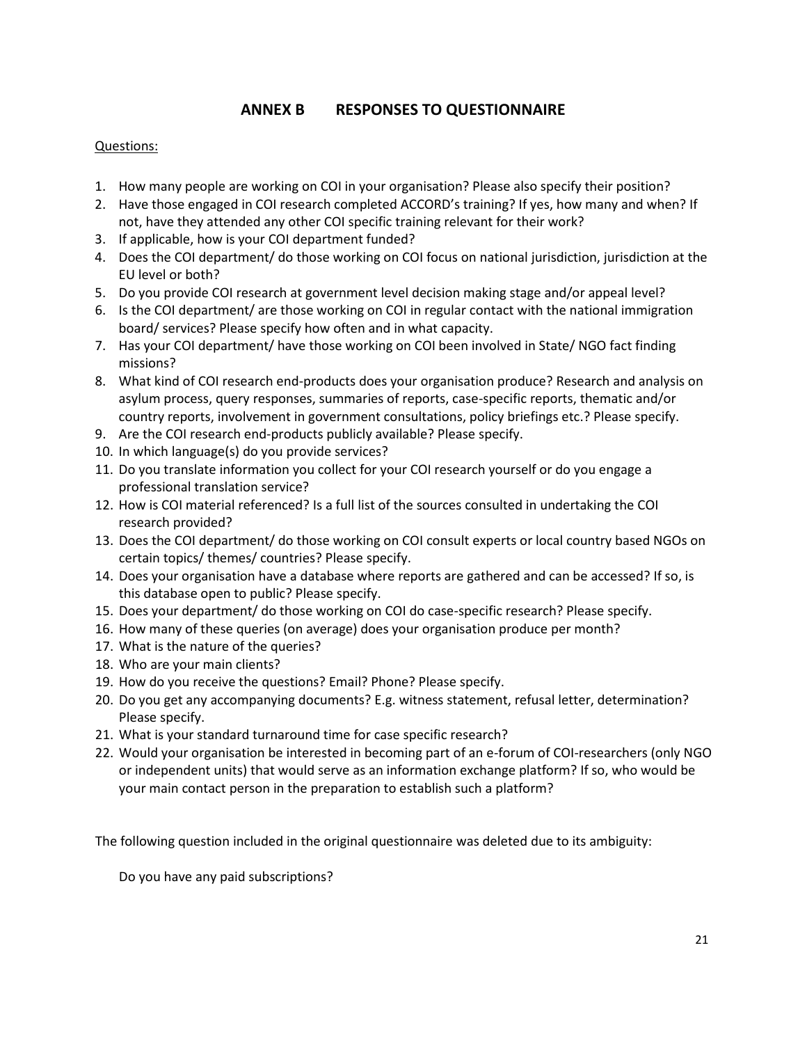## ANNEX B RESPONSES TO QUESTIONNAIRE

<u>Questions:</u>

1. How many people are working on COI in your organisation? Please also specify their position?
2. Have those engaged in COI research completed ACCORD's training? If yes, how many and when? If not, have they attended any other COI specific training relevant for their work?
3. If applicable, how is your COI department funded?
4. Does the COI department/ do those working on COI focus on national jurisdiction, jurisdiction at the EU level or both?
5. Do you provide COI research at government level decision making stage and/or appeal level?
6. Is the COI department/ are those working on COI in regular contact with the national immigration board/ services? Please specify how often and in what capacity.
7. Has your COI department/ have those working on COI been involved in State/ NGO fact finding missions?
8. What kind of COI research end-products does your organisation produce? Research and analysis on asylum process, query responses, summaries of reports, case-specific reports, thematic and/or country reports, involvement in government consultations, policy briefings etc.? Please specify.
9. Are the COI research end-products publicly available? Please specify.
10. In which language(s) do you provide services?
11. Do you translate information you collect for your COI research yourself or do you engage a professional translation service?
12. How is COI material referenced? Is a full list of the sources consulted in undertaking the COI research provided?
13. Does the COI department/ do those working on COI consult experts or local country based NGOs on certain topics/ themes/ countries? Please specify.
14. Does your organisation have a database where reports are gathered and can be accessed? If so, is this database open to public? Please specify.
15. Does your department/ do those working on COI do case-specific research? Please specify.
16. How many of these queries (on average) does your organisation produce per month?
17. What is the nature of the queries?
18. Who are your main clients?
19. How do you receive the questions? Email? Phone? Please specify.
20. Do you get any accompanying documents? E.g. witness statement, refusal letter, determination? Please specify.
21. What is your standard turnaround time for case specific research?
22. Would your organisation be interested in becoming part of an e-forum of COI-researchers (only NGO or independent units) that would serve as an information exchange platform? If so, who would be your main contact person in the preparation to establish such a platform?

The following question included in the original questionnaire was deleted due to its ambiguity:

> Do you have any paid subscriptions?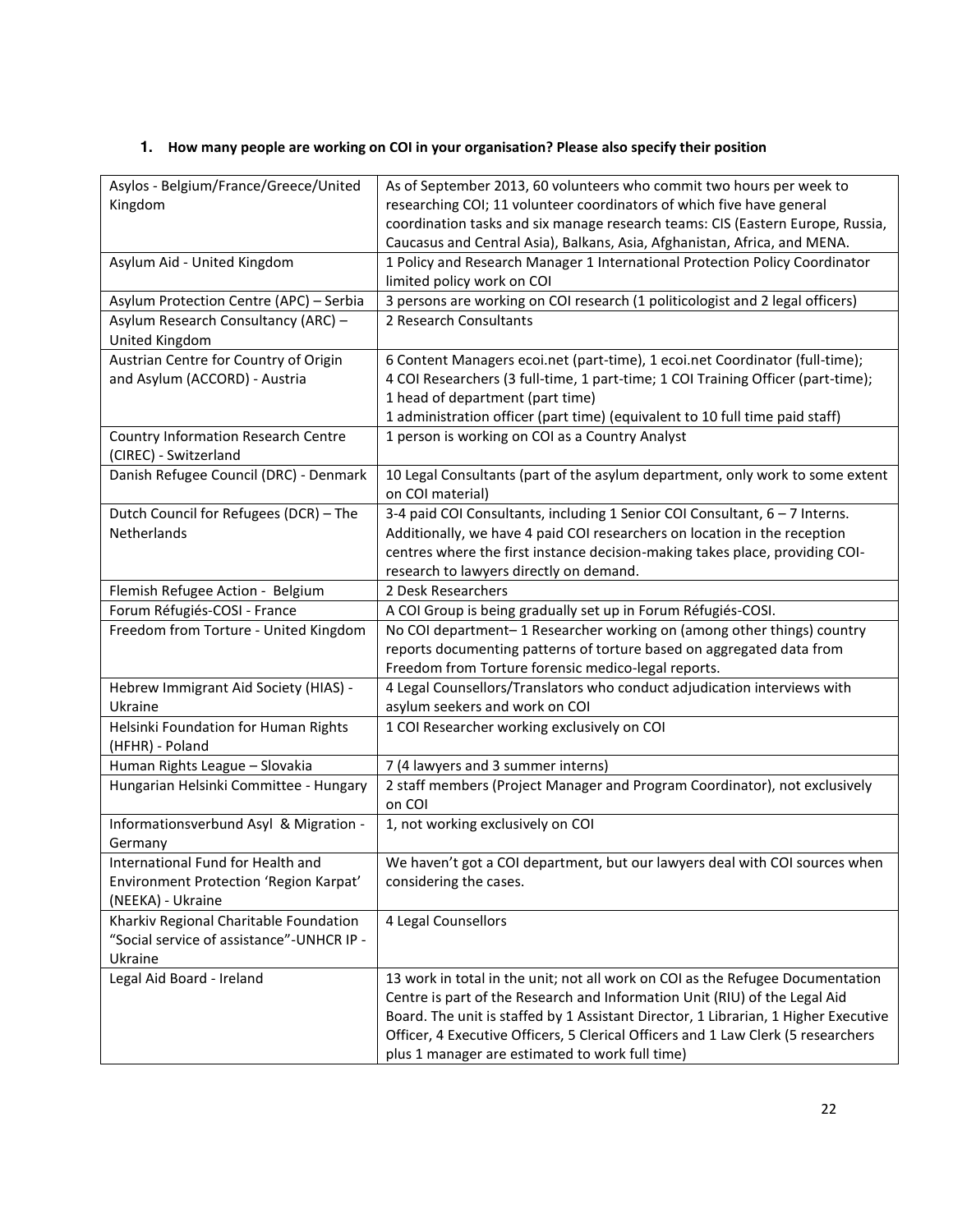## 1. How many people are working on COI in your organisation? Please also specify their position

| | |
|---|---|
| Asylos - Belgium/France/Greece/United Kingdom | As of September 2013, 60 volunteers who commit two hours per week to researching COI; 11 volunteer coordinators of which five have general coordination tasks and six manage research teams: CIS (Eastern Europe, Russia, Caucasus and Central Asia), Balkans, Asia, Afghanistan, Africa, and MENA. |
| Asylum Aid - United Kingdom | 1 Policy and Research Manager 1 International Protection Policy Coordinator limited policy work on COI |
| Asylum Protection Centre (APC) – Serbia | 3 persons are working on COI research (1 politicologist and 2 legal officers) |
| Asylum Research Consultancy (ARC) – United Kingdom | 2 Research Consultants |
| Austrian Centre for Country of Origin and Asylum (ACCORD) - Austria | 6 Content Managers ecoi.net (part-time), 1 ecoi.net Coordinator (full-time); 4 COI Researchers (3 full-time, 1 part-time; 1 COI Training Officer (part-time); 1 head of department (part time) 1 administration officer (part time) (equivalent to 10 full time paid staff) |
| Country Information Research Centre (CIREC) - Switzerland | 1 person is working on COI as a Country Analyst |
| Danish Refugee Council (DRC) - Denmark | 10 Legal Consultants (part of the asylum department, only work to some extent on COI material) |
| Dutch Council for Refugees (DCR) – The Netherlands | 3-4 paid COI Consultants, including 1 Senior COI Consultant, 6 – 7 Interns. Additionally, we have 4 paid COI researchers on location in the reception centres where the first instance decision-making takes place, providing COI-research to lawyers directly on demand. |
| Flemish Refugee Action - Belgium | 2 Desk Researchers |
| Forum Réfugiés-COSI - France | A COI Group is being gradually set up in Forum Réfugiés-COSI. |
| Freedom from Torture - United Kingdom | No COI department– 1 Researcher working on (among other things) country reports documenting patterns of torture based on aggregated data from Freedom from Torture forensic medico-legal reports. |
| Hebrew Immigrant Aid Society (HIAS) - Ukraine | 4 Legal Counsellors/Translators who conduct adjudication interviews with asylum seekers and work on COI |
| Helsinki Foundation for Human Rights (HFHR) - Poland | 1 COI Researcher working exclusively on COI |
| Human Rights League – Slovakia | 7 (4 lawyers and 3 summer interns) |
| Hungarian Helsinki Committee - Hungary | 2 staff members (Project Manager and Program Coordinator), not exclusively on COI |
| Informationsverbund Asyl & Migration - Germany | 1, not working exclusively on COI |
| International Fund for Health and Environment Protection 'Region Karpat' (NEEKA) - Ukraine | We haven't got a COI department, but our lawyers deal with COI sources when considering the cases. |
| Kharkiv Regional Charitable Foundation "Social service of assistance"-UNHCR IP - Ukraine | 4 Legal Counsellors |
| Legal Aid Board - Ireland | 13 work in total in the unit; not all work on COI as the Refugee Documentation Centre is part of the Research and Information Unit (RIU) of the Legal Aid Board. The unit is staffed by 1 Assistant Director, 1 Librarian, 1 Higher Executive Officer, 4 Executive Officers, 5 Clerical Officers and 1 Law Clerk (5 researchers plus 1 manager are estimated to work full time) |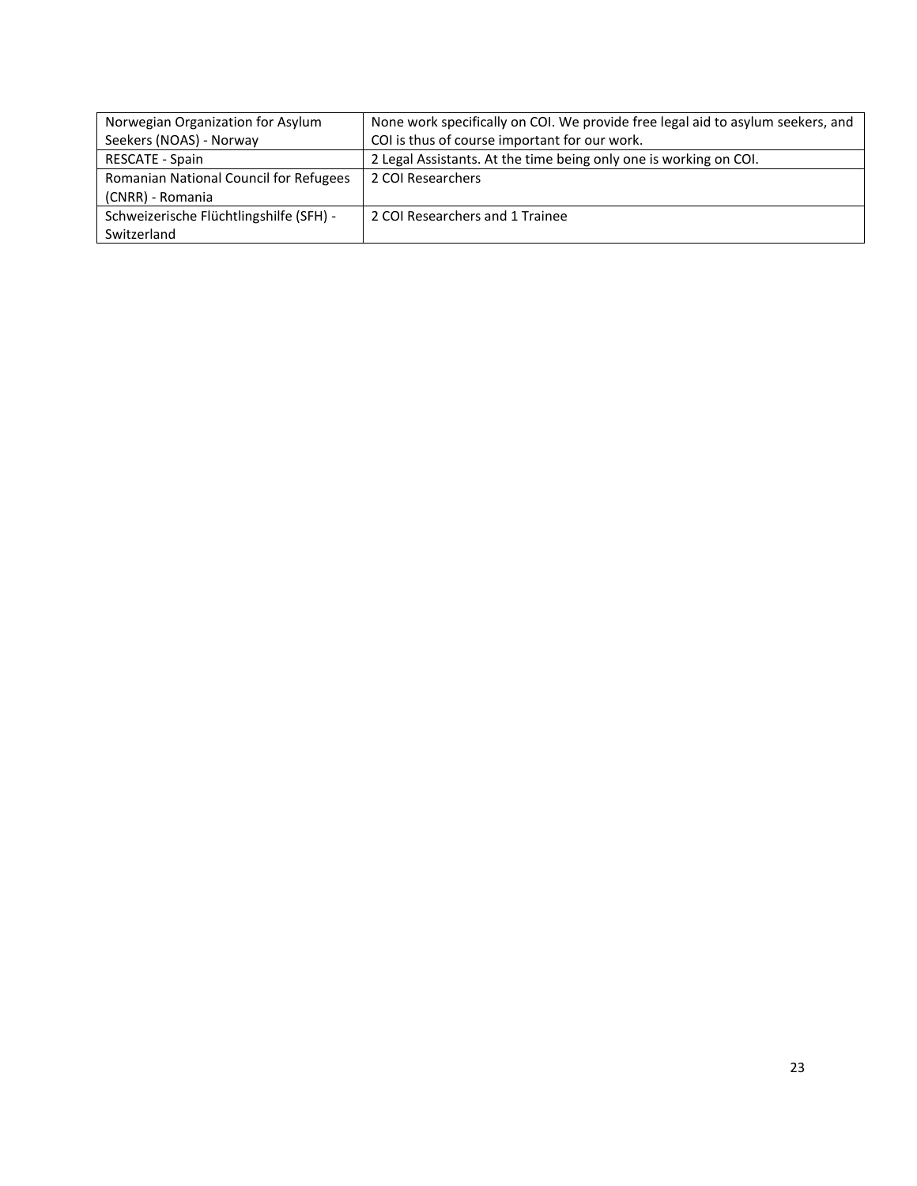| | |
|---|---|
| Norwegian Organization for Asylum Seekers (NOAS) - Norway | None work specifically on COI. We provide free legal aid to asylum seekers, and COI is thus of course important for our work. |
| RESCATE - Spain | 2 Legal Assistants. At the time being only one is working on COI. |
| Romanian National Council for Refugees (CNRR) - Romania | 2 COI Researchers |
| Schweizerische Flüchtlingshilfe (SFH) - Switzerland | 2 COI Researchers and 1 Trainee |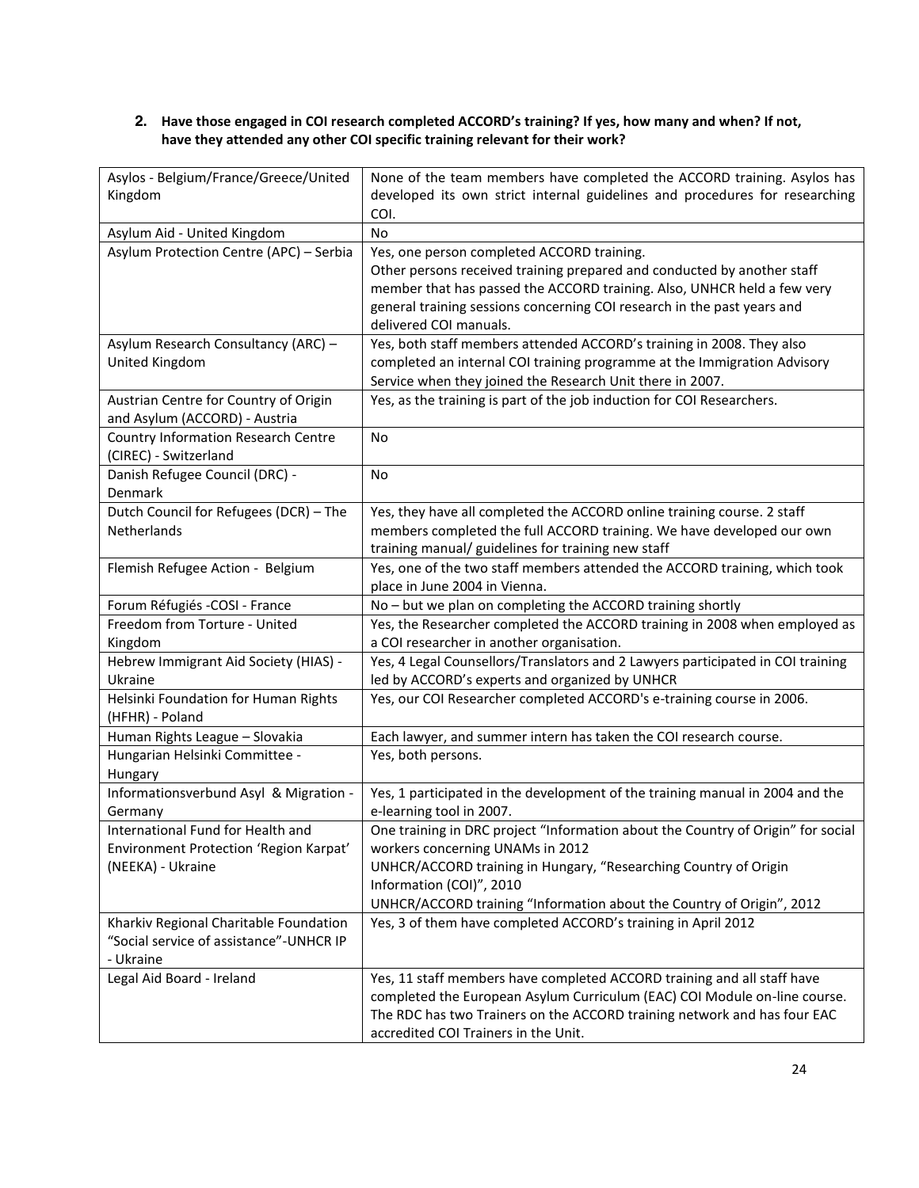**2. Have those engaged in COI research completed ACCORD's training? If yes, how many and when? If not, have they attended any other COI specific training relevant for their work?**

| | |
|---|---|
| Asylos - Belgium/France/Greece/United Kingdom | None of the team members have completed the ACCORD training. Asylos has developed its own strict internal guidelines and procedures for researching COI. |
| Asylum Aid - United Kingdom | No |
| Asylum Protection Centre (APC) – Serbia | Yes, one person completed ACCORD training. Other persons received training prepared and conducted by another staff member that has passed the ACCORD training. Also, UNHCR held a few very general training sessions concerning COI research in the past years and delivered COI manuals. |
| Asylum Research Consultancy (ARC) – United Kingdom | Yes, both staff members attended ACCORD's training in 2008. They also completed an internal COI training programme at the Immigration Advisory Service when they joined the Research Unit there in 2007. |
| Austrian Centre for Country of Origin and Asylum (ACCORD) - Austria | Yes, as the training is part of the job induction for COI Researchers. |
| Country Information Research Centre (CIREC) - Switzerland | No |
| Danish Refugee Council (DRC) - Denmark | No |
| Dutch Council for Refugees (DCR) – The Netherlands | Yes, they have all completed the ACCORD online training course. 2 staff members completed the full ACCORD training. We have developed our own training manual/ guidelines for training new staff |
| Flemish Refugee Action - Belgium | Yes, one of the two staff members attended the ACCORD training, which took place in June 2004 in Vienna. |
| Forum Réfugiés -COSI - France | No – but we plan on completing the ACCORD training shortly |
| Freedom from Torture - United Kingdom | Yes, the Researcher completed the ACCORD training in 2008 when employed as a COI researcher in another organisation. |
| Hebrew Immigrant Aid Society (HIAS) - Ukraine | Yes, 4 Legal Counsellors/Translators and 2 Lawyers participated in COI training led by ACCORD's experts and organized by UNHCR |
| Helsinki Foundation for Human Rights (HFHR) - Poland | Yes, our COI Researcher completed ACCORD's e-training course in 2006. |
| Human Rights League – Slovakia | Each lawyer, and summer intern has taken the COI research course. |
| Hungarian Helsinki Committee - Hungary | Yes, both persons. |
| Informationsverbund Asyl & Migration - Germany | Yes, 1 participated in the development of the training manual in 2004 and the e-learning tool in 2007. |
| International Fund for Health and Environment Protection 'Region Karpat' (NEEKA) - Ukraine | One training in DRC project "Information about the Country of Origin" for social workers concerning UNAMs in 2012<br>UNHCR/ACCORD training in Hungary, "Researching Country of Origin Information (COI)", 2010<br>UNHCR/ACCORD training "Information about the Country of Origin", 2012 |
| Kharkiv Regional Charitable Foundation "Social service of assistance"-UNHCR IP - Ukraine | Yes, 3 of them have completed ACCORD's training in April 2012 |
| Legal Aid Board - Ireland | Yes, 11 staff members have completed ACCORD training and all staff have completed the European Asylum Curriculum (EAC) COI Module on-line course. The RDC has two Trainers on the ACCORD training network and has four EAC accredited COI Trainers in the Unit. |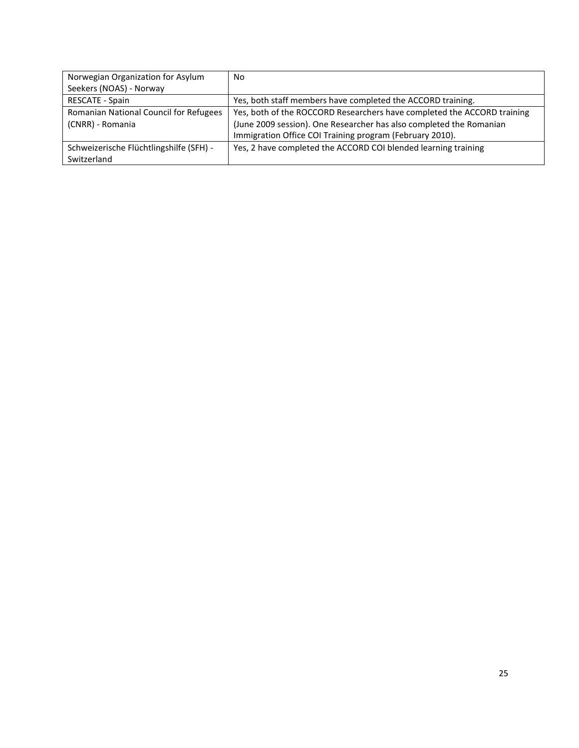| | |
|---|---|
| Norwegian Organization for Asylum Seekers (NOAS) - Norway | No |
| RESCATE - Spain | Yes, both staff members have completed the ACCORD training. |
| Romanian National Council for Refugees (CNRR) - Romania | Yes, both of the ROCCORD Researchers have completed the ACCORD training (June 2009 session). One Researcher has also completed the Romanian Immigration Office COI Training program (February 2010). |
| Schweizerische Flüchtlingshilfe (SFH) - Switzerland | Yes, 2 have completed the ACCORD COI blended learning training |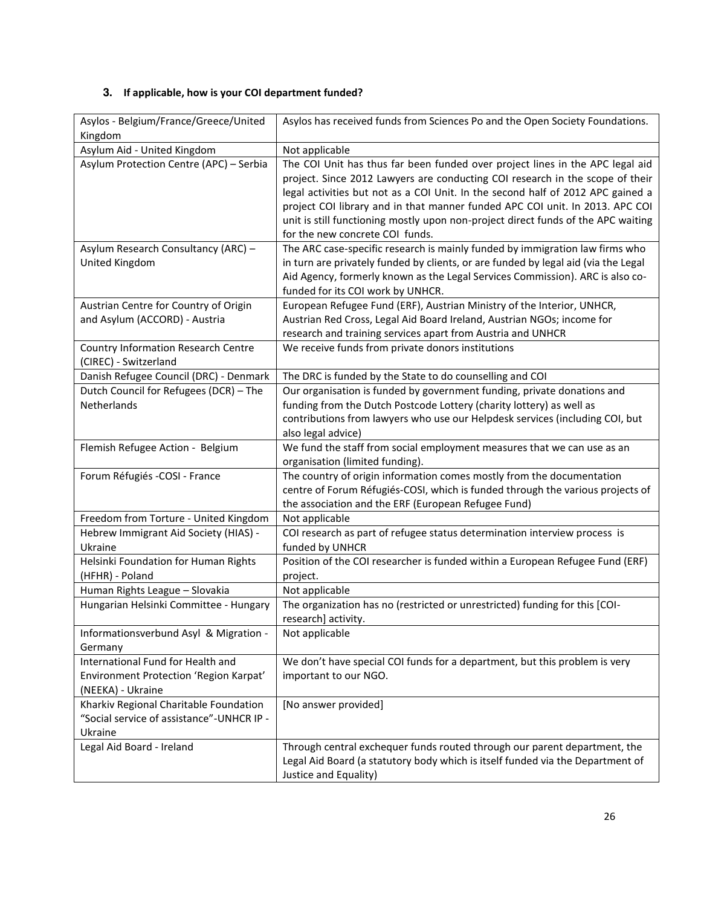### 3. If applicable, how is your COI department funded?

| | |
|---|---|
| Asylos - Belgium/France/Greece/United Kingdom | Asylos has received funds from Sciences Po and the Open Society Foundations. |
| Asylum Aid - United Kingdom | Not applicable |
| Asylum Protection Centre (APC) – Serbia | The COI Unit has thus far been funded over project lines in the APC legal aid project. Since 2012 Lawyers are conducting COI research in the scope of their legal activities but not as a COI Unit. In the second half of 2012 APC gained a project COI library and in that manner funded APC COI unit. In 2013. APC COI unit is still functioning mostly upon non-project direct funds of the APC waiting for the new concrete COI funds. |
| Asylum Research Consultancy (ARC) – United Kingdom | The ARC case-specific research is mainly funded by immigration law firms who in turn are privately funded by clients, or are funded by legal aid (via the Legal Aid Agency, formerly known as the Legal Services Commission). ARC is also co-funded for its COI work by UNHCR. |
| Austrian Centre for Country of Origin and Asylum (ACCORD) - Austria | European Refugee Fund (ERF), Austrian Ministry of the Interior, UNHCR, Austrian Red Cross, Legal Aid Board Ireland, Austrian NGOs; income for research and training services apart from Austria and UNHCR |
| Country Information Research Centre (CIREC) - Switzerland | We receive funds from private donors institutions |
| Danish Refugee Council (DRC) - Denmark | The DRC is funded by the State to do counselling and COI |
| Dutch Council for Refugees (DCR) – The Netherlands | Our organisation is funded by government funding, private donations and funding from the Dutch Postcode Lottery (charity lottery) as well as contributions from lawyers who use our Helpdesk services (including COI, but also legal advice) |
| Flemish Refugee Action - Belgium | We fund the staff from social employment measures that we can use as an organisation (limited funding). |
| Forum Réfugiés -COSI - France | The country of origin information comes mostly from the documentation centre of Forum Réfugiés-COSI, which is funded through the various projects of the association and the ERF (European Refugee Fund) |
| Freedom from Torture - United Kingdom | Not applicable |
| Hebrew Immigrant Aid Society (HIAS) - Ukraine | COI research as part of refugee status determination interview process is funded by UNHCR |
| Helsinki Foundation for Human Rights (HFHR) - Poland | Position of the COI researcher is funded within a European Refugee Fund (ERF) project. |
| Human Rights League – Slovakia | Not applicable |
| Hungarian Helsinki Committee - Hungary | The organization has no (restricted or unrestricted) funding for this [COI-research] activity. |
| Informationsverbund Asyl & Migration - Germany | Not applicable |
| International Fund for Health and Environment Protection 'Region Karpat' (NEEKA) - Ukraine | We don't have special COI funds for a department, but this problem is very important to our NGO. |
| Kharkiv Regional Charitable Foundation "Social service of assistance"-UNHCR IP - Ukraine | [No answer provided] |
| Legal Aid Board - Ireland | Through central exchequer funds routed through our parent department, the Legal Aid Board (a statutory body which is itself funded via the Department of Justice and Equality) |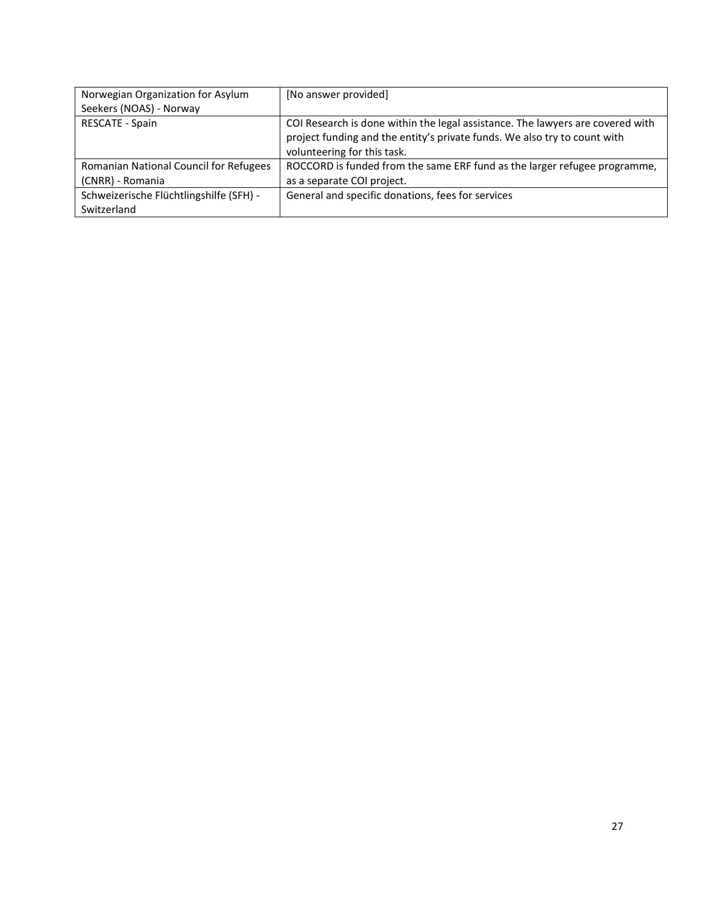| | |
|---|---|
| Norwegian Organization for Asylum Seekers (NOAS) - Norway | [No answer provided] |
| RESCATE - Spain | COI Research is done within the legal assistance. The lawyers are covered with project funding and the entity's private funds. We also try to count with volunteering for this task. |
| Romanian National Council for Refugees (CNRR) - Romania | ROCCORD is funded from the same ERF fund as the larger refugee programme, as a separate COI project. |
| Schweizerische Flüchtlingshilfe (SFH) - Switzerland | General and specific donations, fees for services |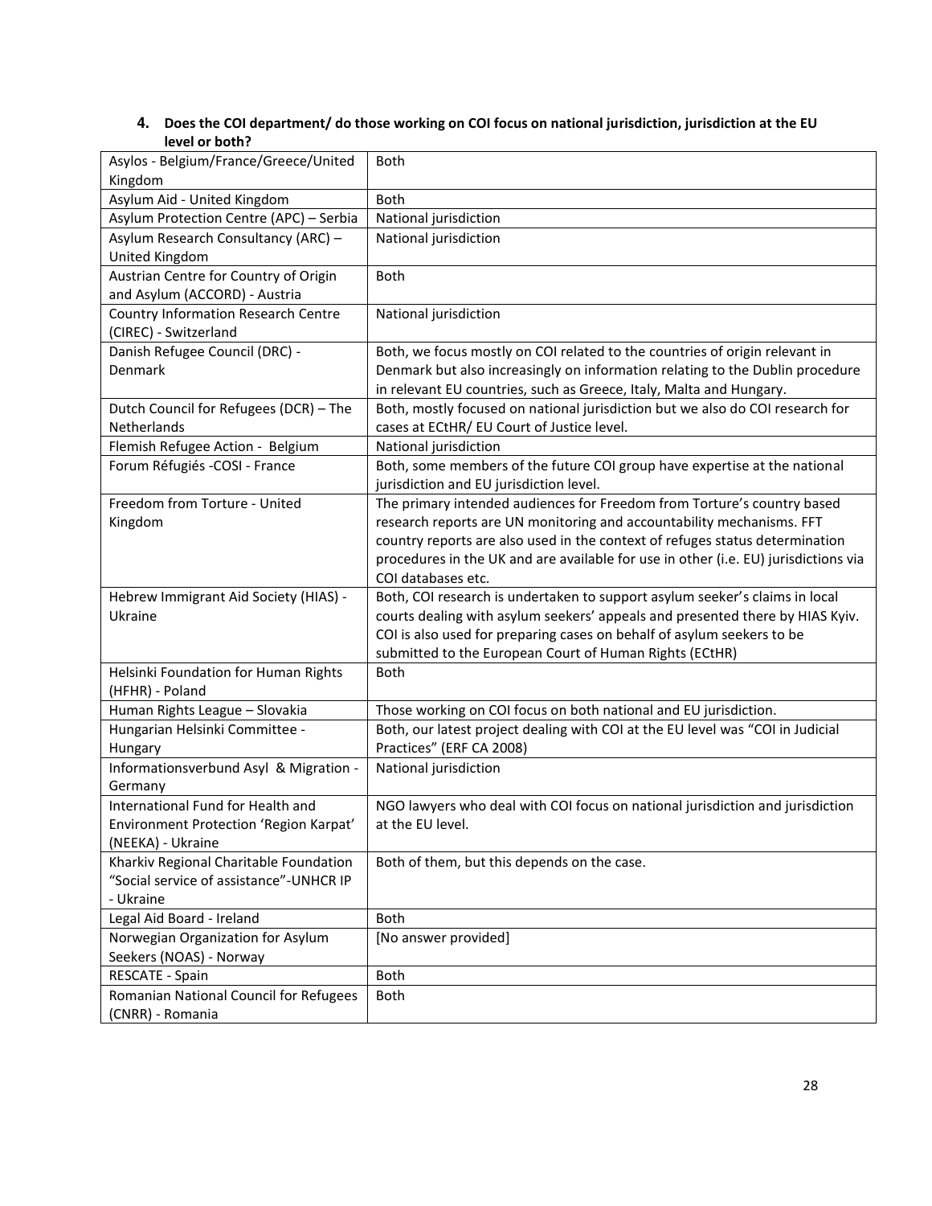**4. Does the COI department/ do those working on COI focus on national jurisdiction, jurisdiction at the EU level or both?**

| | |
|---|---|
| Asylos - Belgium/France/Greece/United Kingdom | Both |
| Asylum Aid - United Kingdom | Both |
| Asylum Protection Centre (APC) – Serbia | National jurisdiction |
| Asylum Research Consultancy (ARC) – United Kingdom | National jurisdiction |
| Austrian Centre for Country of Origin and Asylum (ACCORD) - Austria | Both |
| Country Information Research Centre (CIREC) - Switzerland | National jurisdiction |
| Danish Refugee Council (DRC) - Denmark | Both, we focus mostly on COI related to the countries of origin relevant in Denmark but also increasingly on information relating to the Dublin procedure in relevant EU countries, such as Greece, Italy, Malta and Hungary. |
| Dutch Council for Refugees (DCR) – The Netherlands | Both, mostly focused on national jurisdiction but we also do COI research for cases at ECtHR/ EU Court of Justice level. |
| Flemish Refugee Action - Belgium | National jurisdiction |
| Forum Réfugiés -COSI - France | Both, some members of the future COI group have expertise at the national jurisdiction and EU jurisdiction level. |
| Freedom from Torture - United Kingdom | The primary intended audiences for Freedom from Torture's country based research reports are UN monitoring and accountability mechanisms. FFT country reports are also used in the context of refuges status determination procedures in the UK and are available for use in other (i.e. EU) jurisdictions via COI databases etc. |
| Hebrew Immigrant Aid Society (HIAS) - Ukraine | Both, COI research is undertaken to support asylum seeker's claims in local courts dealing with asylum seekers' appeals and presented there by HIAS Kyiv. COI is also used for preparing cases on behalf of asylum seekers to be submitted to the European Court of Human Rights (ECtHR) |
| Helsinki Foundation for Human Rights (HFHR) - Poland | Both |
| Human Rights League – Slovakia | Those working on COI focus on both national and EU jurisdiction. |
| Hungarian Helsinki Committee - Hungary | Both, our latest project dealing with COI at the EU level was "COI in Judicial Practices" (ERF CA 2008) |
| Informationsverbund Asyl & Migration - Germany | National jurisdiction |
| International Fund for Health and Environment Protection 'Region Karpat' (NEEKA) - Ukraine | NGO lawyers who deal with COI focus on national jurisdiction and jurisdiction at the EU level. |
| Kharkiv Regional Charitable Foundation "Social service of assistance"-UNHCR IP - Ukraine | Both of them, but this depends on the case. |
| Legal Aid Board - Ireland | Both |
| Norwegian Organization for Asylum Seekers (NOAS) - Norway | [No answer provided] |
| RESCATE - Spain | Both |
| Romanian National Council for Refugees (CNRR) - Romania | Both |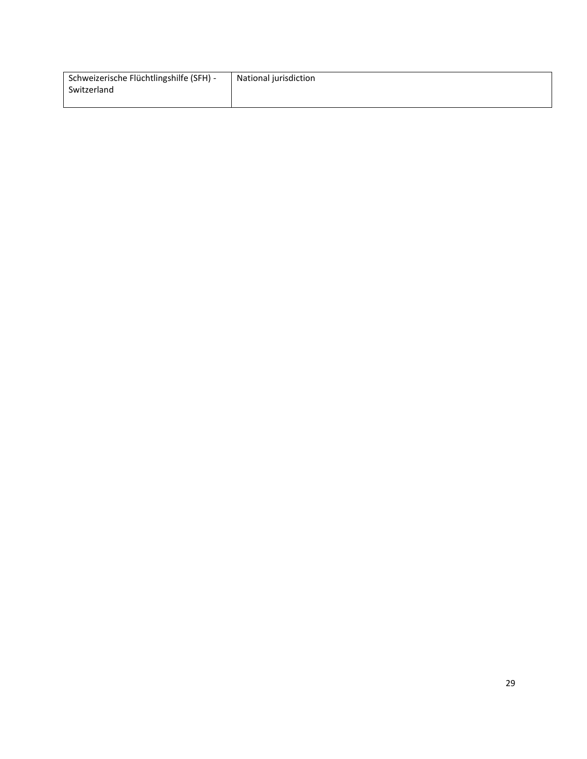| | |
|---|---|
| Schweizerische Flüchtlingshilfe (SFH) - Switzerland | National jurisdiction |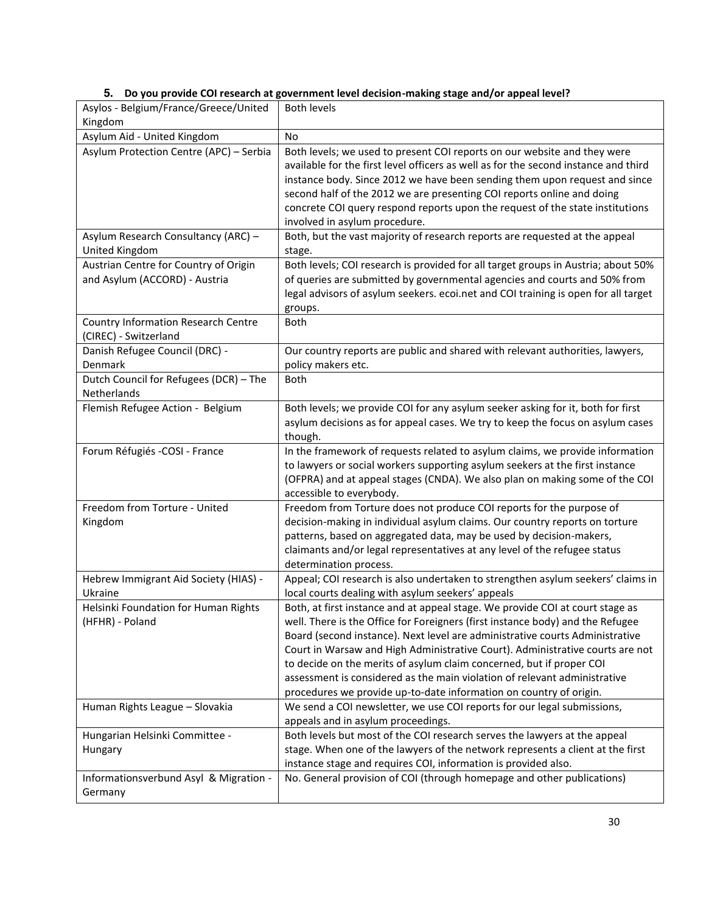### 5. Do you provide COI research at government level decision-making stage and/or appeal level?

| | |
|---|---|
| Asylos - Belgium/France/Greece/United Kingdom | Both levels |
| Asylum Aid - United Kingdom | No |
| Asylum Protection Centre (APC) – Serbia | Both levels; we used to present COI reports on our website and they were available for the first level officers as well as for the second instance and third instance body. Since 2012 we have been sending them upon request and since second half of the 2012 we are presenting COI reports online and doing concrete COI query respond reports upon the request of the state institutions involved in asylum procedure. |
| Asylum Research Consultancy (ARC) – United Kingdom | Both, but the vast majority of research reports are requested at the appeal stage. |
| Austrian Centre for Country of Origin and Asylum (ACCORD) - Austria | Both levels; COI research is provided for all target groups in Austria; about 50% of queries are submitted by governmental agencies and courts and 50% from legal advisors of asylum seekers. ecoi.net and COI training is open for all target groups. |
| Country Information Research Centre (CIREC) - Switzerland | Both |
| Danish Refugee Council (DRC) - Denmark | Our country reports are public and shared with relevant authorities, lawyers, policy makers etc. |
| Dutch Council for Refugees (DCR) – The Netherlands | Both |
| Flemish Refugee Action - Belgium | Both levels; we provide COI for any asylum seeker asking for it, both for first asylum decisions as for appeal cases. We try to keep the focus on asylum cases though. |
| Forum Réfugiés -COSI - France | In the framework of requests related to asylum claims, we provide information to lawyers or social workers supporting asylum seekers at the first instance (OFPRA) and at appeal stages (CNDA). We also plan on making some of the COI accessible to everybody. |
| Freedom from Torture - United Kingdom | Freedom from Torture does not produce COI reports for the purpose of decision-making in individual asylum claims. Our country reports on torture patterns, based on aggregated data, may be used by decision-makers, claimants and/or legal representatives at any level of the refugee status determination process. |
| Hebrew Immigrant Aid Society (HIAS) - Ukraine | Appeal; COI research is also undertaken to strengthen asylum seekers' claims in local courts dealing with asylum seekers' appeals |
| Helsinki Foundation for Human Rights (HFHR) - Poland | Both, at first instance and at appeal stage. We provide COI at court stage as well. There is the Office for Foreigners (first instance body) and the Refugee Board (second instance). Next level are administrative courts Administrative Court in Warsaw and High Administrative Court). Administrative courts are not to decide on the merits of asylum claim concerned, but if proper COI assessment is considered as the main violation of relevant administrative procedures we provide up-to-date information on country of origin. |
| Human Rights League – Slovakia | We send a COI newsletter, we use COI reports for our legal submissions, appeals and in asylum proceedings. |
| Hungarian Helsinki Committee - Hungary | Both levels but most of the COI research serves the lawyers at the appeal stage. When one of the lawyers of the network represents a client at the first instance stage and requires COI, information is provided also. |
| Informationsverbund Asyl & Migration - Germany | No. General provision of COI (through homepage and other publications) |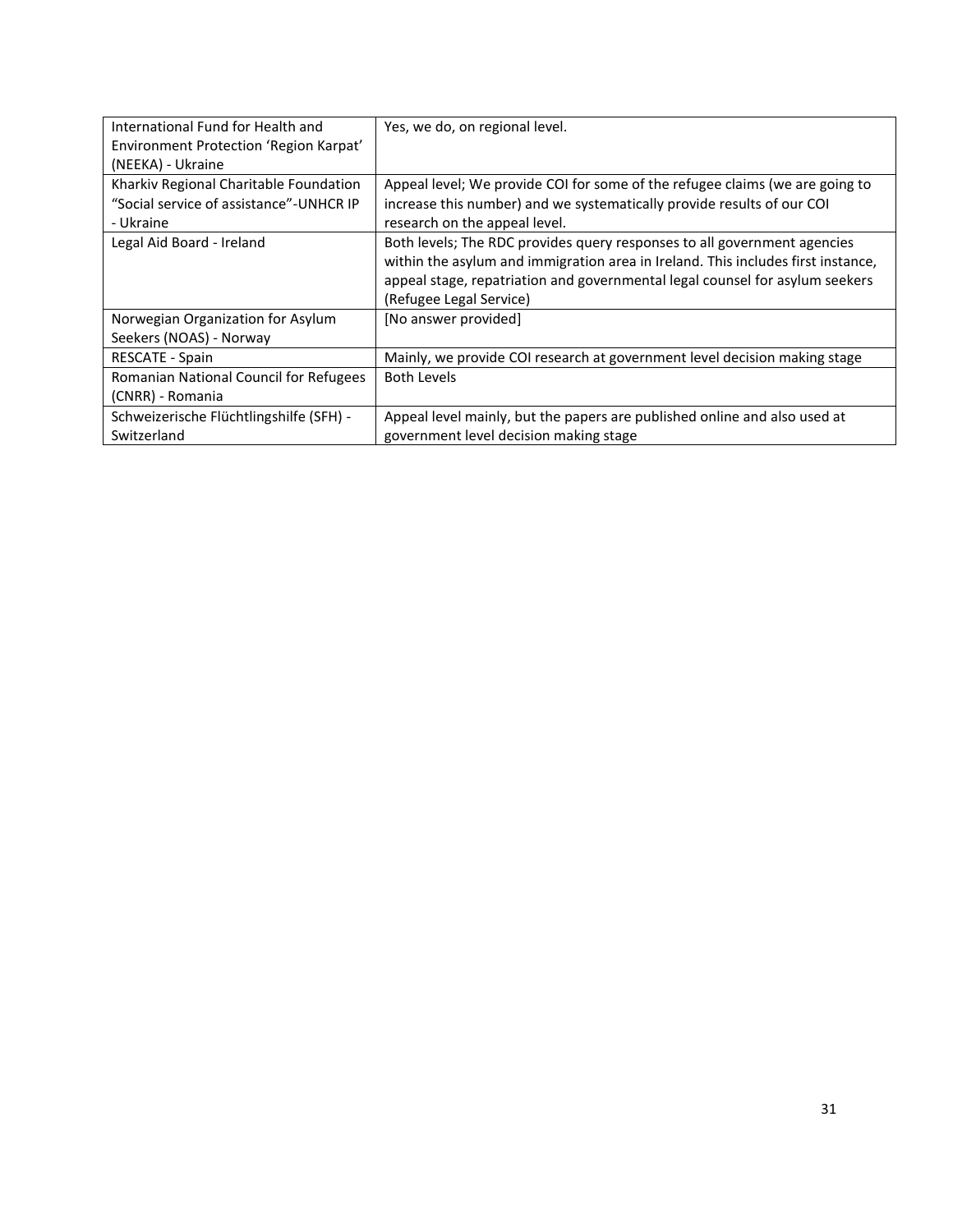| | |
|---|---|
| International Fund for Health and Environment Protection 'Region Karpat' (NEEKA) - Ukraine | Yes, we do, on regional level. |
| Kharkiv Regional Charitable Foundation "Social service of assistance"-UNHCR IP - Ukraine | Appeal level; We provide COI for some of the refugee claims (we are going to increase this number) and we systematically provide results of our COI research on the appeal level. |
| Legal Aid Board - Ireland | Both levels; The RDC provides query responses to all government agencies within the asylum and immigration area in Ireland. This includes first instance, appeal stage, repatriation and governmental legal counsel for asylum seekers (Refugee Legal Service) |
| Norwegian Organization for Asylum Seekers (NOAS) - Norway | [No answer provided] |
| RESCATE - Spain | Mainly, we provide COI research at government level decision making stage |
| Romanian National Council for Refugees (CNRR) - Romania | Both Levels |
| Schweizerische Flüchtlingshilfe (SFH) - Switzerland | Appeal level mainly, but the papers are published online and also used at government level decision making stage |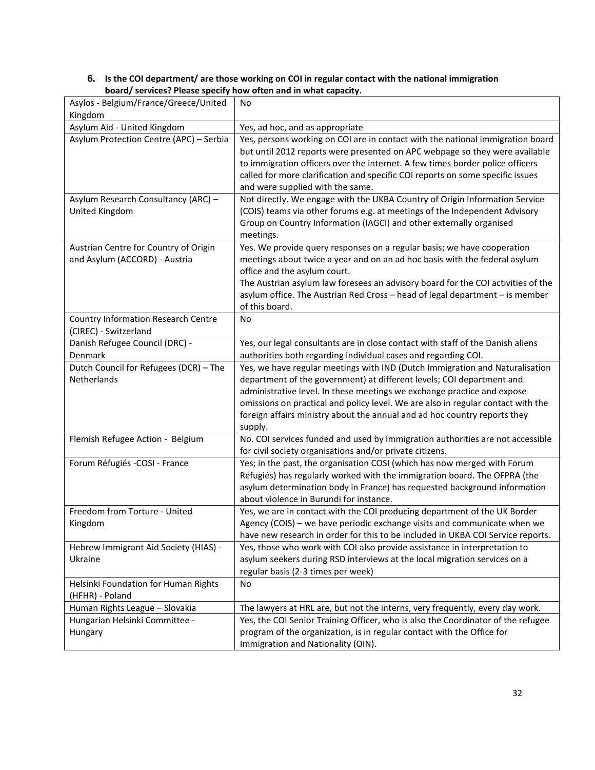### 6. Is the COI department/ are those working on COI in regular contact with the national immigration board/ services? Please specify how often and in what capacity.

| | |
|---|---|
| Asylos - Belgium/France/Greece/United Kingdom | No |
| Asylum Aid - United Kingdom | Yes, ad hoc, and as appropriate |
| Asylum Protection Centre (APC) – Serbia | Yes, persons working on COI are in contact with the national immigration board but until 2012 reports were presented on APC webpage so they were available to immigration officers over the internet. A few times border police officers called for more clarification and specific COI reports on some specific issues and were supplied with the same. |
| Asylum Research Consultancy (ARC) – United Kingdom | Not directly. We engage with the UKBA Country of Origin Information Service (COIS) teams via other forums e.g. at meetings of the Independent Advisory Group on Country Information (IAGCI) and other externally organised meetings. |
| Austrian Centre for Country of Origin and Asylum (ACCORD) - Austria | Yes. We provide query responses on a regular basis; we have cooperation meetings about twice a year and on an ad hoc basis with the federal asylum office and the asylum court.<br>The Austrian asylum law foresees an advisory board for the COI activities of the asylum office. The Austrian Red Cross – head of legal department – is member of this board. |
| Country Information Research Centre (CIREC) - Switzerland | No |
| Danish Refugee Council (DRC) - Denmark | Yes, our legal consultants are in close contact with staff of the Danish aliens authorities both regarding individual cases and regarding COI. |
| Dutch Council for Refugees (DCR) – The Netherlands | Yes, we have regular meetings with IND (Dutch Immigration and Naturalisation department of the government) at different levels; COI department and administrative level. In these meetings we exchange practice and expose omissions on practical and policy level. We are also in regular contact with the foreign affairs ministry about the annual and ad hoc country reports they supply. |
| Flemish Refugee Action - Belgium | No. COI services funded and used by immigration authorities are not accessible for civil society organisations and/or private citizens. |
| Forum Réfugiés -COSI - France | Yes; in the past, the organisation COSI (which has now merged with Forum Réfugiés) has regularly worked with the immigration board. The OFPRA (the asylum determination body in France) has requested background information about violence in Burundi for instance. |
| Freedom from Torture - United Kingdom | Yes, we are in contact with the COI producing department of the UK Border Agency (COIS) – we have periodic exchange visits and communicate when we have new research in order for this to be included in UKBA COI Service reports. |
| Hebrew Immigrant Aid Society (HIAS) - Ukraine | Yes, those who work with COI also provide assistance in interpretation to asylum seekers during RSD interviews at the local migration services on a regular basis (2-3 times per week) |
| Helsinki Foundation for Human Rights (HFHR) - Poland | No |
| Human Rights League – Slovakia | The lawyers at HRL are, but not the interns, very frequently, every day work. |
| Hungarian Helsinki Committee - Hungary | Yes, the COI Senior Training Officer, who is also the Coordinator of the refugee program of the organization, is in regular contact with the Office for Immigration and Nationality (OIN). |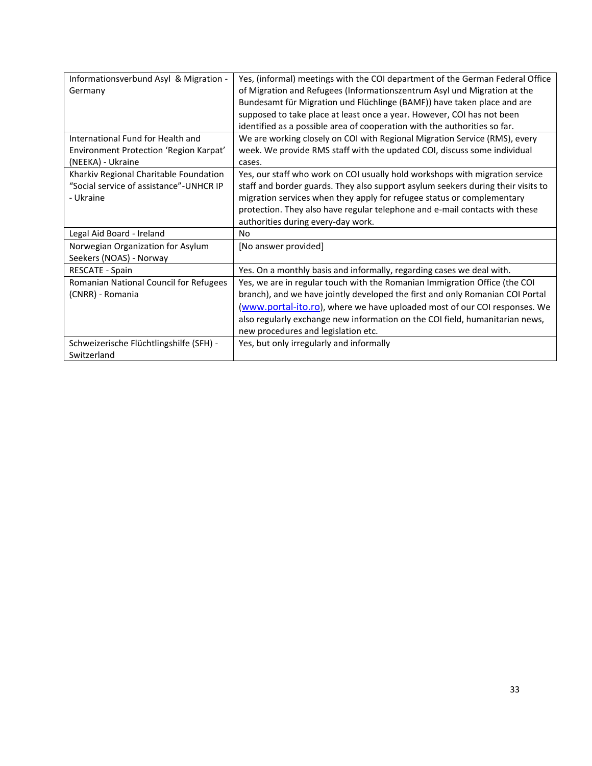| | |
|---|---|
| Informationsverbund Asyl & Migration - Germany | Yes, (informal) meetings with the COI department of the German Federal Office of Migration and Refugees (Informationszentrum Asyl und Migration at the Bundesamt für Migration und Flüchlinge (BAMF)) have taken place and are supposed to take place at least once a year. However, COI has not been identified as a possible area of cooperation with the authorities so far. |
| International Fund for Health and Environment Protection 'Region Karpat' (NEEKA) - Ukraine | We are working closely on COI with Regional Migration Service (RMS), every week. We provide RMS staff with the updated COI, discuss some individual cases. |
| Kharkiv Regional Charitable Foundation "Social service of assistance"-UNHCR IP - Ukraine | Yes, our staff who work on COI usually hold workshops with migration service staff and border guards. They also support asylum seekers during their visits to migration services when they apply for refugee status or complementary protection. They also have regular telephone and e-mail contacts with these authorities during every-day work. |
| Legal Aid Board - Ireland | No |
| Norwegian Organization for Asylum Seekers (NOAS) - Norway | [No answer provided] |
| RESCATE - Spain | Yes. On a monthly basis and informally, regarding cases we deal with. |
| Romanian National Council for Refugees (CNRR) - Romania | Yes, we are in regular touch with the Romanian Immigration Office (the COI branch), and we have jointly developed the first and only Romanian COI Portal (www.portal-ito.ro), where we have uploaded most of our COI responses. We also regularly exchange new information on the COI field, humanitarian news, new procedures and legislation etc. |
| Schweizerische Flüchtlingshilfe (SFH) - Switzerland | Yes, but only irregularly and informally |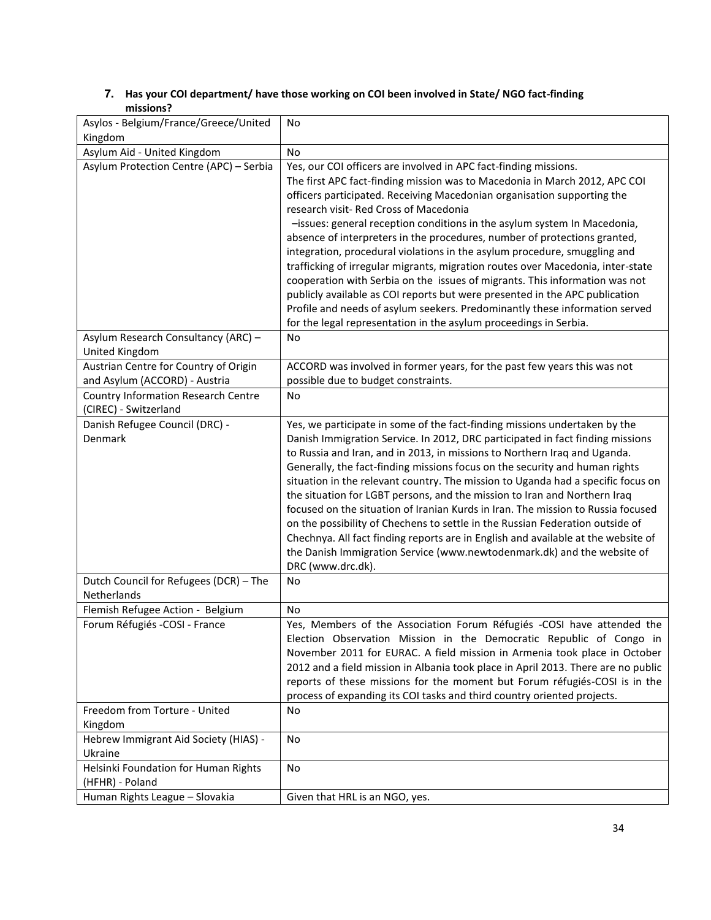### 7. Has your COI department/ have those working on COI been involved in State/ NGO fact-finding missions?

| | |
|---|---|
| Asylos - Belgium/France/Greece/United Kingdom | No |
| Asylum Aid - United Kingdom | No |
| Asylum Protection Centre (APC) – Serbia | Yes, our COI officers are involved in APC fact-finding missions. The first APC fact-finding mission was to Macedonia in March 2012, APC COI officers participated. Receiving Macedonian organisation supporting the research visit- Red Cross of Macedonia –issues: general reception conditions in the asylum system In Macedonia, absence of interpreters in the procedures, number of protections granted, integration, procedural violations in the asylum procedure, smuggling and trafficking of irregular migrants, migration routes over Macedonia, inter-state cooperation with Serbia on the issues of migrants. This information was not publicly available as COI reports but were presented in the APC publication Profile and needs of asylum seekers. Predominantly these information served for the legal representation in the asylum proceedings in Serbia. |
| Asylum Research Consultancy (ARC) – United Kingdom | No |
| Austrian Centre for Country of Origin and Asylum (ACCORD) - Austria | ACCORD was involved in former years, for the past few years this was not possible due to budget constraints. |
| Country Information Research Centre (CIREC) - Switzerland | No |
| Danish Refugee Council (DRC) - Denmark | Yes, we participate in some of the fact-finding missions undertaken by the Danish Immigration Service. In 2012, DRC participated in fact finding missions to Russia and Iran, and in 2013, in missions to Northern Iraq and Uganda. Generally, the fact-finding missions focus on the security and human rights situation in the relevant country. The mission to Uganda had a specific focus on the situation for LGBT persons, and the mission to Iran and Northern Iraq focused on the situation of Iranian Kurds in Iran. The mission to Russia focused on the possibility of Chechens to settle in the Russian Federation outside of Chechnya. All fact finding reports are in English and available at the website of the Danish Immigration Service (www.newtodenmark.dk) and the website of DRC (www.drc.dk). |
| Dutch Council for Refugees (DCR) – The Netherlands | No |
| Flemish Refugee Action - Belgium | No |
| Forum Réfugiés -COSI - France | Yes, Members of the Association Forum Réfugiés -COSI have attended the Election Observation Mission in the Democratic Republic of Congo in November 2011 for EURAC. A field mission in Armenia took place in October 2012 and a field mission in Albania took place in April 2013. There are no public reports of these missions for the moment but Forum réfugiés-COSI is in the process of expanding its COI tasks and third country oriented projects. |
| Freedom from Torture - United Kingdom | No |
| Hebrew Immigrant Aid Society (HIAS) - Ukraine | No |
| Helsinki Foundation for Human Rights (HFHR) - Poland | No |
| Human Rights League – Slovakia | Given that HRL is an NGO, yes. |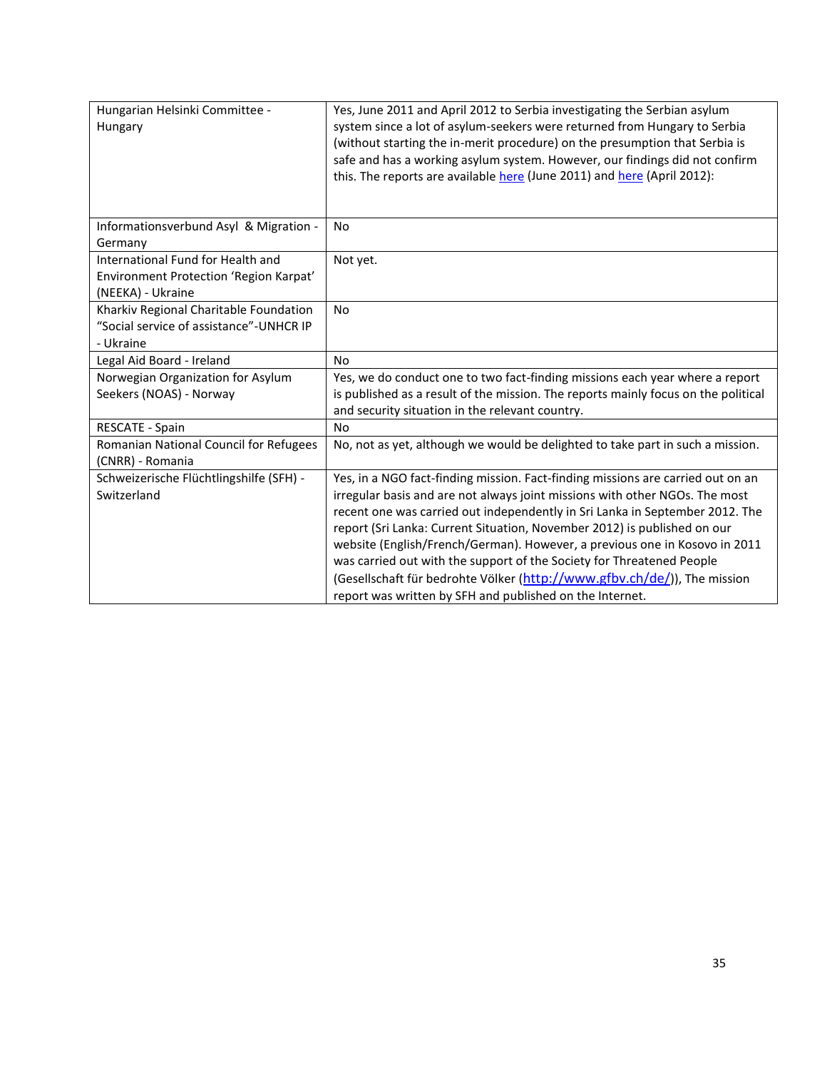| | |
|---|---|
| Hungarian Helsinki Committee - Hungary | Yes, June 2011 and April 2012 to Serbia investigating the Serbian asylum system since a lot of asylum-seekers were returned from Hungary to Serbia (without starting the in-merit procedure) on the presumption that Serbia is safe and has a working asylum system. However, our findings did not confirm this. The reports are available here (June 2011) and here (April 2012): |
| Informationsverbund Asyl & Migration - Germany | No |
| International Fund for Health and Environment Protection 'Region Karpat' (NEEKA) - Ukraine | Not yet. |
| Kharkiv Regional Charitable Foundation "Social service of assistance"-UNHCR IP - Ukraine | No |
| Legal Aid Board - Ireland | No |
| Norwegian Organization for Asylum Seekers (NOAS) - Norway | Yes, we do conduct one to two fact-finding missions each year where a report is published as a result of the mission. The reports mainly focus on the political and security situation in the relevant country. |
| RESCATE - Spain | No |
| Romanian National Council for Refugees (CNRR) - Romania | No, not as yet, although we would be delighted to take part in such a mission. |
| Schweizerische Flüchtlingshilfe (SFH) - Switzerland | Yes, in a NGO fact-finding mission. Fact-finding missions are carried out on an irregular basis and are not always joint missions with other NGOs. The most recent one was carried out independently in Sri Lanka in September 2012. The report (Sri Lanka: Current Situation, November 2012) is published on our website (English/French/German). However, a previous one in Kosovo in 2011 was carried out with the support of the Society for Threatened People (Gesellschaft für bedrohte Völker (http://www.gfbv.ch/de/)), The mission report was written by SFH and published on the Internet. |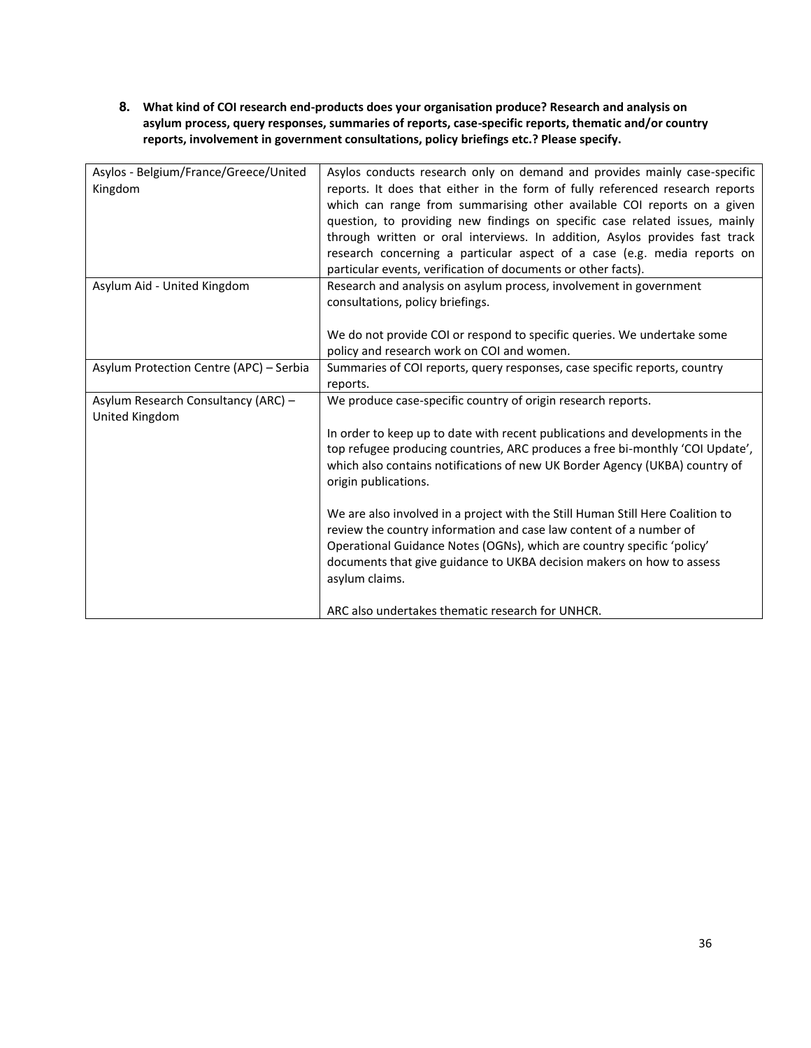**8. What kind of COI research end-products does your organisation produce? Research and analysis on asylum process, query responses, summaries of reports, case-specific reports, thematic and/or country reports, involvement in government consultations, policy briefings etc.? Please specify.**

| Organisation | Response |
|---|---|
| Asylos - Belgium/France/Greece/United Kingdom | Asylos conducts research only on demand and provides mainly case-specific reports. It does that either in the form of fully referenced research reports which can range from summarising other available COI reports on a given question, to providing new findings on specific case related issues, mainly through written or oral interviews. In addition, Asylos provides fast track research concerning a particular aspect of a case (e.g. media reports on particular events, verification of documents or other facts). |
| Asylum Aid - United Kingdom | Research and analysis on asylum process, involvement in government consultations, policy briefings.<br><br>We do not provide COI or respond to specific queries. We undertake some policy and research work on COI and women. |
| Asylum Protection Centre (APC) – Serbia | Summaries of COI reports, query responses, case specific reports, country reports. |
| Asylum Research Consultancy (ARC) – United Kingdom | We produce case-specific country of origin research reports.<br><br>In order to keep up to date with recent publications and developments in the top refugee producing countries, ARC produces a free bi-monthly 'COI Update', which also contains notifications of new UK Border Agency (UKBA) country of origin publications.<br><br>We are also involved in a project with the Still Human Still Here Coalition to review the country information and case law content of a number of Operational Guidance Notes (OGNs), which are country specific 'policy' documents that give guidance to UKBA decision makers on how to assess asylum claims.<br><br>ARC also undertakes thematic research for UNHCR. |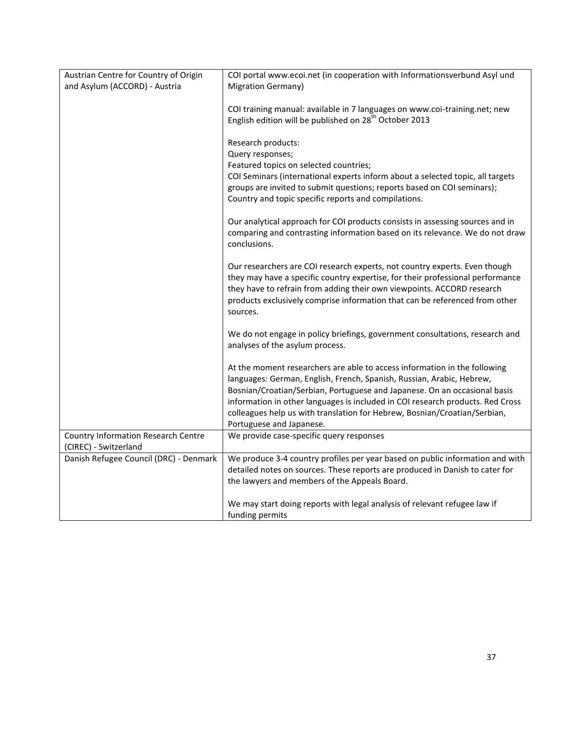| | |
|---|---|
| Austrian Centre for Country of Origin and Asylum (ACCORD) - Austria | COI portal www.ecoi.net (in cooperation with Informationsverbund Asyl und Migration Germany)<br><br>COI training manual: available in 7 languages on www.coi-training.net; new English edition will be published on 28th October 2013<br><br>Research products:<br>Query responses;<br>Featured topics on selected countries;<br>COI Seminars (international experts inform about a selected topic, all targets groups are invited to submit questions; reports based on COI seminars);<br>Country and topic specific reports and compilations.<br><br>Our analytical approach for COI products consists in assessing sources and in comparing and contrasting information based on its relevance. We do not draw conclusions.<br><br>Our researchers are COI research experts, not country experts. Even though they may have a specific country expertise, for their professional performance they have to refrain from adding their own viewpoints. ACCORD research products exclusively comprise information that can be referenced from other sources.<br><br>We do not engage in policy briefings, government consultations, research and analyses of the asylum process.<br><br>At the moment researchers are able to access information in the following languages: German, English, French, Spanish, Russian, Arabic, Hebrew, Bosnian/Croatian/Serbian, Portuguese and Japanese. On an occasional basis information in other languages is included in COI research products. Red Cross colleagues help us with translation for Hebrew, Bosnian/Croatian/Serbian, Portuguese and Japanese. |
| Country Information Research Centre (CIREC) - Switzerland | We provide case-specific query responses |
| Danish Refugee Council (DRC) - Denmark | We produce 3-4 country profiles per year based on public information and with detailed notes on sources. These reports are produced in Danish to cater for the lawyers and members of the Appeals Board.<br><br>We may start doing reports with legal analysis of relevant refugee law if funding permits |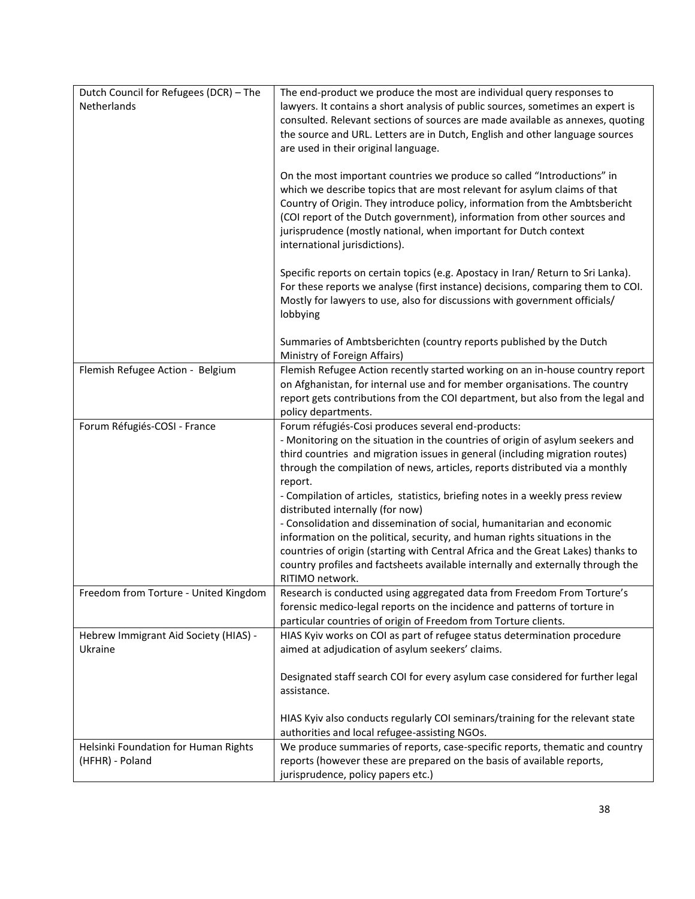| | |
|---|---|
| Dutch Council for Refugees (DCR) – The Netherlands | The end-product we produce the most are individual query responses to lawyers. It contains a short analysis of public sources, sometimes an expert is consulted. Relevant sections of sources are made available as annexes, quoting the source and URL. Letters are in Dutch, English and other language sources are used in their original language.<br><br>On the most important countries we produce so called "Introductions" in which we describe topics that are most relevant for asylum claims of that Country of Origin. They introduce policy, information from the Ambtsbericht (COI report of the Dutch government), information from other sources and jurisprudence (mostly national, when important for Dutch context international jurisdictions).<br><br>Specific reports on certain topics (e.g. Apostacy in Iran/ Return to Sri Lanka). For these reports we analyse (first instance) decisions, comparing them to COI. Mostly for lawyers to use, also for discussions with government officials/ lobbying<br><br>Summaries of Ambtsberichten (country reports published by the Dutch Ministry of Foreign Affairs) |
| Flemish Refugee Action - Belgium | Flemish Refugee Action recently started working on an in-house country report on Afghanistan, for internal use and for member organisations. The country report gets contributions from the COI department, but also from the legal and policy departments. |
| Forum Réfugiés-COSI - France | Forum réfugiés-Cosi produces several end-products:<br>- Monitoring on the situation in the countries of origin of asylum seekers and third countries and migration issues in general (including migration routes) through the compilation of news, articles, reports distributed via a monthly report.<br>- Compilation of articles, statistics, briefing notes in a weekly press review distributed internally (for now)<br>- Consolidation and dissemination of social, humanitarian and economic information on the political, security, and human rights situations in the countries of origin (starting with Central Africa and the Great Lakes) thanks to country profiles and factsheets available internally and externally through the RITIMO network. |
| Freedom from Torture - United Kingdom | Research is conducted using aggregated data from Freedom From Torture's forensic medico-legal reports on the incidence and patterns of torture in particular countries of origin of Freedom from Torture clients. |
| Hebrew Immigrant Aid Society (HIAS) - Ukraine | HIAS Kyiv works on COI as part of refugee status determination procedure aimed at adjudication of asylum seekers' claims.<br><br>Designated staff search COI for every asylum case considered for further legal assistance.<br><br>HIAS Kyiv also conducts regularly COI seminars/training for the relevant state authorities and local refugee-assisting NGOs. |
| Helsinki Foundation for Human Rights (HFHR) - Poland | We produce summaries of reports, case-specific reports, thematic and country reports (however these are prepared on the basis of available reports, jurisprudence, policy papers etc.) |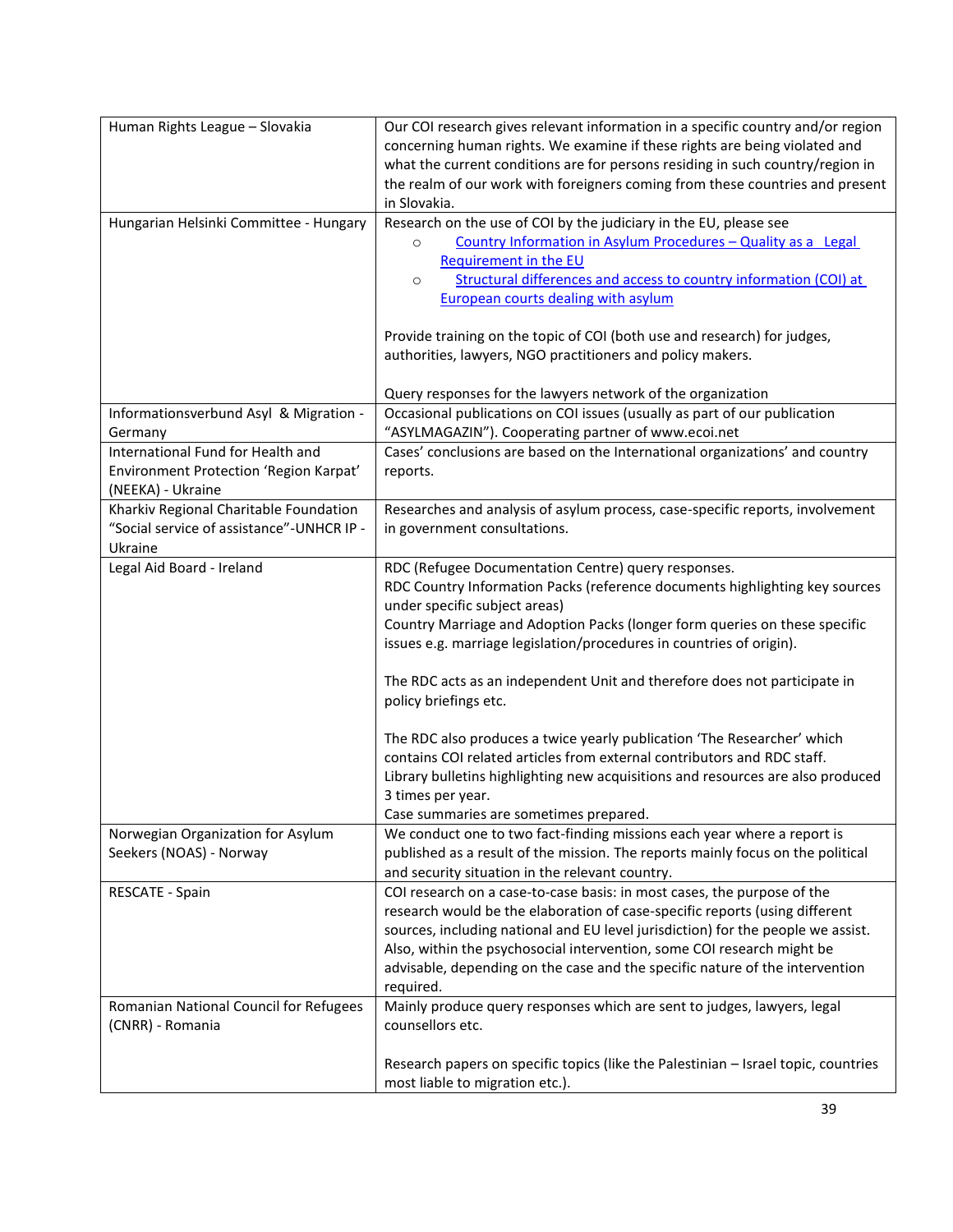| | |
|---|---|
| Human Rights League – Slovakia | Our COI research gives relevant information in a specific country and/or region concerning human rights. We examine if these rights are being violated and what the current conditions are for persons residing in such country/region in the realm of our work with foreigners coming from these countries and present in Slovakia. |
| Hungarian Helsinki Committee - Hungary | Research on the use of COI by the judiciary in the EU, please see<br>○ Country Information in Asylum Procedures – Quality as a Legal Requirement in the EU<br>○ Structural differences and access to country information (COI) at European courts dealing with asylum<br><br>Provide training on the topic of COI (both use and research) for judges, authorities, lawyers, NGO practitioners and policy makers.<br><br>Query responses for the lawyers network of the organization |
| Informationsverbund Asyl & Migration - Germany | Occasional publications on COI issues (usually as part of our publication "ASYLMAGAZIN"). Cooperating partner of www.ecoi.net |
| International Fund for Health and Environment Protection 'Region Karpat' (NEEKA) - Ukraine | Cases' conclusions are based on the International organizations' and country reports. |
| Kharkiv Regional Charitable Foundation "Social service of assistance"-UNHCR IP - Ukraine | Researches and analysis of asylum process, case-specific reports, involvement in government consultations. |
| Legal Aid Board - Ireland | RDC (Refugee Documentation Centre) query responses.<br>RDC Country Information Packs (reference documents highlighting key sources under specific subject areas)<br>Country Marriage and Adoption Packs (longer form queries on these specific issues e.g. marriage legislation/procedures in countries of origin).<br><br>The RDC acts as an independent Unit and therefore does not participate in policy briefings etc.<br><br>The RDC also produces a twice yearly publication 'The Researcher' which contains COI related articles from external contributors and RDC staff.<br>Library bulletins highlighting new acquisitions and resources are also produced 3 times per year.<br>Case summaries are sometimes prepared. |
| Norwegian Organization for Asylum Seekers (NOAS) - Norway | We conduct one to two fact-finding missions each year where a report is published as a result of the mission. The reports mainly focus on the political and security situation in the relevant country. |
| RESCATE - Spain | COI research on a case-to-case basis: in most cases, the purpose of the research would be the elaboration of case-specific reports (using different sources, including national and EU level jurisdiction) for the people we assist. Also, within the psychosocial intervention, some COI research might be advisable, depending on the case and the specific nature of the intervention required. |
| Romanian National Council for Refugees (CNRR) - Romania | Mainly produce query responses which are sent to judges, lawyers, legal counsellors etc.<br><br>Research papers on specific topics (like the Palestinian – Israel topic, countries most liable to migration etc.). |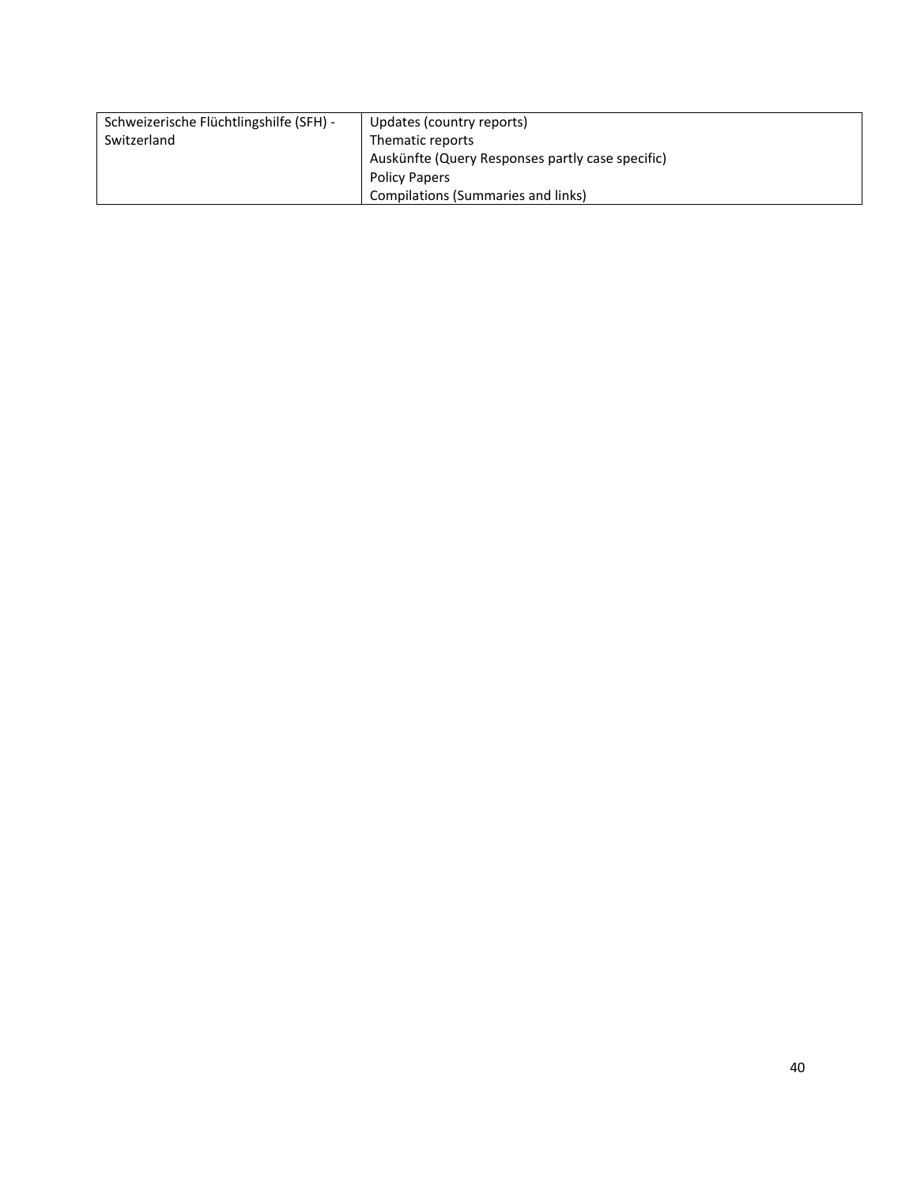| | |
|---|---|
| Schweizerische Flüchtlingshilfe (SFH) - Switzerland | Updates (country reports)<br>Thematic reports<br>Auskünfte (Query Responses partly case specific)<br>Policy Papers<br>Compilations (Summaries and links) |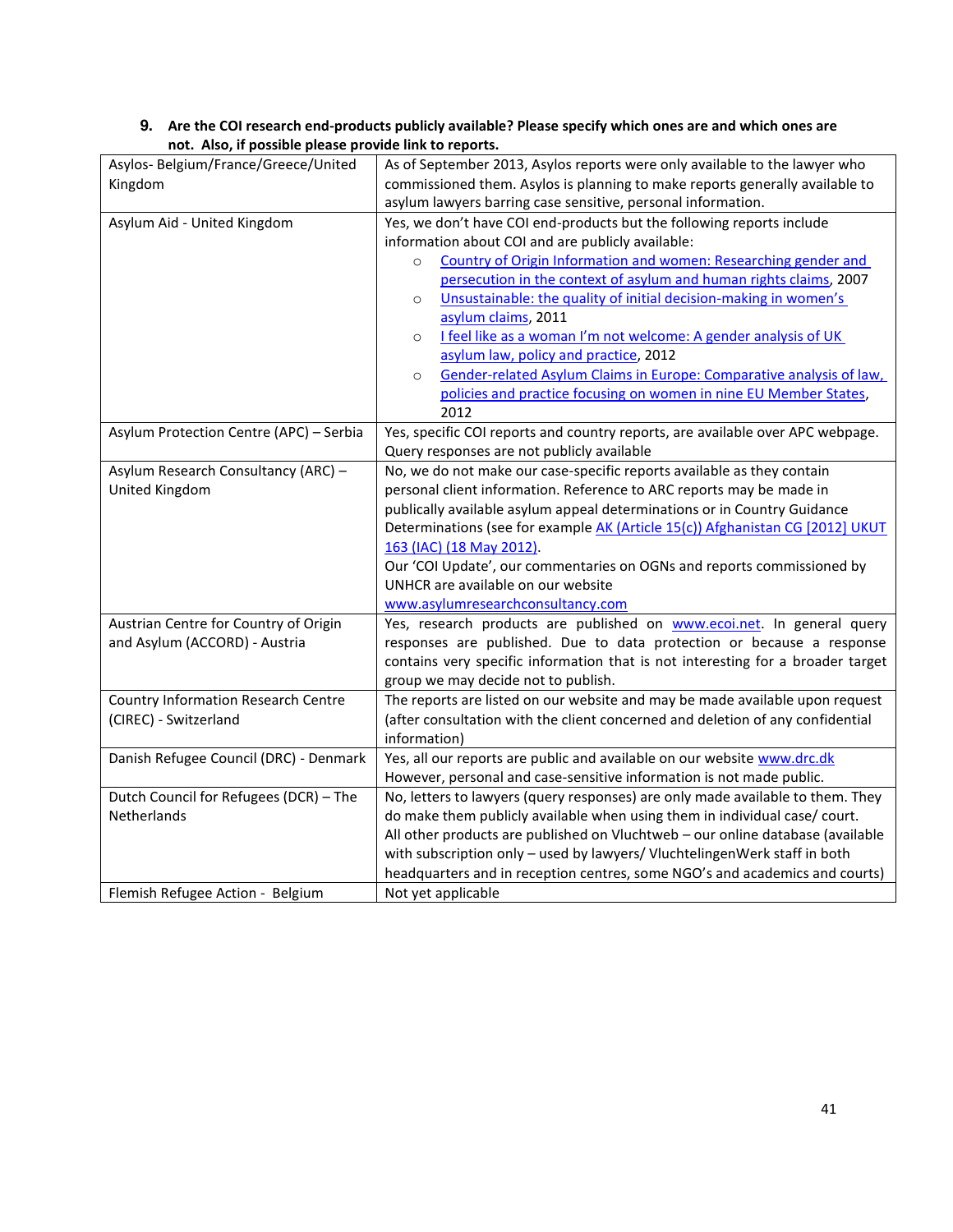**9. Are the COI research end-products publicly available? Please specify which ones are and which ones are not. Also, if possible please provide link to reports.**

| | |
|---|---|
| Asylos- Belgium/France/Greece/United Kingdom | As of September 2013, Asylos reports were only available to the lawyer who commissioned them. Asylos is planning to make reports generally available to asylum lawyers barring case sensitive, personal information. |
| Asylum Aid - United Kingdom | Yes, we don't have COI end-products but the following reports include information about COI and are publicly available:<br>○ Country of Origin Information and women: Researching gender and persecution in the context of asylum and human rights claims, 2007<br>○ Unsustainable: the quality of initial decision-making in women's asylum claims, 2011<br>○ I feel like as a woman I'm not welcome: A gender analysis of UK asylum law, policy and practice, 2012<br>○ Gender-related Asylum Claims in Europe: Comparative analysis of law, policies and practice focusing on women in nine EU Member States, 2012 |
| Asylum Protection Centre (APC) – Serbia | Yes, specific COI reports and country reports, are available over APC webpage. Query responses are not publicly available |
| Asylum Research Consultancy (ARC) – United Kingdom | No, we do not make our case-specific reports available as they contain personal client information. Reference to ARC reports may be made in publically available asylum appeal determinations or in Country Guidance Determinations (see for example AK (Article 15(c)) Afghanistan CG [2012] UKUT 163 (IAC) (18 May 2012).<br>Our 'COI Update', our commentaries on OGNs and reports commissioned by UNHCR are available on our website www.asylumresearchconsultancy.com |
| Austrian Centre for Country of Origin and Asylum (ACCORD) - Austria | Yes, research products are published on www.ecoi.net. In general query responses are published. Due to data protection or because a response contains very specific information that is not interesting for a broader target group we may decide not to publish. |
| Country Information Research Centre (CIREC) - Switzerland | The reports are listed on our website and may be made available upon request (after consultation with the client concerned and deletion of any confidential information) |
| Danish Refugee Council (DRC) - Denmark | Yes, all our reports are public and available on our website www.drc.dk<br>However, personal and case-sensitive information is not made public. |
| Dutch Council for Refugees (DCR) – The Netherlands | No, letters to lawyers (query responses) are only made available to them. They do make them publicly available when using them in individual case/ court.<br>All other products are published on Vluchtweb – our online database (available with subscription only – used by lawyers/ VluchtelingenWerk staff in both headquarters and in reception centres, some NGO's and academics and courts) |
| Flemish Refugee Action - Belgium | Not yet applicable |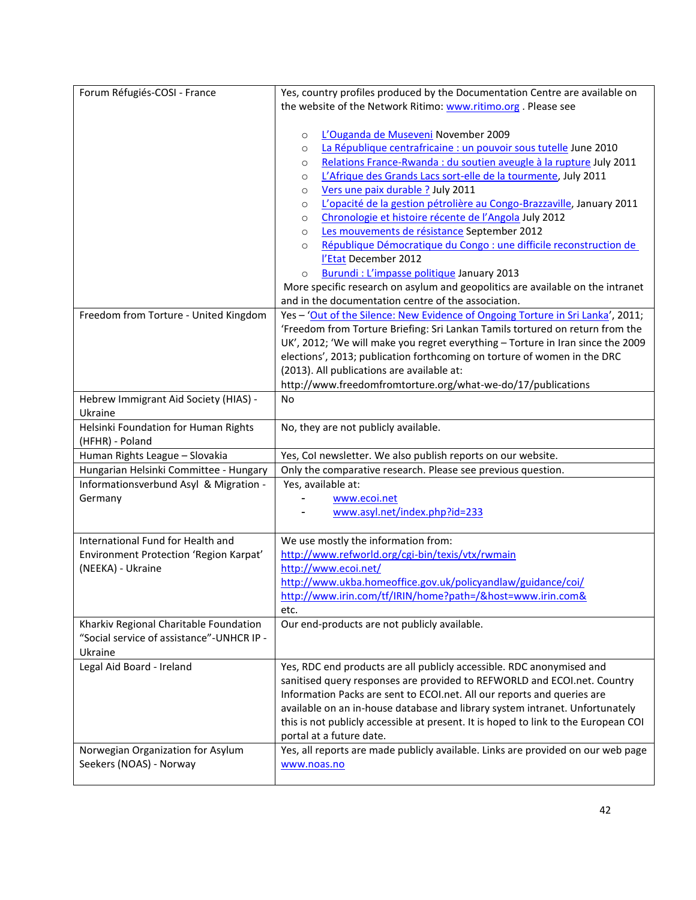| | |
|---|---|
| Forum Réfugiés-COSI - France | Yes, country profiles produced by the Documentation Centre are available on the website of the Network Ritimo: www.ritimo.org . Please see<br><br>○ L'Ouganda de Museveni November 2009<br>○ La République centrafricaine : un pouvoir sous tutelle June 2010<br>○ Relations France-Rwanda : du soutien aveugle à la rupture July 2011<br>○ L'Afrique des Grands Lacs sort-elle de la tourmente, July 2011<br>○ Vers une paix durable ? July 2011<br>○ L'opacité de la gestion pétrolière au Congo-Brazzaville, January 2011<br>○ Chronologie et histoire récente de l'Angola July 2012<br>○ Les mouvements de résistance September 2012<br>○ République Démocratique du Congo : une difficile reconstruction de l'Etat December 2012<br>○ Burundi : L'impasse politique January 2013<br><br>More specific research on asylum and geopolitics are available on the intranet and in the documentation centre of the association. |
| Freedom from Torture - United Kingdom | Yes – 'Out of the Silence: New Evidence of Ongoing Torture in Sri Lanka', 2011; 'Freedom from Torture Briefing: Sri Lankan Tamils tortured on return from the UK', 2012; 'We will make you regret everything – Torture in Iran since the 2009 elections', 2013; publication forthcoming on torture of women in the DRC (2013). All publications are available at: http://www.freedomfromtorture.org/what-we-do/17/publications |
| Hebrew Immigrant Aid Society (HIAS) - Ukraine | No |
| Helsinki Foundation for Human Rights (HFHR) - Poland | No, they are not publicly available. |
| Human Rights League – Slovakia | Yes, CoI newsletter. We also publish reports on our website. |
| Hungarian Helsinki Committee - Hungary | Only the comparative research. Please see previous question. |
| Informationsverbund Asyl & Migration - Germany | Yes, available at:<br>- www.ecoi.net<br>- www.asyl.net/index.php?id=233 |
| International Fund for Health and Environment Protection 'Region Karpat' (NEEKA) - Ukraine | We use mostly the information from:<br>http://www.refworld.org/cgi-bin/texis/vtx/rwmain<br>http://www.ecoi.net/<br>http://www.ukba.homeoffice.gov.uk/policyandlaw/guidance/coi/<br>http://www.irin.com/tf/IRIN/home?path=/&host=www.irin.com&<br>etc. |
| Kharkiv Regional Charitable Foundation "Social service of assistance"-UNHCR IP - Ukraine | Our end-products are not publicly available. |
| Legal Aid Board - Ireland | Yes, RDC end products are all publicly accessible. RDC anonymised and sanitised query responses are provided to REFWORLD and ECOI.net. Country Information Packs are sent to ECOI.net. All our reports and queries are available on an in-house database and library system intranet. Unfortunately this is not publicly accessible at present. It is hoped to link to the European COI portal at a future date. |
| Norwegian Organization for Asylum Seekers (NOAS) - Norway | Yes, all reports are made publicly available. Links are provided on our web page www.noas.no |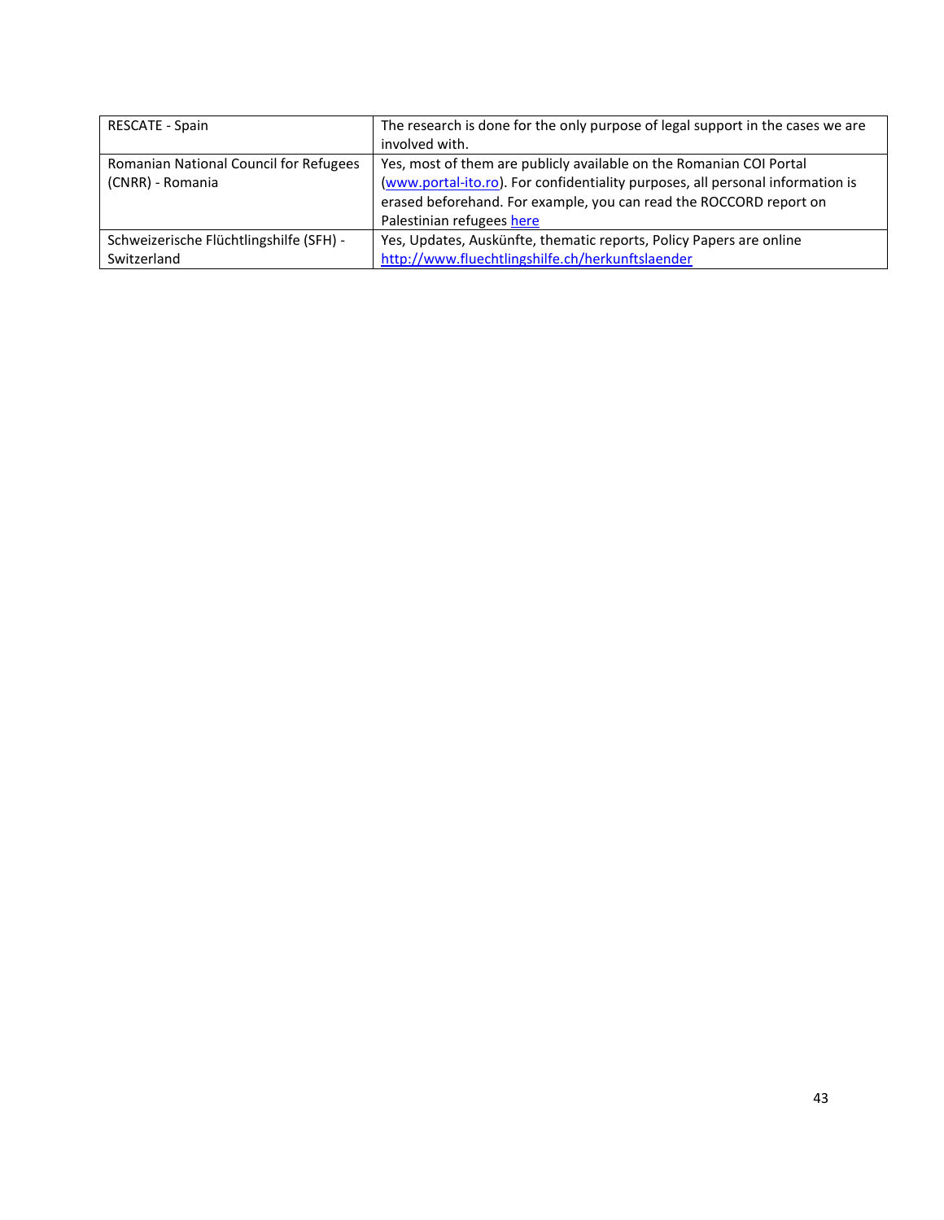| | |
|---|---|
| RESCATE - Spain | The research is done for the only purpose of legal support in the cases we are involved with. |
| Romanian National Council for Refugees (CNRR) - Romania | Yes, most of them are publicly available on the Romanian COI Portal (www.portal-ito.ro). For confidentiality purposes, all personal information is erased beforehand. For example, you can read the ROCCORD report on Palestinian refugees here |
| Schweizerische Flüchtlingshilfe (SFH) - Switzerland | Yes, Updates, Auskünfte, thematic reports, Policy Papers are online http://www.fluechtlingshilfe.ch/herkunftslaender |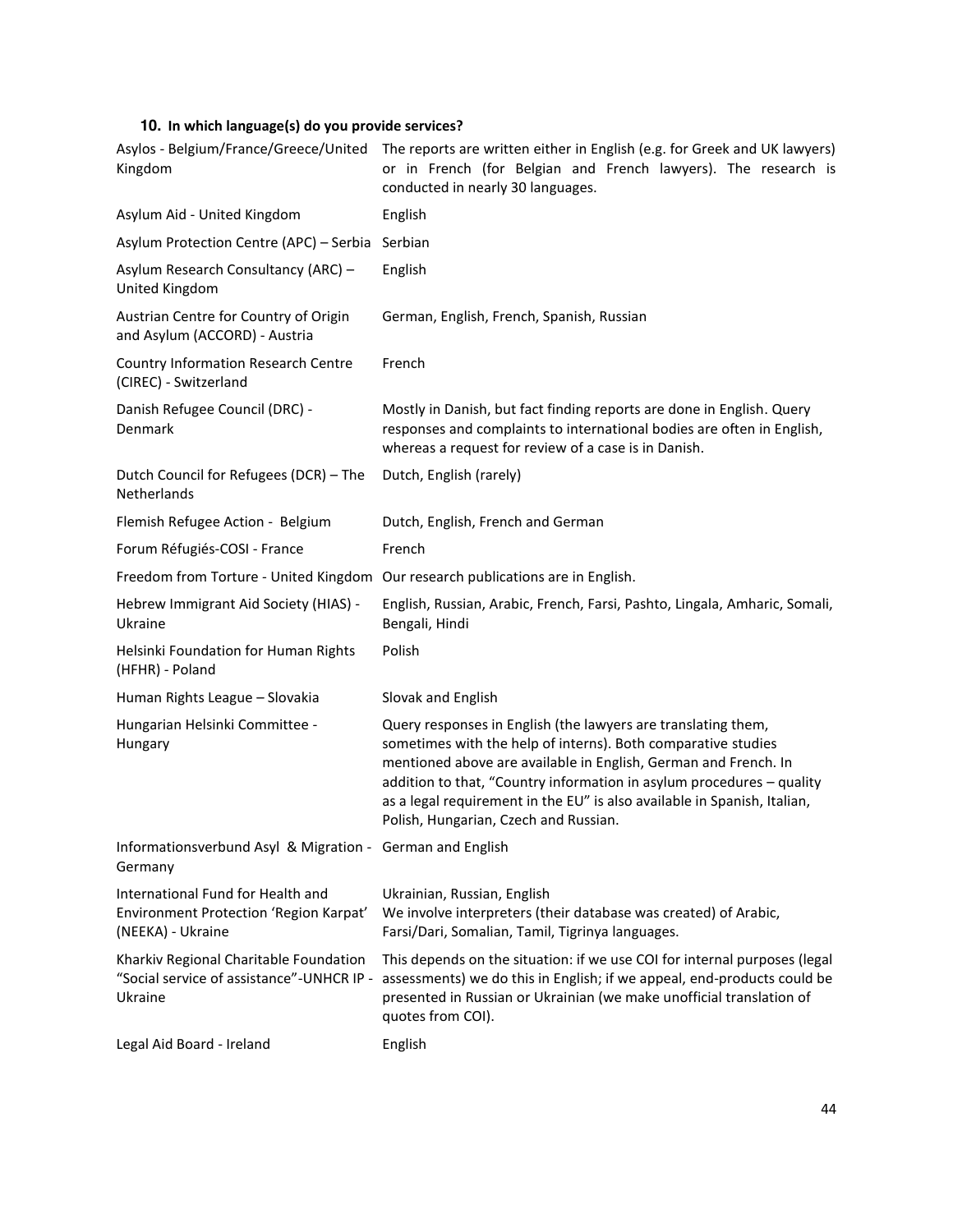### 10. In which language(s) do you provide services?

| | |
|---|---|
| Asylos - Belgium/France/Greece/United Kingdom | The reports are written either in English (e.g. for Greek and UK lawyers) or in French (for Belgian and French lawyers). The research is conducted in nearly 30 languages. |
| Asylum Aid - United Kingdom | English |
| Asylum Protection Centre (APC) – Serbia | Serbian |
| Asylum Research Consultancy (ARC) – United Kingdom | English |
| Austrian Centre for Country of Origin and Asylum (ACCORD) - Austria | German, English, French, Spanish, Russian |
| Country Information Research Centre (CIREC) - Switzerland | French |
| Danish Refugee Council (DRC) - Denmark | Mostly in Danish, but fact finding reports are done in English. Query responses and complaints to international bodies are often in English, whereas a request for review of a case is in Danish. |
| Dutch Council for Refugees (DCR) – The Netherlands | Dutch, English (rarely) |
| Flemish Refugee Action - Belgium | Dutch, English, French and German |
| Forum Réfugiés-COSI - France | French |
| Freedom from Torture - United Kingdom | Our research publications are in English. |
| Hebrew Immigrant Aid Society (HIAS) - Ukraine | English, Russian, Arabic, French, Farsi, Pashto, Lingala, Amharic, Somali, Bengali, Hindi |
| Helsinki Foundation for Human Rights (HFHR) - Poland | Polish |
| Human Rights League – Slovakia | Slovak and English |
| Hungarian Helsinki Committee - Hungary | Query responses in English (the lawyers are translating them, sometimes with the help of interns). Both comparative studies mentioned above are available in English, German and French. In addition to that, "Country information in asylum procedures – quality as a legal requirement in the EU" is also available in Spanish, Italian, Polish, Hungarian, Czech and Russian. |
| Informationsverbund Asyl & Migration - Germany | German and English |
| International Fund for Health and Environment Protection 'Region Karpat' (NEEKA) - Ukraine | Ukrainian, Russian, English<br>We involve interpreters (their database was created) of Arabic, Farsi/Dari, Somalian, Tamil, Tigrinya languages. |
| Kharkiv Regional Charitable Foundation "Social service of assistance"-UNHCR IP - Ukraine | This depends on the situation: if we use COI for internal purposes (legal assessments) we do this in English; if we appeal, end-products could be presented in Russian or Ukrainian (we make unofficial translation of quotes from COI). |
| Legal Aid Board - Ireland | English |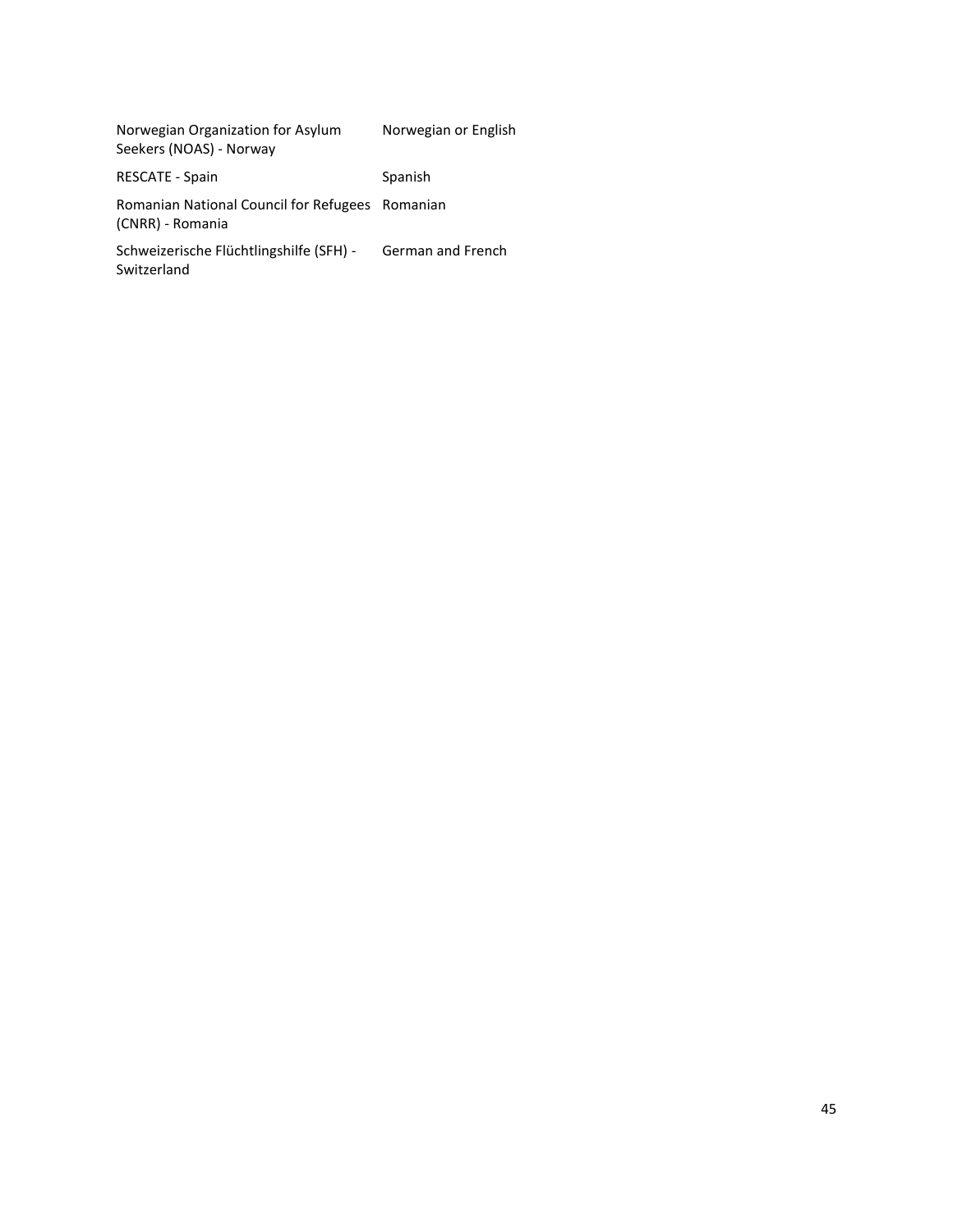| | |
|---|---|
| Norwegian Organization for Asylum Seekers (NOAS) - Norway | Norwegian or English |
| RESCATE - Spain | Spanish |
| Romanian National Council for Refugees (CNRR) - Romania | Romanian |
| Schweizerische Flüchtlingshilfe (SFH) - Switzerland | German and French |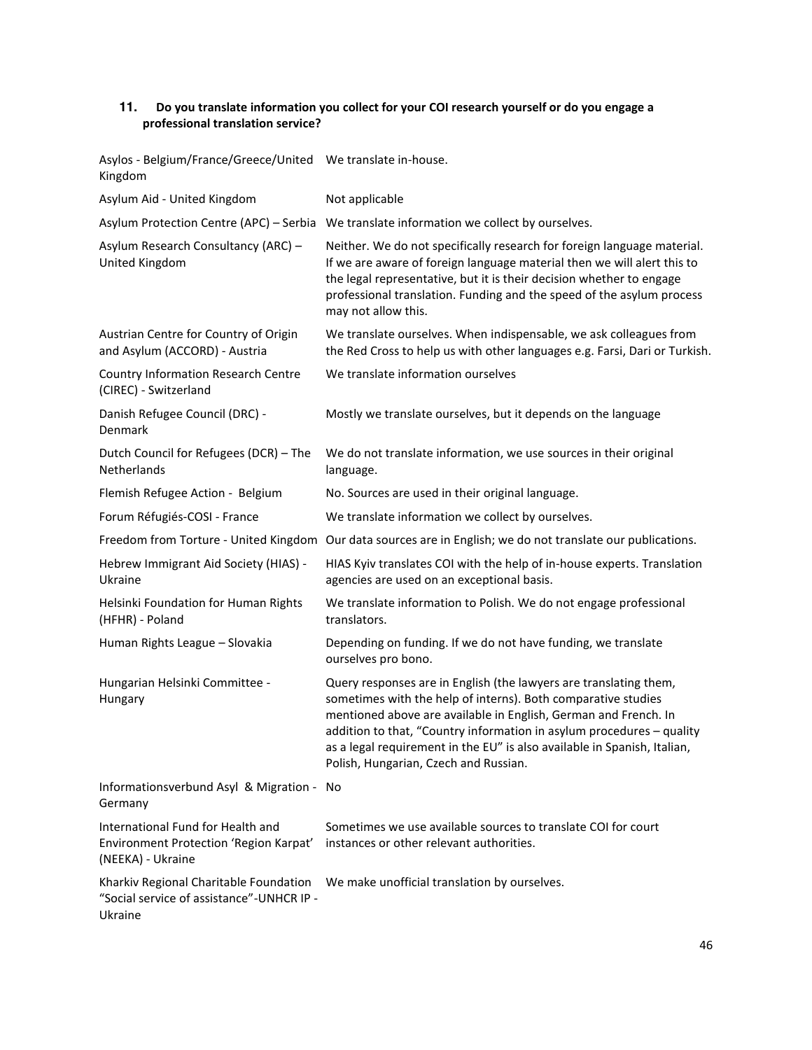### 11. Do you translate information you collect for your COI research yourself or do you engage a professional translation service?

| | |
|---|---|
| Asylos - Belgium/France/Greece/United Kingdom | We translate in-house. |
| Asylum Aid - United Kingdom | Not applicable |
| Asylum Protection Centre (APC) – Serbia | We translate information we collect by ourselves. |
| Asylum Research Consultancy (ARC) – United Kingdom | Neither. We do not specifically research for foreign language material. If we are aware of foreign language material then we will alert this to the legal representative, but it is their decision whether to engage professional translation. Funding and the speed of the asylum process may not allow this. |
| Austrian Centre for Country of Origin and Asylum (ACCORD) - Austria | We translate ourselves. When indispensable, we ask colleagues from the Red Cross to help us with other languages e.g. Farsi, Dari or Turkish. |
| Country Information Research Centre (CIREC) - Switzerland | We translate information ourselves |
| Danish Refugee Council (DRC) - Denmark | Mostly we translate ourselves, but it depends on the language |
| Dutch Council for Refugees (DCR) – The Netherlands | We do not translate information, we use sources in their original language. |
| Flemish Refugee Action - Belgium | No. Sources are used in their original language. |
| Forum Réfugiés-COSI - France | We translate information we collect by ourselves. |
| Freedom from Torture - United Kingdom | Our data sources are in English; we do not translate our publications. |
| Hebrew Immigrant Aid Society (HIAS) - Ukraine | HIAS Kyiv translates COI with the help of in-house experts. Translation agencies are used on an exceptional basis. |
| Helsinki Foundation for Human Rights (HFHR) - Poland | We translate information to Polish. We do not engage professional translators. |
| Human Rights League – Slovakia | Depending on funding. If we do not have funding, we translate ourselves pro bono. |
| Hungarian Helsinki Committee - Hungary | Query responses are in English (the lawyers are translating them, sometimes with the help of interns). Both comparative studies mentioned above are available in English, German and French. In addition to that, "Country information in asylum procedures – quality as a legal requirement in the EU" is also available in Spanish, Italian, Polish, Hungarian, Czech and Russian. |
| Informationsverbund Asyl & Migration - Germany | No |
| International Fund for Health and Environment Protection 'Region Karpat' (NEEKA) - Ukraine | Sometimes we use available sources to translate COI for court instances or other relevant authorities. |
| Kharkiv Regional Charitable Foundation "Social service of assistance"-UNHCR IP - Ukraine | We make unofficial translation by ourselves. |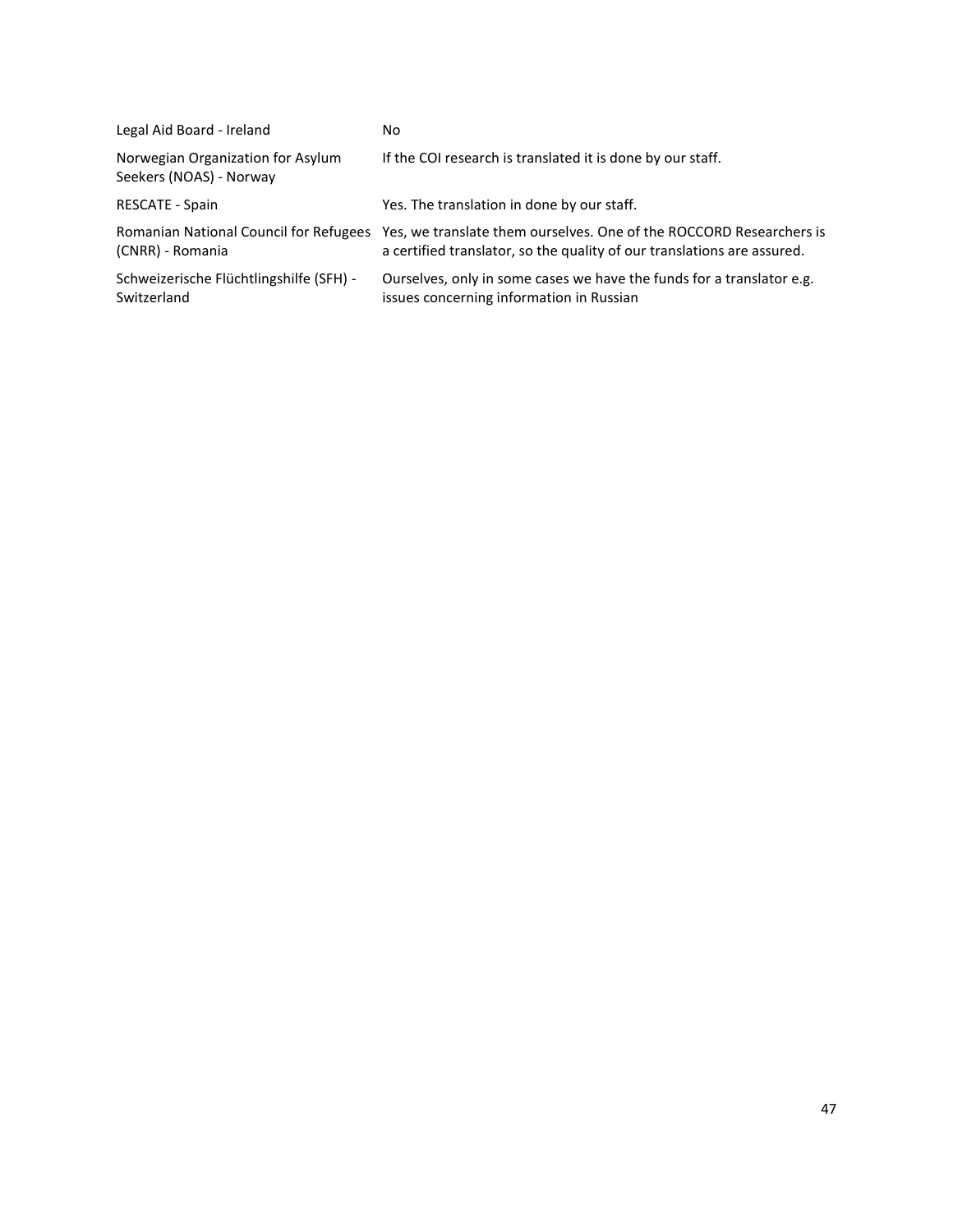| | |
|---|---|
| Legal Aid Board - Ireland | No |
| Norwegian Organization for Asylum Seekers (NOAS) - Norway | If the COI research is translated it is done by our staff. |
| RESCATE - Spain | Yes. The translation in done by our staff. |
| Romanian National Council for Refugees (CNRR) - Romania | Yes, we translate them ourselves. One of the ROCCORD Researchers is a certified translator, so the quality of our translations are assured. |
| Schweizerische Flüchtlingshilfe (SFH) - Switzerland | Ourselves, only in some cases we have the funds for a translator e.g. issues concerning information in Russian |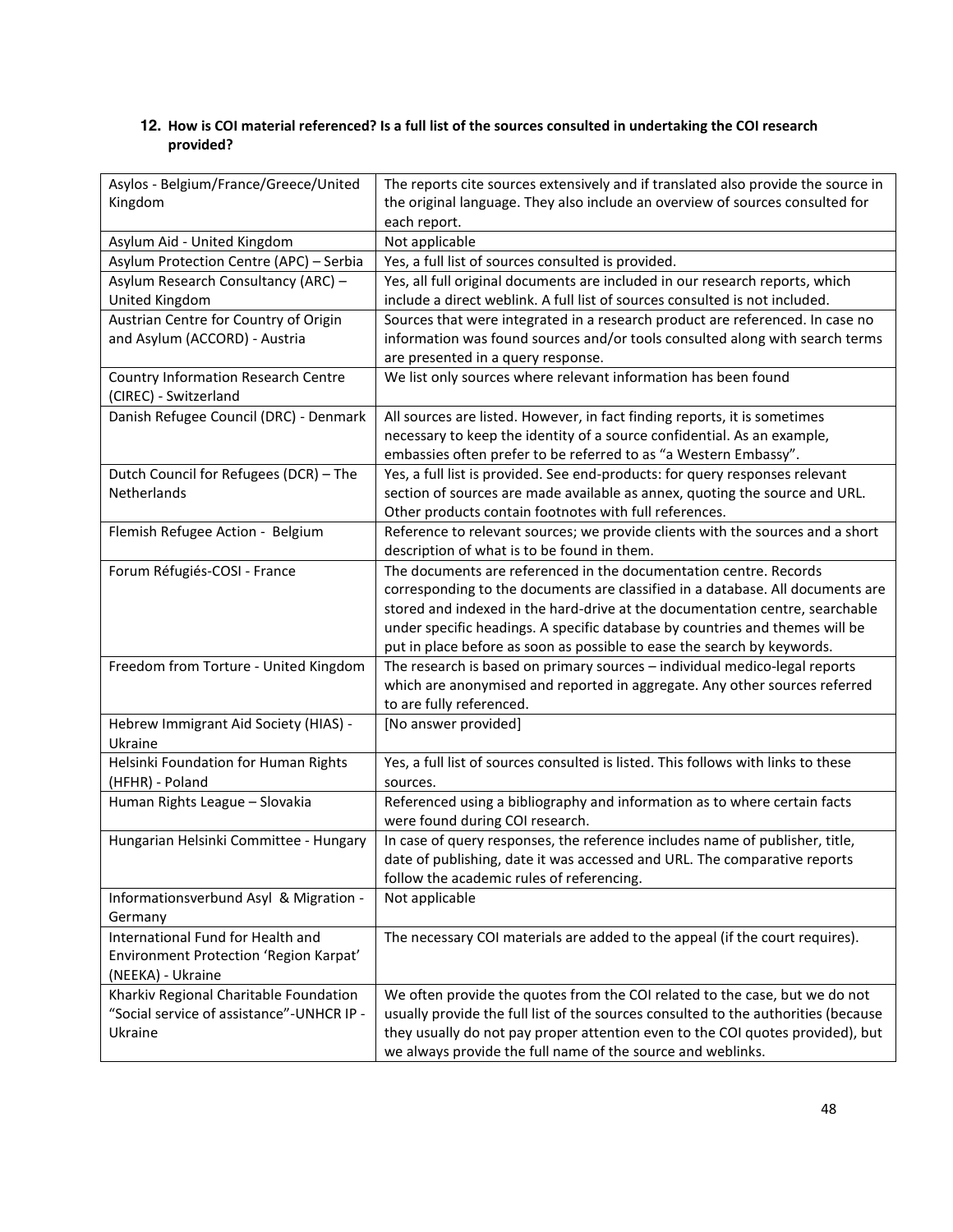**12. How is COI material referenced? Is a full list of the sources consulted in undertaking the COI research provided?**

| Organisation | Response |
|---|---|
| Asylos - Belgium/France/Greece/United Kingdom | The reports cite sources extensively and if translated also provide the source in the original language. They also include an overview of sources consulted for each report. |
| Asylum Aid - United Kingdom | Not applicable |
| Asylum Protection Centre (APC) – Serbia | Yes, a full list of sources consulted is provided. |
| Asylum Research Consultancy (ARC) – United Kingdom | Yes, all full original documents are included in our research reports, which include a direct weblink. A full list of sources consulted is not included. |
| Austrian Centre for Country of Origin and Asylum (ACCORD) - Austria | Sources that were integrated in a research product are referenced. In case no information was found sources and/or tools consulted along with search terms are presented in a query response. |
| Country Information Research Centre (CIREC) - Switzerland | We list only sources where relevant information has been found |
| Danish Refugee Council (DRC) - Denmark | All sources are listed. However, in fact finding reports, it is sometimes necessary to keep the identity of a source confidential. As an example, embassies often prefer to be referred to as "a Western Embassy". |
| Dutch Council for Refugees (DCR) – The Netherlands | Yes, a full list is provided. See end-products: for query responses relevant section of sources are made available as annex, quoting the source and URL. Other products contain footnotes with full references. |
| Flemish Refugee Action - Belgium | Reference to relevant sources; we provide clients with the sources and a short description of what is to be found in them. |
| Forum Réfugiés-COSI - France | The documents are referenced in the documentation centre. Records corresponding to the documents are classified in a database. All documents are stored and indexed in the hard-drive at the documentation centre, searchable under specific headings. A specific database by countries and themes will be put in place before as soon as possible to ease the search by keywords. |
| Freedom from Torture - United Kingdom | The research is based on primary sources – individual medico-legal reports which are anonymised and reported in aggregate. Any other sources referred to are fully referenced. |
| Hebrew Immigrant Aid Society (HIAS) - Ukraine | [No answer provided] |
| Helsinki Foundation for Human Rights (HFHR) - Poland | Yes, a full list of sources consulted is listed. This follows with links to these sources. |
| Human Rights League – Slovakia | Referenced using a bibliography and information as to where certain facts were found during COI research. |
| Hungarian Helsinki Committee - Hungary | In case of query responses, the reference includes name of publisher, title, date of publishing, date it was accessed and URL. The comparative reports follow the academic rules of referencing. |
| Informationsverbund Asyl & Migration - Germany | Not applicable |
| International Fund for Health and Environment Protection 'Region Karpat' (NEEKA) - Ukraine | The necessary COI materials are added to the appeal (if the court requires). |
| Kharkiv Regional Charitable Foundation "Social service of assistance"-UNHCR IP - Ukraine | We often provide the quotes from the COI related to the case, but we do not usually provide the full list of the sources consulted to the authorities (because they usually do not pay proper attention even to the COI quotes provided), but we always provide the full name of the source and weblinks. |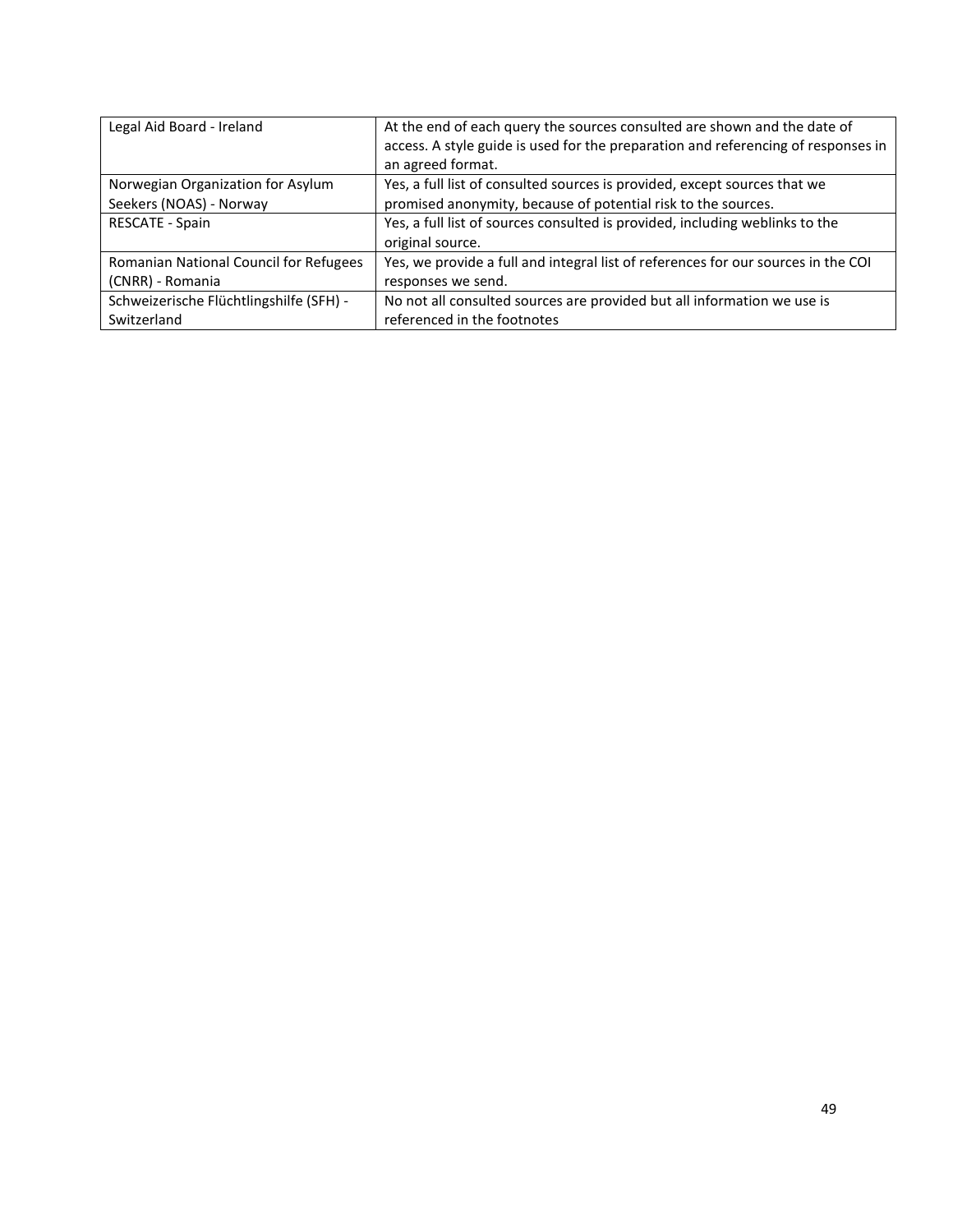| | |
|---|---|
| Legal Aid Board - Ireland | At the end of each query the sources consulted are shown and the date of access. A style guide is used for the preparation and referencing of responses in an agreed format. |
| Norwegian Organization for Asylum Seekers (NOAS) - Norway | Yes, a full list of consulted sources is provided, except sources that we promised anonymity, because of potential risk to the sources. |
| RESCATE - Spain | Yes, a full list of sources consulted is provided, including weblinks to the original source. |
| Romanian National Council for Refugees (CNRR) - Romania | Yes, we provide a full and integral list of references for our sources in the COI responses we send. |
| Schweizerische Flüchtlingshilfe (SFH) - Switzerland | No not all consulted sources are provided but all information we use is referenced in the footnotes |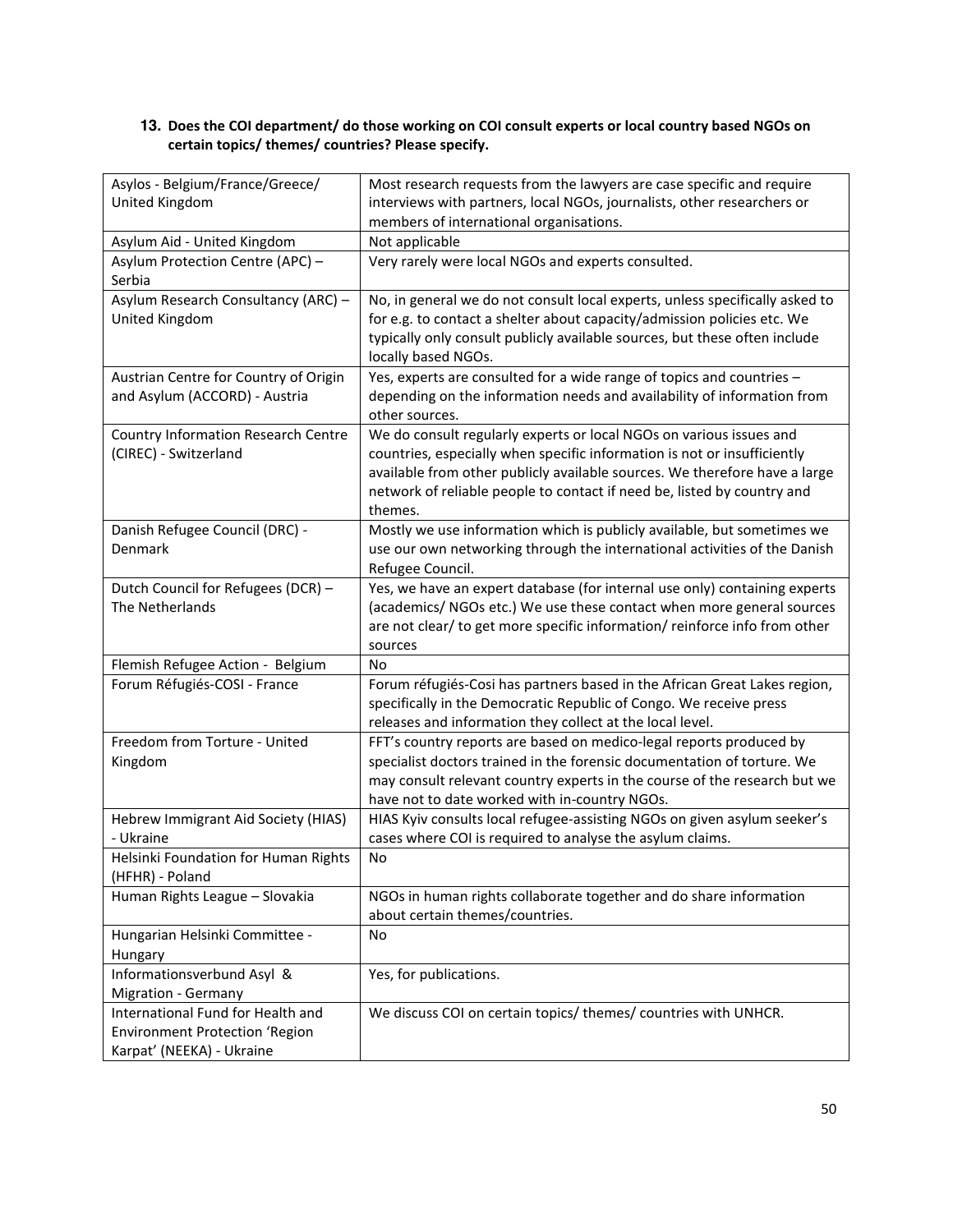**13. Does the COI department/ do those working on COI consult experts or local country based NGOs on certain topics/ themes/ countries? Please specify.**

| Organisation | Response |
|---|---|
| Asylos - Belgium/France/Greece/ United Kingdom | Most research requests from the lawyers are case specific and require interviews with partners, local NGOs, journalists, other researchers or members of international organisations. |
| Asylum Aid - United Kingdom | Not applicable |
| Asylum Protection Centre (APC) – Serbia | Very rarely were local NGOs and experts consulted. |
| Asylum Research Consultancy (ARC) – United Kingdom | No, in general we do not consult local experts, unless specifically asked to for e.g. to contact a shelter about capacity/admission policies etc. We typically only consult publicly available sources, but these often include locally based NGOs. |
| Austrian Centre for Country of Origin and Asylum (ACCORD) - Austria | Yes, experts are consulted for a wide range of topics and countries – depending on the information needs and availability of information from other sources. |
| Country Information Research Centre (CIREC) - Switzerland | We do consult regularly experts or local NGOs on various issues and countries, especially when specific information is not or insufficiently available from other publicly available sources. We therefore have a large network of reliable people to contact if need be, listed by country and themes. |
| Danish Refugee Council (DRC) - Denmark | Mostly we use information which is publicly available, but sometimes we use our own networking through the international activities of the Danish Refugee Council. |
| Dutch Council for Refugees (DCR) – The Netherlands | Yes, we have an expert database (for internal use only) containing experts (academics/ NGOs etc.) We use these contact when more general sources are not clear/ to get more specific information/ reinforce info from other sources |
| Flemish Refugee Action - Belgium | No |
| Forum Réfugiés-COSI - France | Forum réfugiés-Cosi has partners based in the African Great Lakes region, specifically in the Democratic Republic of Congo. We receive press releases and information they collect at the local level. |
| Freedom from Torture - United Kingdom | FFT's country reports are based on medico-legal reports produced by specialist doctors trained in the forensic documentation of torture. We may consult relevant country experts in the course of the research but we have not to date worked with in-country NGOs. |
| Hebrew Immigrant Aid Society (HIAS) - Ukraine | HIAS Kyiv consults local refugee-assisting NGOs on given asylum seeker's cases where COI is required to analyse the asylum claims. |
| Helsinki Foundation for Human Rights (HFHR) - Poland | No |
| Human Rights League – Slovakia | NGOs in human rights collaborate together and do share information about certain themes/countries. |
| Hungarian Helsinki Committee - Hungary | No |
| Informationsverbund Asyl & Migration - Germany | Yes, for publications. |
| International Fund for Health and Environment Protection 'Region Karpat' (NEEKA) - Ukraine | We discuss COI on certain topics/ themes/ countries with UNHCR. |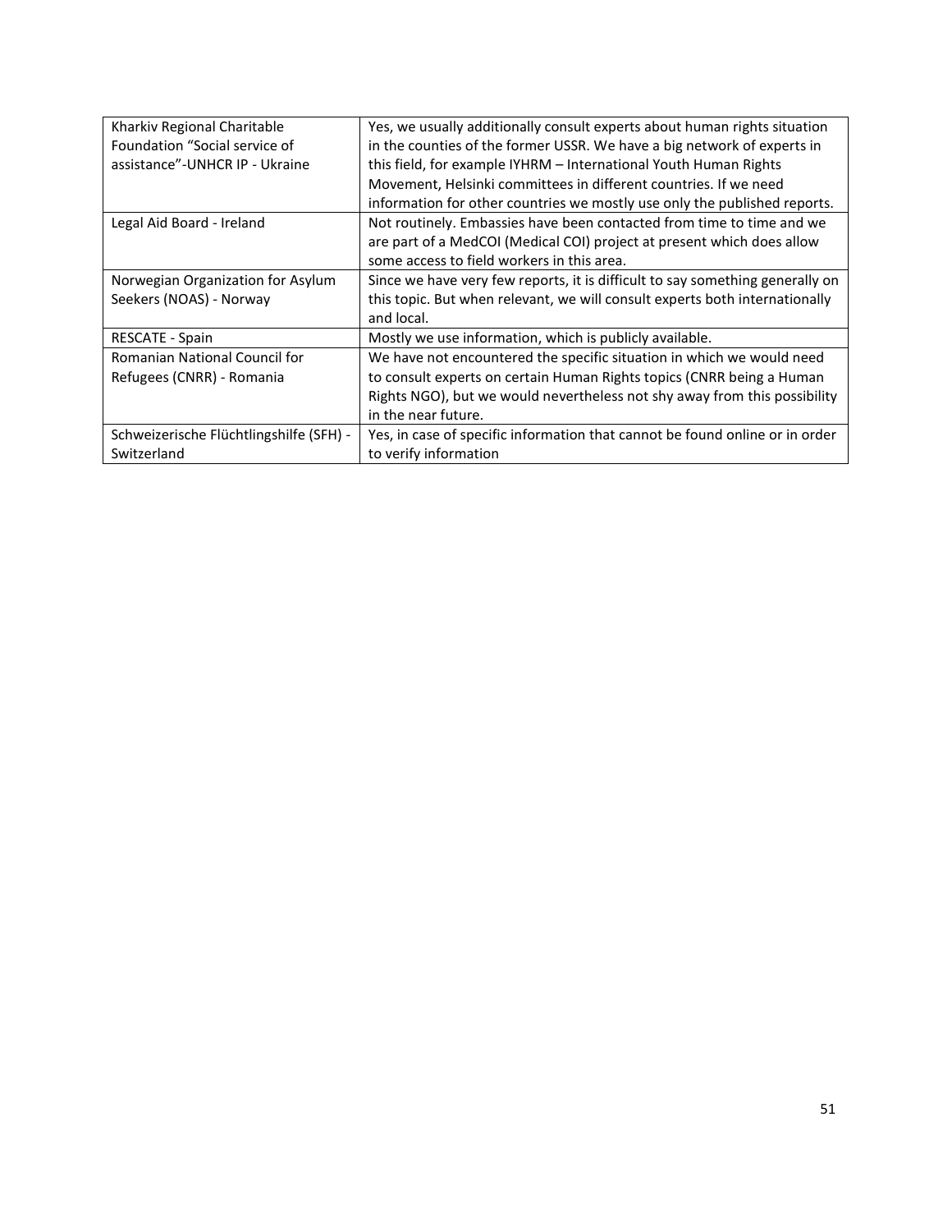| | |
|---|---|
| Kharkiv Regional Charitable Foundation "Social service of assistance"-UNHCR IP - Ukraine | Yes, we usually additionally consult experts about human rights situation in the counties of the former USSR. We have a big network of experts in this field, for example IYHRM – International Youth Human Rights Movement, Helsinki committees in different countries. If we need information for other countries we mostly use only the published reports. |
| Legal Aid Board - Ireland | Not routinely. Embassies have been contacted from time to time and we are part of a MedCOI (Medical COI) project at present which does allow some access to field workers in this area. |
| Norwegian Organization for Asylum Seekers (NOAS) - Norway | Since we have very few reports, it is difficult to say something generally on this topic. But when relevant, we will consult experts both internationally and local. |
| RESCATE - Spain | Mostly we use information, which is publicly available. |
| Romanian National Council for Refugees (CNRR) - Romania | We have not encountered the specific situation in which we would need to consult experts on certain Human Rights topics (CNRR being a Human Rights NGO), but we would nevertheless not shy away from this possibility in the near future. |
| Schweizerische Flüchtlingshilfe (SFH) - Switzerland | Yes, in case of specific information that cannot be found online or in order to verify information |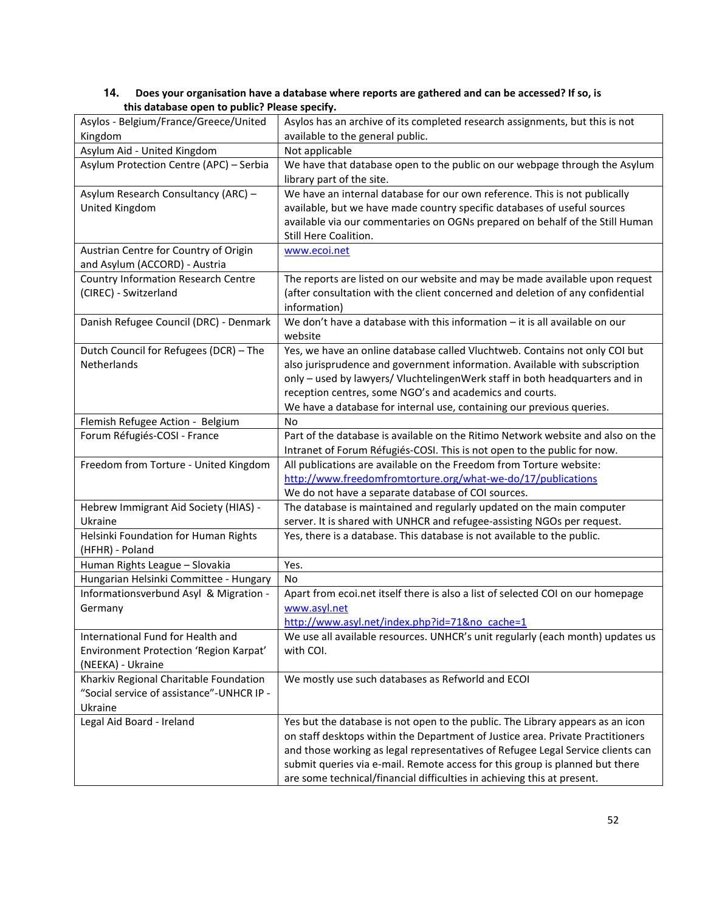**14. Does your organisation have a database where reports are gathered and can be accessed? If so, is this database open to public? Please specify.**

| | |
|---|---|
| Asylos - Belgium/France/Greece/United Kingdom | Asylos has an archive of its completed research assignments, but this is not available to the general public. |
| Asylum Aid - United Kingdom | Not applicable |
| Asylum Protection Centre (APC) – Serbia | We have that database open to the public on our webpage through the Asylum library part of the site. |
| Asylum Research Consultancy (ARC) – United Kingdom | We have an internal database for our own reference. This is not publically available, but we have made country specific databases of useful sources available via our commentaries on OGNs prepared on behalf of the Still Human Still Here Coalition. |
| Austrian Centre for Country of Origin and Asylum (ACCORD) - Austria | www.ecoi.net |
| Country Information Research Centre (CIREC) - Switzerland | The reports are listed on our website and may be made available upon request (after consultation with the client concerned and deletion of any confidential information) |
| Danish Refugee Council (DRC) - Denmark | We don't have a database with this information – it is all available on our website |
| Dutch Council for Refugees (DCR) – The Netherlands | Yes, we have an online database called Vluchtweb. Contains not only COI but also jurisprudence and government information. Available with subscription only – used by lawyers/ VluchtelingenWerk staff in both headquarters and in reception centres, some NGO's and academics and courts.<br>We have a database for internal use, containing our previous queries. |
| Flemish Refugee Action - Belgium | No |
| Forum Réfugiés-COSI - France | Part of the database is available on the Ritimo Network website and also on the Intranet of Forum Réfugiés-COSI. This is not open to the public for now. |
| Freedom from Torture - United Kingdom | All publications are available on the Freedom from Torture website: http://www.freedomfromtorture.org/what-we-do/17/publications<br>We do not have a separate database of COI sources. |
| Hebrew Immigrant Aid Society (HIAS) - Ukraine | The database is maintained and regularly updated on the main computer server. It is shared with UNHCR and refugee-assisting NGOs per request. |
| Helsinki Foundation for Human Rights (HFHR) - Poland | Yes, there is a database. This database is not available to the public. |
| Human Rights League – Slovakia | Yes. |
| Hungarian Helsinki Committee - Hungary | No |
| Informationsverbund Asyl & Migration - Germany | Apart from ecoi.net itself there is also a list of selected COI on our homepage www.asyl.net<br>http://www.asyl.net/index.php?id=71&no_cache=1 |
| International Fund for Health and Environment Protection 'Region Karpat' (NEEKA) - Ukraine | We use all available resources. UNHCR's unit regularly (each month) updates us with COI. |
| Kharkiv Regional Charitable Foundation "Social service of assistance"-UNHCR IP - Ukraine | We mostly use such databases as Refworld and ECOI |
| Legal Aid Board - Ireland | Yes but the database is not open to the public. The Library appears as an icon on staff desktops within the Department of Justice area. Private Practitioners and those working as legal representatives of Refugee Legal Service clients can submit queries via e-mail. Remote access for this group is planned but there are some technical/financial difficulties in achieving this at present. |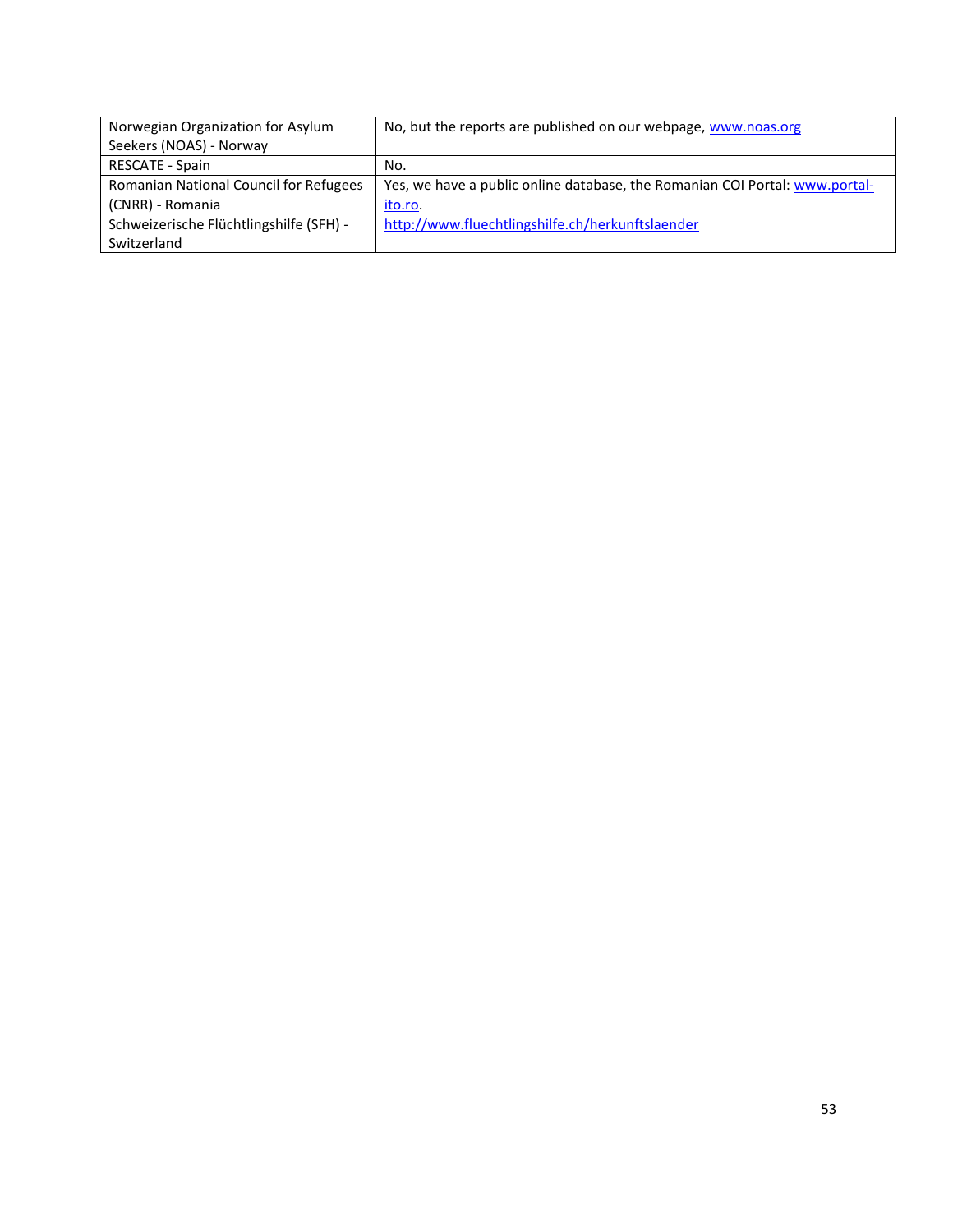| | |
|---|---|
| Norwegian Organization for Asylum Seekers (NOAS) - Norway | No, but the reports are published on our webpage, www.noas.org |
| RESCATE - Spain | No. |
| Romanian National Council for Refugees (CNRR) - Romania | Yes, we have a public online database, the Romanian COI Portal: www.portal-ito.ro. |
| Schweizerische Flüchtlingshilfe (SFH) - Switzerland | http://www.fluechtlingshilfe.ch/herkunftslaender |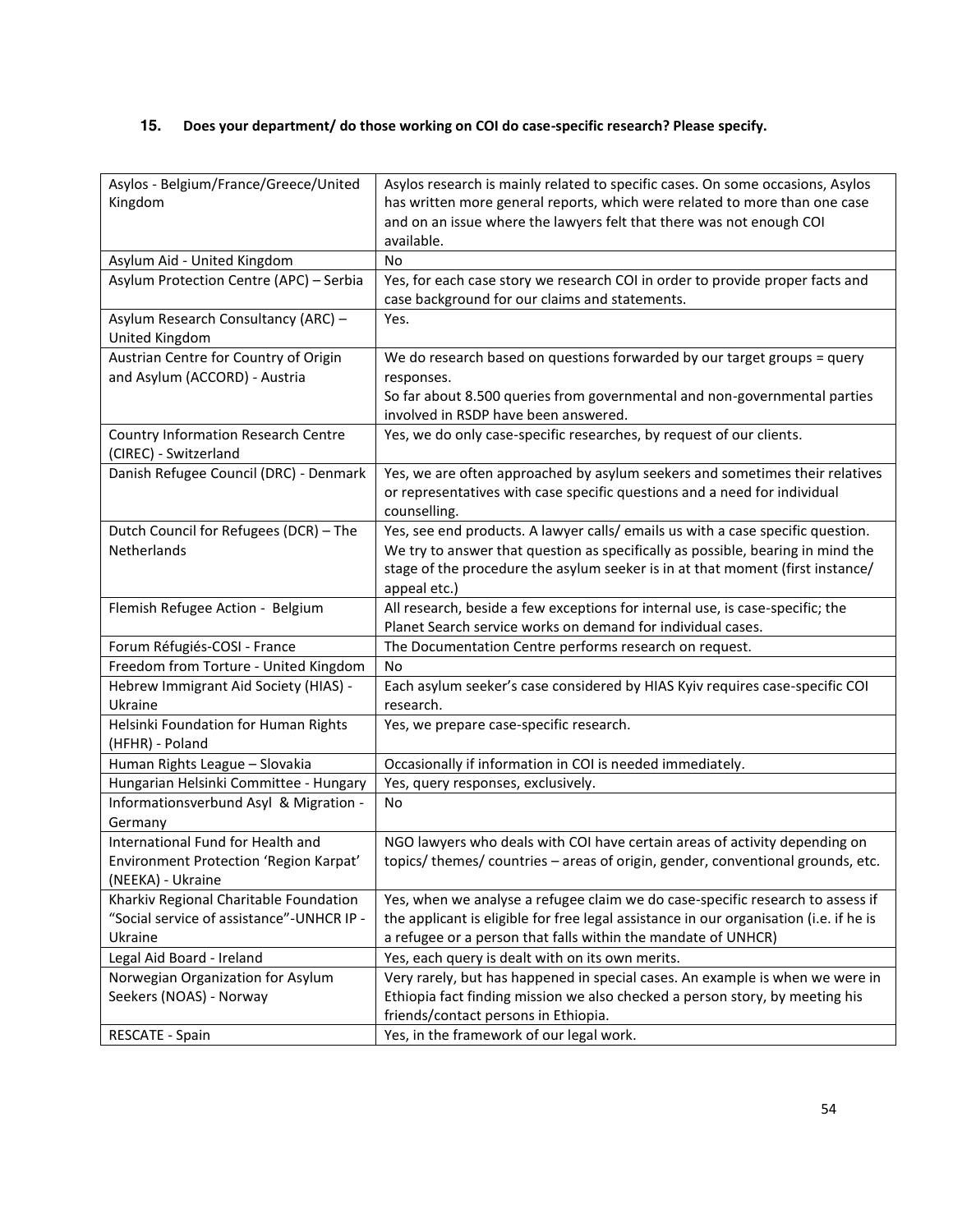## 15. Does your department/ do those working on COI do case-specific research? Please specify.

| | |
|---|---|
| Asylos - Belgium/France/Greece/United Kingdom | Asylos research is mainly related to specific cases. On some occasions, Asylos has written more general reports, which were related to more than one case and on an issue where the lawyers felt that there was not enough COI available. |
| Asylum Aid - United Kingdom | No |
| Asylum Protection Centre (APC) – Serbia | Yes, for each case story we research COI in order to provide proper facts and case background for our claims and statements. |
| Asylum Research Consultancy (ARC) – United Kingdom | Yes. |
| Austrian Centre for Country of Origin and Asylum (ACCORD) - Austria | We do research based on questions forwarded by our target groups = query responses.<br>So far about 8.500 queries from governmental and non-governmental parties involved in RSDP have been answered. |
| Country Information Research Centre (CIREC) - Switzerland | Yes, we do only case-specific researches, by request of our clients. |
| Danish Refugee Council (DRC) - Denmark | Yes, we are often approached by asylum seekers and sometimes their relatives or representatives with case specific questions and a need for individual counselling. |
| Dutch Council for Refugees (DCR) – The Netherlands | Yes, see end products. A lawyer calls/ emails us with a case specific question. We try to answer that question as specifically as possible, bearing in mind the stage of the procedure the asylum seeker is in at that moment (first instance/ appeal etc.) |
| Flemish Refugee Action - Belgium | All research, beside a few exceptions for internal use, is case-specific; the Planet Search service works on demand for individual cases. |
| Forum Réfugiés-COSI - France | The Documentation Centre performs research on request. |
| Freedom from Torture - United Kingdom | No |
| Hebrew Immigrant Aid Society (HIAS) - Ukraine | Each asylum seeker's case considered by HIAS Kyiv requires case-specific COI research. |
| Helsinki Foundation for Human Rights (HFHR) - Poland | Yes, we prepare case-specific research. |
| Human Rights League – Slovakia | Occasionally if information in COI is needed immediately. |
| Hungarian Helsinki Committee - Hungary | Yes, query responses, exclusively. |
| Informationsverbund Asyl & Migration - Germany | No |
| International Fund for Health and Environment Protection 'Region Karpat' (NEEKA) - Ukraine | NGO lawyers who deals with COI have certain areas of activity depending on topics/ themes/ countries – areas of origin, gender, conventional grounds, etc. |
| Kharkiv Regional Charitable Foundation "Social service of assistance"-UNHCR IP - Ukraine | Yes, when we analyse a refugee claim we do case-specific research to assess if the applicant is eligible for free legal assistance in our organisation (i.e. if he is a refugee or a person that falls within the mandate of UNHCR) |
| Legal Aid Board - Ireland | Yes, each query is dealt with on its own merits. |
| Norwegian Organization for Asylum Seekers (NOAS) - Norway | Very rarely, but has happened in special cases. An example is when we were in Ethiopia fact finding mission we also checked a person story, by meeting his friends/contact persons in Ethiopia. |
| RESCATE - Spain | Yes, in the framework of our legal work. |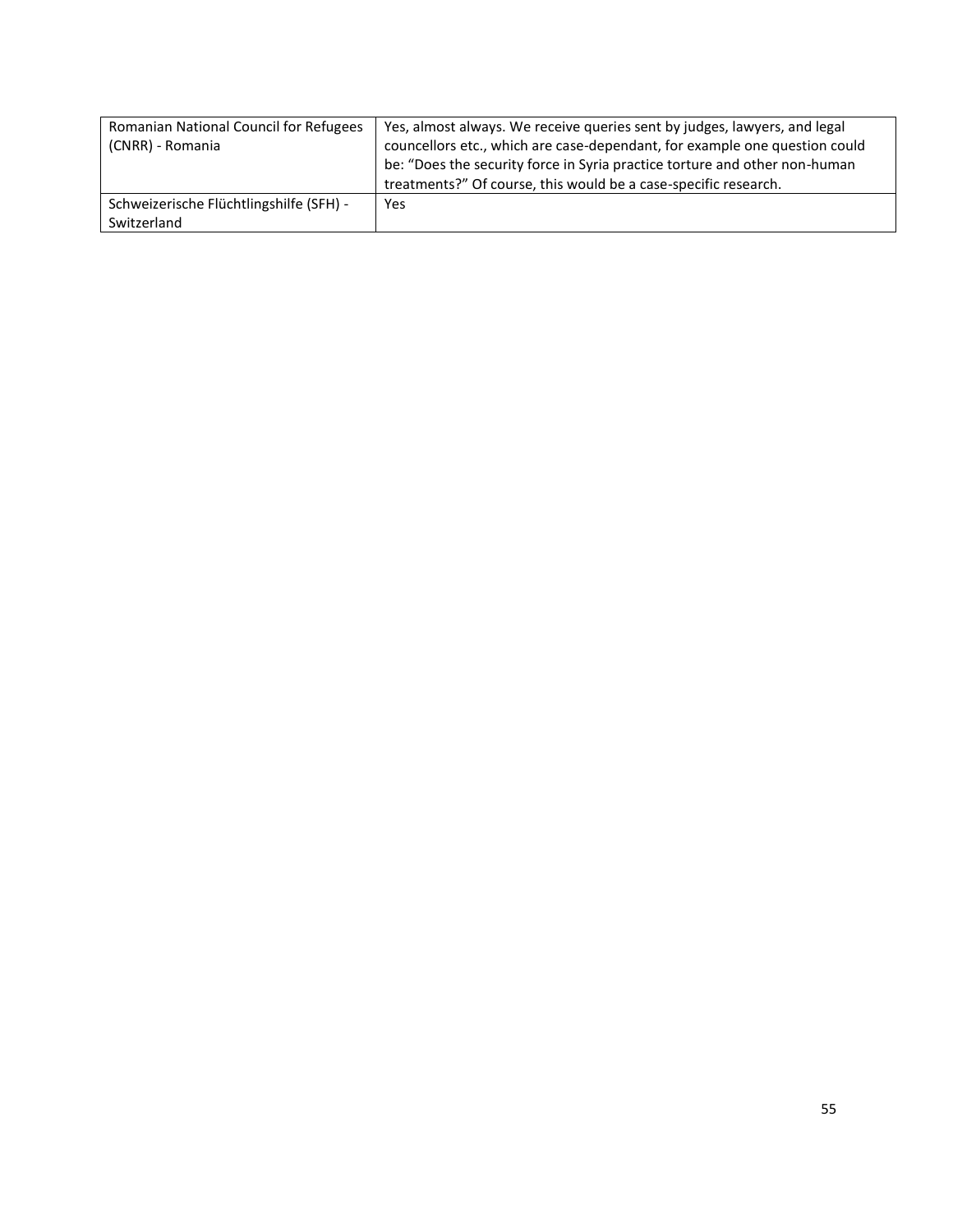| | |
|---|---|
| Romanian National Council for Refugees (CNRR) - Romania | Yes, almost always. We receive queries sent by judges, lawyers, and legal councellors etc., which are case-dependant, for example one question could be: "Does the security force in Syria practice torture and other non-human treatments?" Of course, this would be a case-specific research. |
| Schweizerische Flüchtlingshilfe (SFH) - Switzerland | Yes |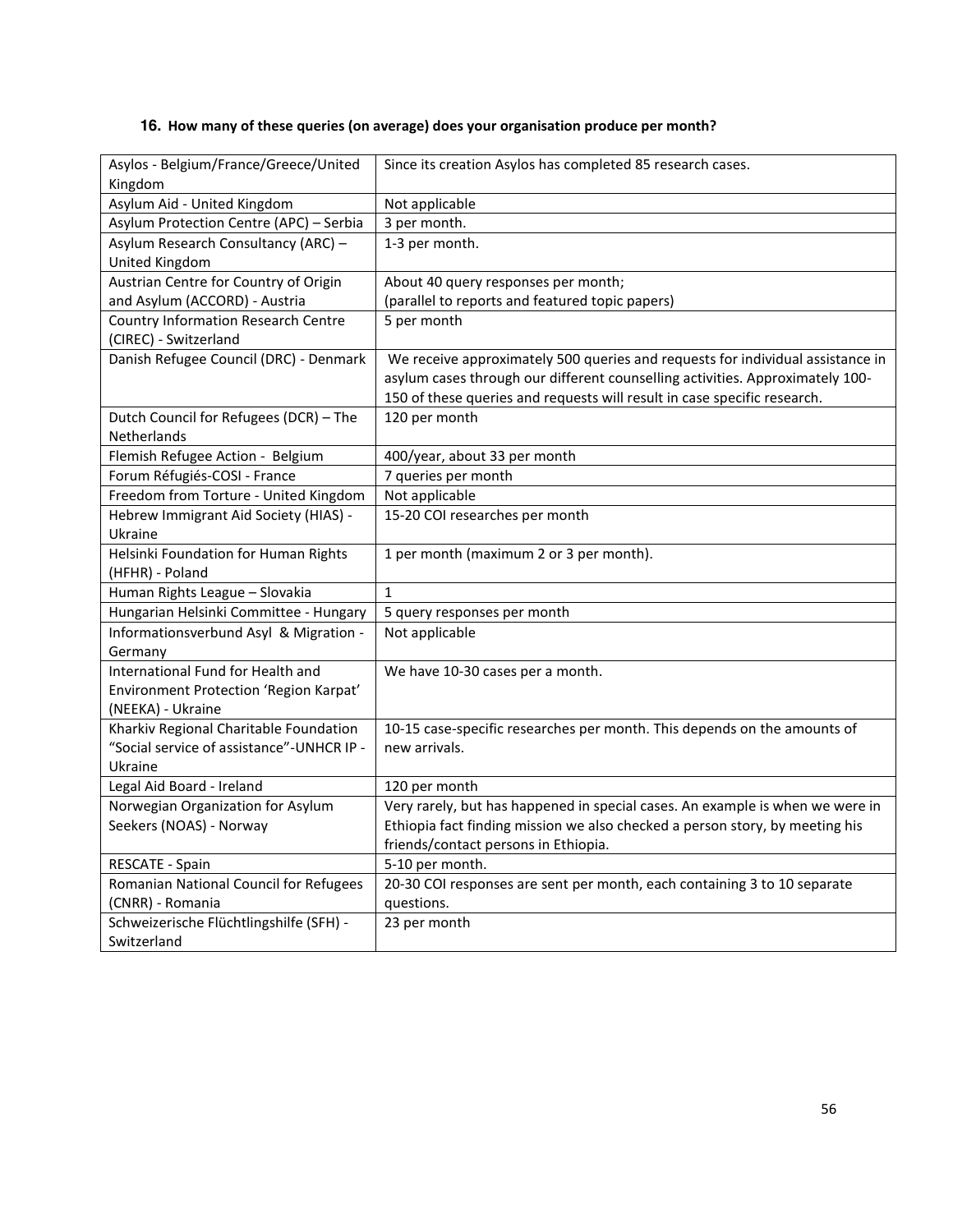### 16. How many of these queries (on average) does your organisation produce per month?

| | |
|---|---|
| Asylos - Belgium/France/Greece/United Kingdom | Since its creation Asylos has completed 85 research cases. |
| Asylum Aid - United Kingdom | Not applicable |
| Asylum Protection Centre (APC) – Serbia | 3 per month. |
| Asylum Research Consultancy (ARC) – United Kingdom | 1-3 per month. |
| Austrian Centre for Country of Origin and Asylum (ACCORD) - Austria | About 40 query responses per month; (parallel to reports and featured topic papers) |
| Country Information Research Centre (CIREC) - Switzerland | 5 per month |
| Danish Refugee Council (DRC) - Denmark | We receive approximately 500 queries and requests for individual assistance in asylum cases through our different counselling activities. Approximately 100-150 of these queries and requests will result in case specific research. |
| Dutch Council for Refugees (DCR) – The Netherlands | 120 per month |
| Flemish Refugee Action - Belgium | 400/year, about 33 per month |
| Forum Réfugiés-COSI - France | 7 queries per month |
| Freedom from Torture - United Kingdom | Not applicable |
| Hebrew Immigrant Aid Society (HIAS) - Ukraine | 15-20 COI researches per month |
| Helsinki Foundation for Human Rights (HFHR) - Poland | 1 per month (maximum 2 or 3 per month). |
| Human Rights League – Slovakia | 1 |
| Hungarian Helsinki Committee - Hungary | 5 query responses per month |
| Informationsverbund Asyl & Migration - Germany | Not applicable |
| International Fund for Health and Environment Protection 'Region Karpat' (NEEKA) - Ukraine | We have 10-30 cases per a month. |
| Kharkiv Regional Charitable Foundation "Social service of assistance"-UNHCR IP - Ukraine | 10-15 case-specific researches per month. This depends on the amounts of new arrivals. |
| Legal Aid Board - Ireland | 120 per month |
| Norwegian Organization for Asylum Seekers (NOAS) - Norway | Very rarely, but has happened in special cases. An example is when we were in Ethiopia fact finding mission we also checked a person story, by meeting his friends/contact persons in Ethiopia. |
| RESCATE - Spain | 5-10 per month. |
| Romanian National Council for Refugees (CNRR) - Romania | 20-30 COI responses are sent per month, each containing 3 to 10 separate questions. |
| Schweizerische Flüchtlingshilfe (SFH) - Switzerland | 23 per month |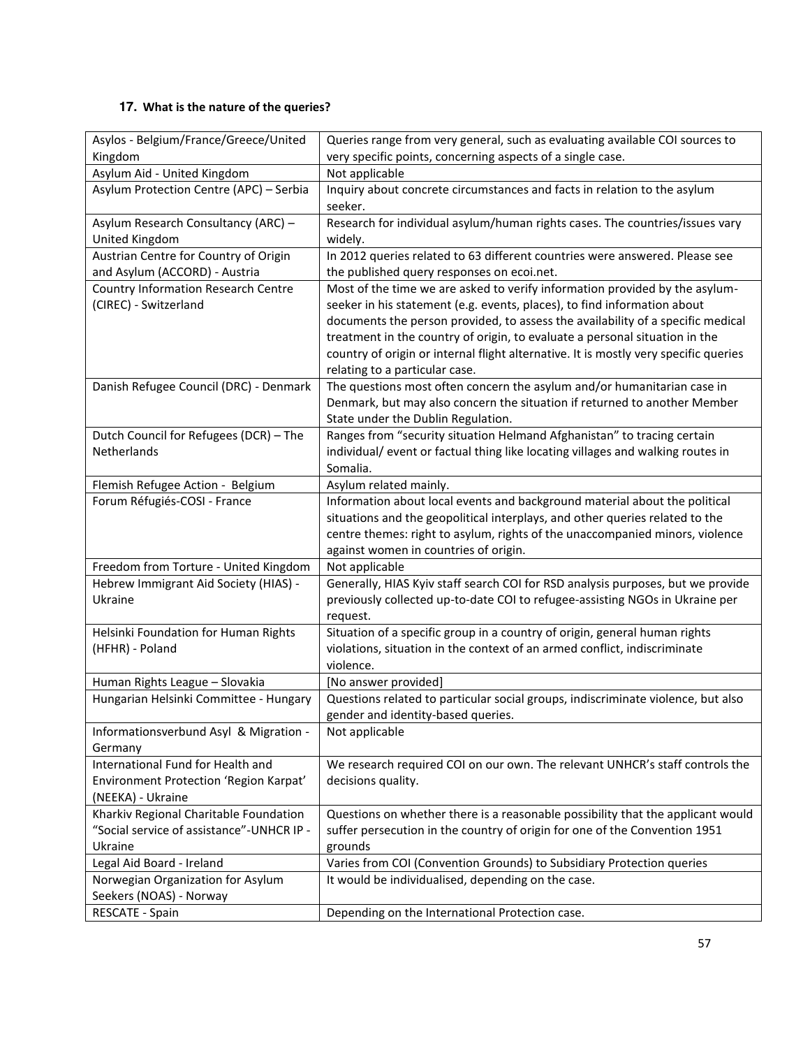### 17. What is the nature of the queries?

| | |
|---|---|
| Asylos - Belgium/France/Greece/United Kingdom | Queries range from very general, such as evaluating available COI sources to very specific points, concerning aspects of a single case. |
| Asylum Aid - United Kingdom | Not applicable |
| Asylum Protection Centre (APC) – Serbia | Inquiry about concrete circumstances and facts in relation to the asylum seeker. |
| Asylum Research Consultancy (ARC) – United Kingdom | Research for individual asylum/human rights cases. The countries/issues vary widely. |
| Austrian Centre for Country of Origin and Asylum (ACCORD) - Austria | In 2012 queries related to 63 different countries were answered. Please see the published query responses on ecoi.net. |
| Country Information Research Centre (CIREC) - Switzerland | Most of the time we are asked to verify information provided by the asylum-seeker in his statement (e.g. events, places), to find information about documents the person provided, to assess the availability of a specific medical treatment in the country of origin, to evaluate a personal situation in the country of origin or internal flight alternative. It is mostly very specific queries relating to a particular case. |
| Danish Refugee Council (DRC) - Denmark | The questions most often concern the asylum and/or humanitarian case in Denmark, but may also concern the situation if returned to another Member State under the Dublin Regulation. |
| Dutch Council for Refugees (DCR) – The Netherlands | Ranges from "security situation Helmand Afghanistan" to tracing certain individual/ event or factual thing like locating villages and walking routes in Somalia. |
| Flemish Refugee Action - Belgium | Asylum related mainly. |
| Forum Réfugiés-COSI - France | Information about local events and background material about the political situations and the geopolitical interplays, and other queries related to the centre themes: right to asylum, rights of the unaccompanied minors, violence against women in countries of origin. |
| Freedom from Torture - United Kingdom | Not applicable |
| Hebrew Immigrant Aid Society (HIAS) - Ukraine | Generally, HIAS Kyiv staff search COI for RSD analysis purposes, but we provide previously collected up-to-date COI to refugee-assisting NGOs in Ukraine per request. |
| Helsinki Foundation for Human Rights (HFHR) - Poland | Situation of a specific group in a country of origin, general human rights violations, situation in the context of an armed conflict, indiscriminate violence. |
| Human Rights League – Slovakia | [No answer provided] |
| Hungarian Helsinki Committee - Hungary | Questions related to particular social groups, indiscriminate violence, but also gender and identity-based queries. |
| Informationsverbund Asyl & Migration - Germany | Not applicable |
| International Fund for Health and Environment Protection 'Region Karpat' (NEEKA) - Ukraine | We research required COI on our own. The relevant UNHCR's staff controls the decisions quality. |
| Kharkiv Regional Charitable Foundation "Social service of assistance"-UNHCR IP - Ukraine | Questions on whether there is a reasonable possibility that the applicant would suffer persecution in the country of origin for one of the Convention 1951 grounds |
| Legal Aid Board - Ireland | Varies from COI (Convention Grounds) to Subsidiary Protection queries |
| Norwegian Organization for Asylum Seekers (NOAS) - Norway | It would be individualised, depending on the case. |
| RESCATE - Spain | Depending on the International Protection case. |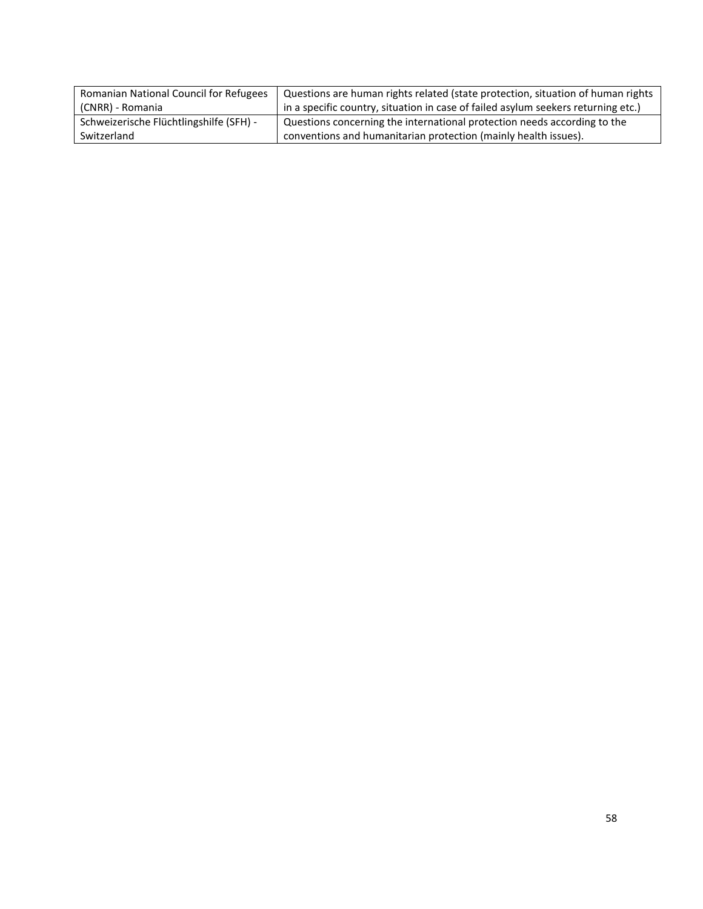| Romanian National Council for Refugees (CNRR) - Romania | Questions are human rights related (state protection, situation of human rights in a specific country, situation in case of failed asylum seekers returning etc.) |
|---|---|
| Schweizerische Flüchtlingshilfe (SFH) - Switzerland | Questions concerning the international protection needs according to the conventions and humanitarian protection (mainly health issues). |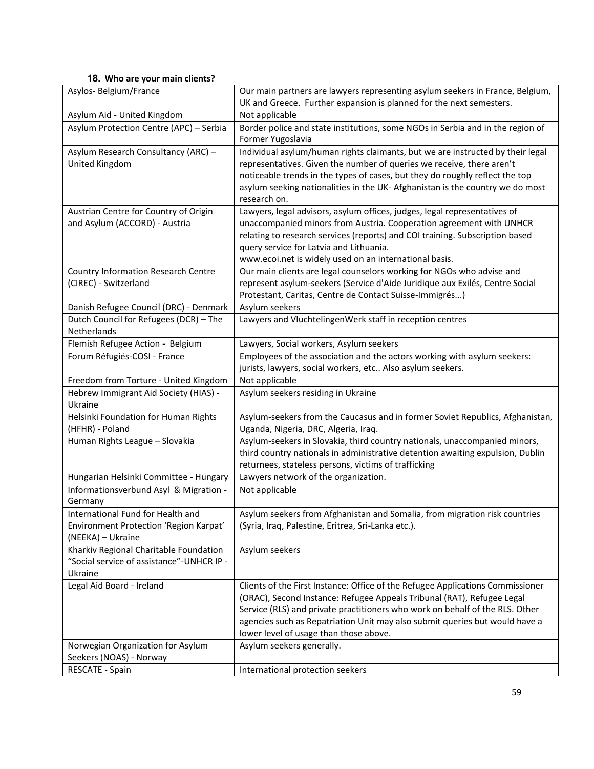**18. Who are your main clients?**

| | |
|---|---|
| Asylos- Belgium/France | Our main partners are lawyers representing asylum seekers in France, Belgium, UK and Greece. Further expansion is planned for the next semesters. |
| Asylum Aid - United Kingdom | Not applicable |
| Asylum Protection Centre (APC) – Serbia | Border police and state institutions, some NGOs in Serbia and in the region of Former Yugoslavia |
| Asylum Research Consultancy (ARC) – United Kingdom | Individual asylum/human rights claimants, but we are instructed by their legal representatives. Given the number of queries we receive, there aren't noticeable trends in the types of cases, but they do roughly reflect the top asylum seeking nationalities in the UK- Afghanistan is the country we do most research on. |
| Austrian Centre for Country of Origin and Asylum (ACCORD) - Austria | Lawyers, legal advisors, asylum offices, judges, legal representatives of unaccompanied minors from Austria. Cooperation agreement with UNHCR relating to research services (reports) and COI training. Subscription based query service for Latvia and Lithuania. www.ecoi.net is widely used on an international basis. |
| Country Information Research Centre (CIREC) - Switzerland | Our main clients are legal counselors working for NGOs who advise and represent asylum-seekers (Service d'Aide Juridique aux Exilés, Centre Social Protestant, Caritas, Centre de Contact Suisse-Immigrés...) |
| Danish Refugee Council (DRC) - Denmark | Asylum seekers |
| Dutch Council for Refugees (DCR) – The Netherlands | Lawyers and VluchtelingenWerk staff in reception centres |
| Flemish Refugee Action - Belgium | Lawyers, Social workers, Asylum seekers |
| Forum Réfugiés-COSI - France | Employees of the association and the actors working with asylum seekers: jurists, lawyers, social workers, etc.. Also asylum seekers. |
| Freedom from Torture - United Kingdom | Not applicable |
| Hebrew Immigrant Aid Society (HIAS) - Ukraine | Asylum seekers residing in Ukraine |
| Helsinki Foundation for Human Rights (HFHR) - Poland | Asylum-seekers from the Caucasus and in former Soviet Republics, Afghanistan, Uganda, Nigeria, DRC, Algeria, Iraq. |
| Human Rights League – Slovakia | Asylum-seekers in Slovakia, third country nationals, unaccompanied minors, third country nationals in administrative detention awaiting expulsion, Dublin returnees, stateless persons, victims of trafficking |
| Hungarian Helsinki Committee - Hungary | Lawyers network of the organization. |
| Informationsverbund Asyl & Migration - Germany | Not applicable |
| International Fund for Health and Environment Protection 'Region Karpat' (NEEKA) – Ukraine | Asylum seekers from Afghanistan and Somalia, from migration risk countries (Syria, Iraq, Palestine, Eritrea, Sri-Lanka etc.). |
| Kharkiv Regional Charitable Foundation "Social service of assistance"-UNHCR IP - Ukraine | Asylum seekers |
| Legal Aid Board - Ireland | Clients of the First Instance: Office of the Refugee Applications Commissioner (ORAC), Second Instance: Refugee Appeals Tribunal (RAT), Refugee Legal Service (RLS) and private practitioners who work on behalf of the RLS. Other agencies such as Repatriation Unit may also submit queries but would have a lower level of usage than those above. |
| Norwegian Organization for Asylum Seekers (NOAS) - Norway | Asylum seekers generally. |
| RESCATE - Spain | International protection seekers |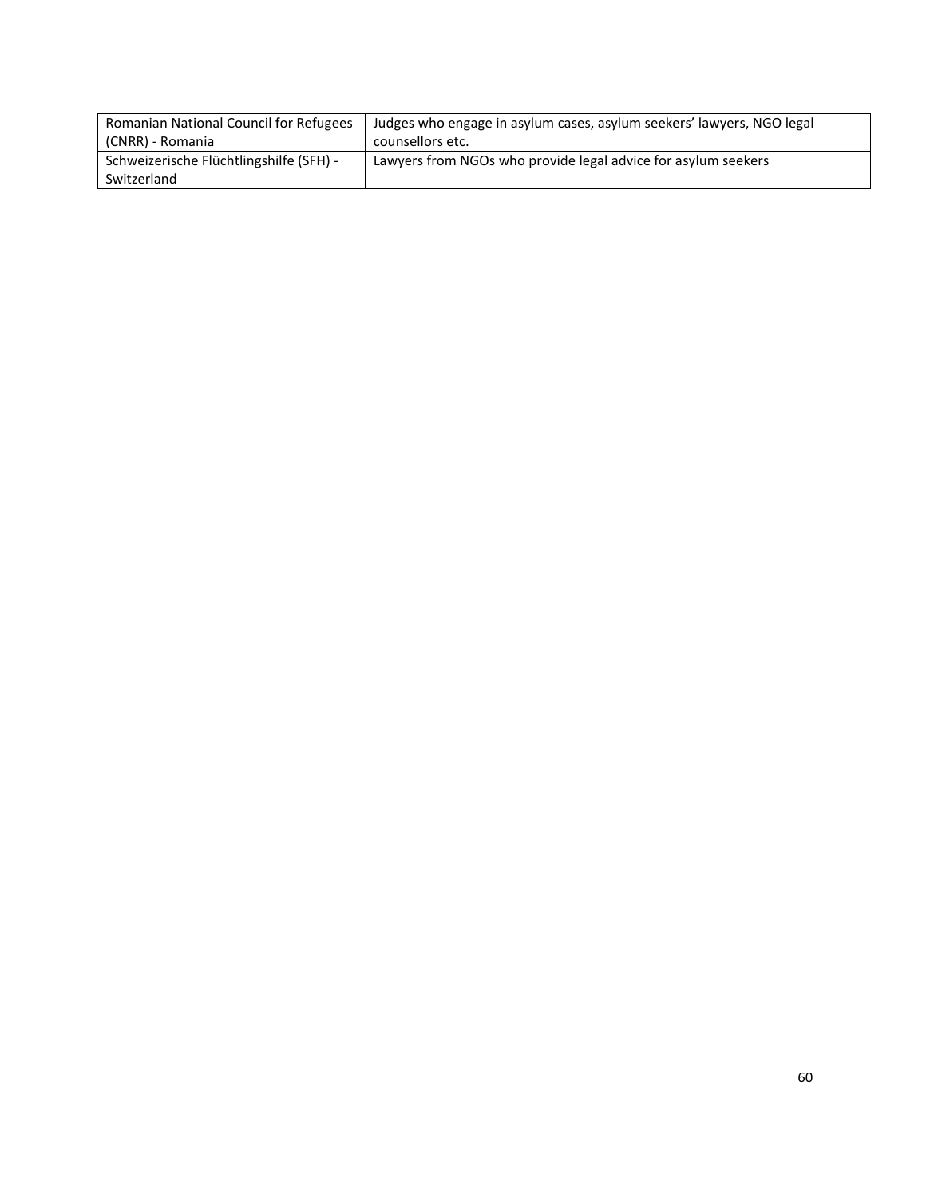| Romanian National Council for Refugees (CNRR) - Romania | Judges who engage in asylum cases, asylum seekers' lawyers, NGO legal counsellors etc. |
|---|---|
| Schweizerische Flüchtlingshilfe (SFH) - Switzerland | Lawyers from NGOs who provide legal advice for asylum seekers |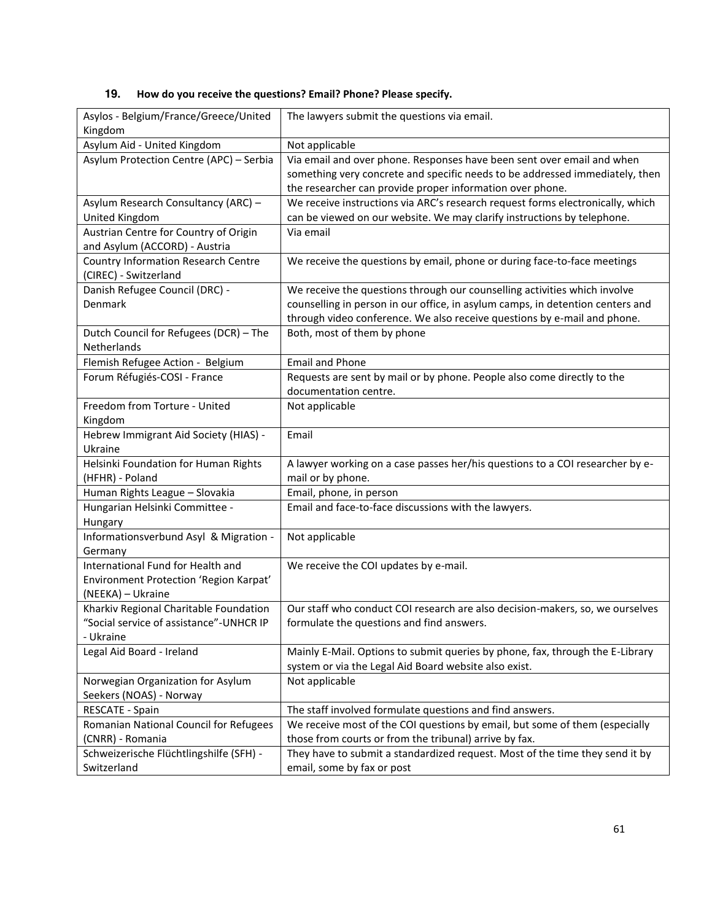## 19. How do you receive the questions? Email? Phone? Please specify.

| | |
|---|---|
| Asylos - Belgium/France/Greece/United Kingdom | The lawyers submit the questions via email. |
| Asylum Aid - United Kingdom | Not applicable |
| Asylum Protection Centre (APC) – Serbia | Via email and over phone. Responses have been sent over email and when something very concrete and specific needs to be addressed immediately, then the researcher can provide proper information over phone. |
| Asylum Research Consultancy (ARC) – United Kingdom | We receive instructions via ARC's research request forms electronically, which can be viewed on our website. We may clarify instructions by telephone. |
| Austrian Centre for Country of Origin and Asylum (ACCORD) - Austria | Via email |
| Country Information Research Centre (CIREC) - Switzerland | We receive the questions by email, phone or during face-to-face meetings |
| Danish Refugee Council (DRC) - Denmark | We receive the questions through our counselling activities which involve counselling in person in our office, in asylum camps, in detention centers and through video conference. We also receive questions by e-mail and phone. |
| Dutch Council for Refugees (DCR) – The Netherlands | Both, most of them by phone |
| Flemish Refugee Action - Belgium | Email and Phone |
| Forum Réfugiés-COSI - France | Requests are sent by mail or by phone. People also come directly to the documentation centre. |
| Freedom from Torture - United Kingdom | Not applicable |
| Hebrew Immigrant Aid Society (HIAS) - Ukraine | Email |
| Helsinki Foundation for Human Rights (HFHR) - Poland | A lawyer working on a case passes her/his questions to a COI researcher by e-mail or by phone. |
| Human Rights League – Slovakia | Email, phone, in person |
| Hungarian Helsinki Committee - Hungary | Email and face-to-face discussions with the lawyers. |
| Informationsverbund Asyl & Migration - Germany | Not applicable |
| International Fund for Health and Environment Protection 'Region Karpat' (NEEKA) – Ukraine | We receive the COI updates by e-mail. |
| Kharkiv Regional Charitable Foundation "Social service of assistance"-UNHCR IP - Ukraine | Our staff who conduct COI research are also decision-makers, so, we ourselves formulate the questions and find answers. |
| Legal Aid Board - Ireland | Mainly E-Mail. Options to submit queries by phone, fax, through the E-Library system or via the Legal Aid Board website also exist. |
| Norwegian Organization for Asylum Seekers (NOAS) - Norway | Not applicable |
| RESCATE - Spain | The staff involved formulate questions and find answers. |
| Romanian National Council for Refugees (CNRR) - Romania | We receive most of the COI questions by email, but some of them (especially those from courts or from the tribunal) arrive by fax. |
| Schweizerische Flüchtlingshilfe (SFH) - Switzerland | They have to submit a standardized request. Most of the time they send it by email, some by fax or post |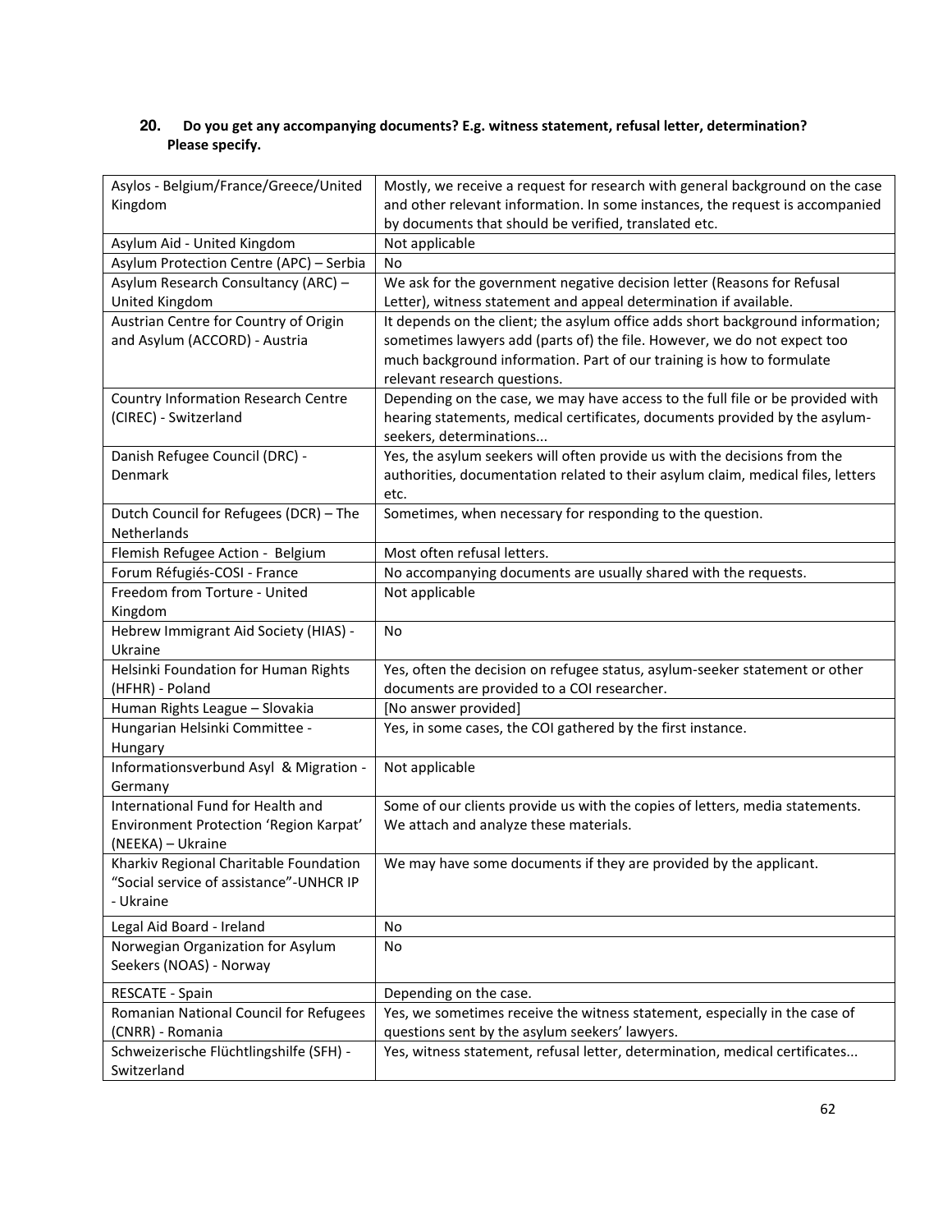**20. Do you get any accompanying documents? E.g. witness statement, refusal letter, determination? Please specify.**

| | |
|---|---|
| Asylos - Belgium/France/Greece/United Kingdom | Mostly, we receive a request for research with general background on the case and other relevant information. In some instances, the request is accompanied by documents that should be verified, translated etc. |
| Asylum Aid - United Kingdom | Not applicable |
| Asylum Protection Centre (APC) – Serbia | No |
| Asylum Research Consultancy (ARC) – United Kingdom | We ask for the government negative decision letter (Reasons for Refusal Letter), witness statement and appeal determination if available. |
| Austrian Centre for Country of Origin and Asylum (ACCORD) - Austria | It depends on the client; the asylum office adds short background information; sometimes lawyers add (parts of) the file. However, we do not expect too much background information. Part of our training is how to formulate relevant research questions. |
| Country Information Research Centre (CIREC) - Switzerland | Depending on the case, we may have access to the full file or be provided with hearing statements, medical certificates, documents provided by the asylum-seekers, determinations... |
| Danish Refugee Council (DRC) - Denmark | Yes, the asylum seekers will often provide us with the decisions from the authorities, documentation related to their asylum claim, medical files, letters etc. |
| Dutch Council for Refugees (DCR) – The Netherlands | Sometimes, when necessary for responding to the question. |
| Flemish Refugee Action - Belgium | Most often refusal letters. |
| Forum Réfugiés-COSI - France | No accompanying documents are usually shared with the requests. |
| Freedom from Torture - United Kingdom | Not applicable |
| Hebrew Immigrant Aid Society (HIAS) - Ukraine | No |
| Helsinki Foundation for Human Rights (HFHR) - Poland | Yes, often the decision on refugee status, asylum-seeker statement or other documents are provided to a COI researcher. |
| Human Rights League – Slovakia | [No answer provided] |
| Hungarian Helsinki Committee - Hungary | Yes, in some cases, the COI gathered by the first instance. |
| Informationsverbund Asyl & Migration - Germany | Not applicable |
| International Fund for Health and Environment Protection 'Region Karpat' (NEEKA) – Ukraine | Some of our clients provide us with the copies of letters, media statements. We attach and analyze these materials. |
| Kharkiv Regional Charitable Foundation "Social service of assistance"-UNHCR IP - Ukraine | We may have some documents if they are provided by the applicant. |
| Legal Aid Board - Ireland | No |
| Norwegian Organization for Asylum Seekers (NOAS) - Norway | No |
| RESCATE - Spain | Depending on the case. |
| Romanian National Council for Refugees (CNRR) - Romania | Yes, we sometimes receive the witness statement, especially in the case of questions sent by the asylum seekers' lawyers. |
| Schweizerische Flüchtlingshilfe (SFH) - Switzerland | Yes, witness statement, refusal letter, determination, medical certificates... |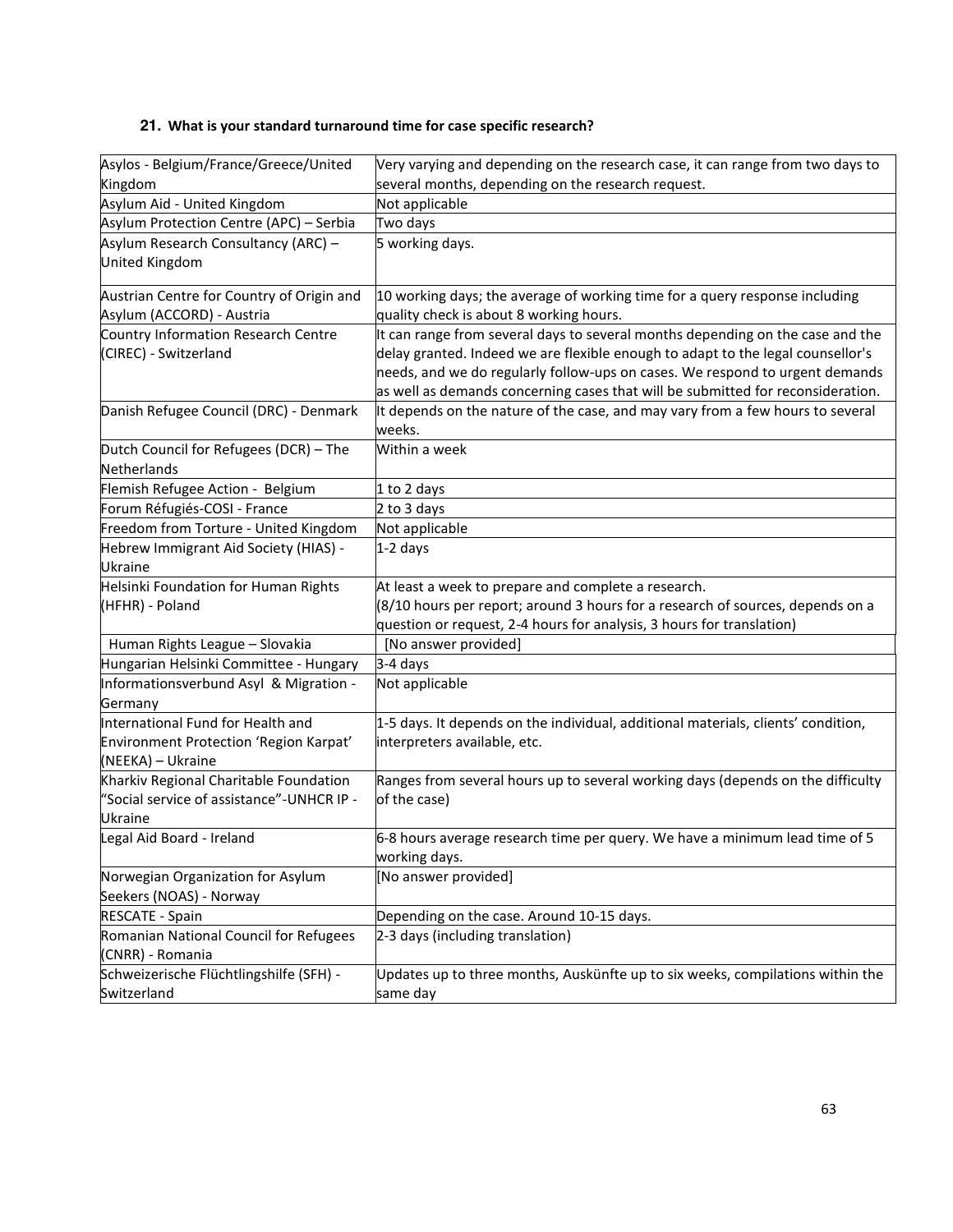### 21. What is your standard turnaround time for case specific research?

| | |
|---|---|
| Asylos - Belgium/France/Greece/United Kingdom | Very varying and depending on the research case, it can range from two days to several months, depending on the research request. |
| Asylum Aid - United Kingdom | Not applicable |
| Asylum Protection Centre (APC) – Serbia | Two days |
| Asylum Research Consultancy (ARC) – United Kingdom | 5 working days. |
| Austrian Centre for Country of Origin and Asylum (ACCORD) - Austria | 10 working days; the average of working time for a query response including quality check is about 8 working hours. |
| Country Information Research Centre (CIREC) - Switzerland | It can range from several days to several months depending on the case and the delay granted. Indeed we are flexible enough to adapt to the legal counsellor's needs, and we do regularly follow-ups on cases. We respond to urgent demands as well as demands concerning cases that will be submitted for reconsideration. |
| Danish Refugee Council (DRC) - Denmark | It depends on the nature of the case, and may vary from a few hours to several weeks. |
| Dutch Council for Refugees (DCR) – The Netherlands | Within a week |
| Flemish Refugee Action - Belgium | 1 to 2 days |
| Forum Réfugiés-COSI - France | 2 to 3 days |
| Freedom from Torture - United Kingdom | Not applicable |
| Hebrew Immigrant Aid Society (HIAS) - Ukraine | 1-2 days |
| Helsinki Foundation for Human Rights (HFHR) - Poland | At least a week to prepare and complete a research.<br>(8/10 hours per report; around 3 hours for a research of sources, depends on a question or request, 2-4 hours for analysis, 3 hours for translation) |
| Human Rights League – Slovakia | [No answer provided] |
| Hungarian Helsinki Committee - Hungary | 3-4 days |
| Informationsverbund Asyl & Migration - Germany | Not applicable |
| International Fund for Health and Environment Protection 'Region Karpat' (NEEKA) – Ukraine | 1-5 days. It depends on the individual, additional materials, clients' condition, interpreters available, etc. |
| Kharkiv Regional Charitable Foundation "Social service of assistance"-UNHCR IP - Ukraine | Ranges from several hours up to several working days (depends on the difficulty of the case) |
| Legal Aid Board - Ireland | 6-8 hours average research time per query. We have a minimum lead time of 5 working days. |
| Norwegian Organization for Asylum Seekers (NOAS) - Norway | [No answer provided] |
| RESCATE - Spain | Depending on the case. Around 10-15 days. |
| Romanian National Council for Refugees (CNRR) - Romania | 2-3 days (including translation) |
| Schweizerische Flüchtlingshilfe (SFH) - Switzerland | Updates up to three months, Auskünfte up to six weeks, compilations within the same day |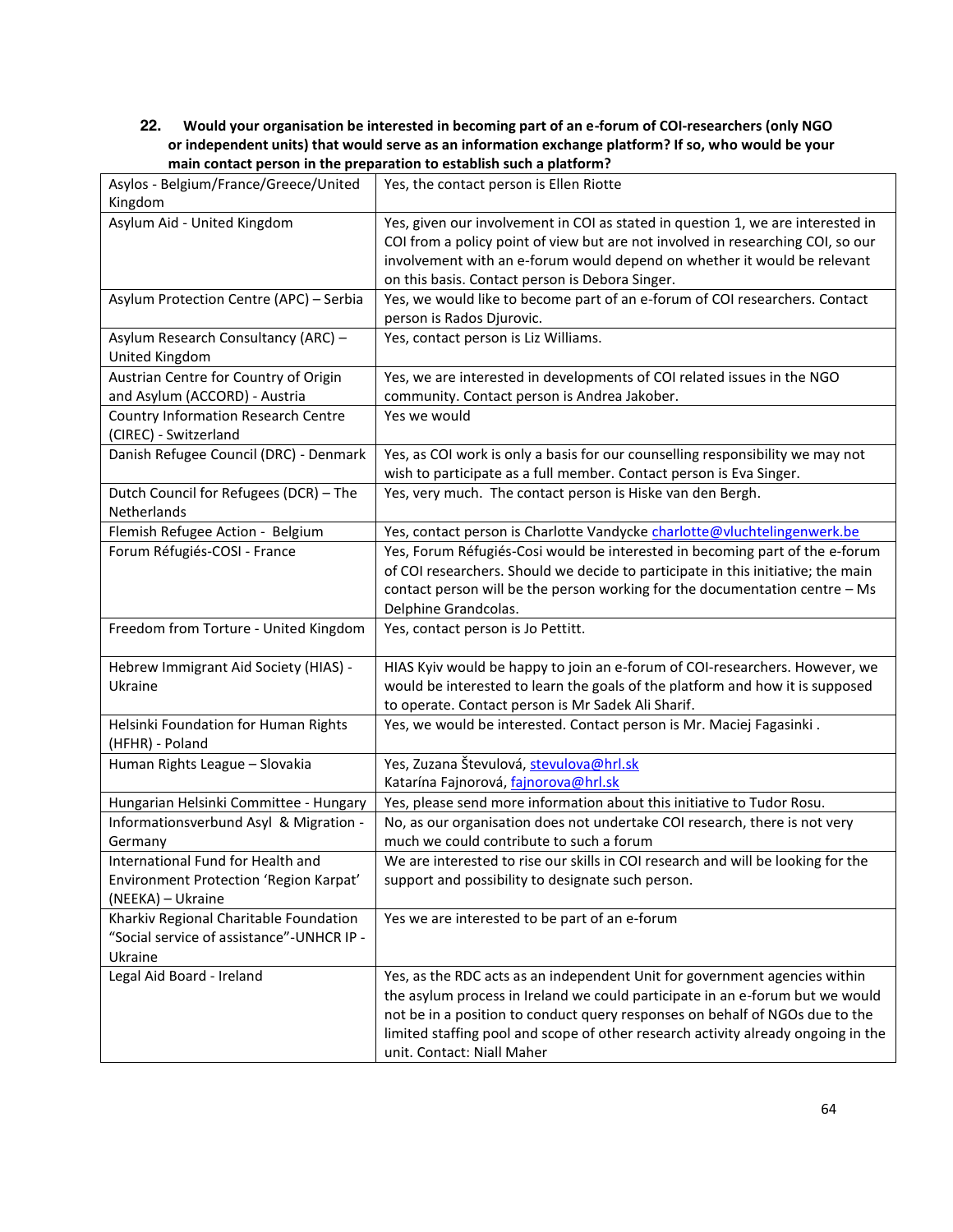**22. Would your organisation be interested in becoming part of an e-forum of COI-researchers (only NGO or independent units) that would serve as an information exchange platform? If so, who would be your main contact person in the preparation to establish such a platform?**

| | |
|---|---|
| Asylos - Belgium/France/Greece/United Kingdom | Yes, the contact person is Ellen Riotte |
| Asylum Aid - United Kingdom | Yes, given our involvement in COI as stated in question 1, we are interested in COI from a policy point of view but are not involved in researching COI, so our involvement with an e-forum would depend on whether it would be relevant on this basis. Contact person is Debora Singer. |
| Asylum Protection Centre (APC) – Serbia | Yes, we would like to become part of an e-forum of COI researchers. Contact person is Rados Djurovic. |
| Asylum Research Consultancy (ARC) – United Kingdom | Yes, contact person is Liz Williams. |
| Austrian Centre for Country of Origin and Asylum (ACCORD) - Austria | Yes, we are interested in developments of COI related issues in the NGO community. Contact person is Andrea Jakober. |
| Country Information Research Centre (CIREC) - Switzerland | Yes we would |
| Danish Refugee Council (DRC) - Denmark | Yes, as COI work is only a basis for our counselling responsibility we may not wish to participate as a full member. Contact person is Eva Singer. |
| Dutch Council for Refugees (DCR) – The Netherlands | Yes, very much. The contact person is Hiske van den Bergh. |
| Flemish Refugee Action - Belgium | Yes, contact person is Charlotte Vandycke charlotte@vluchtelingenwerk.be |
| Forum Réfugiés-COSI - France | Yes, Forum Réfugiés-Cosi would be interested in becoming part of the e-forum of COI researchers. Should we decide to participate in this initiative; the main contact person will be the person working for the documentation centre – Ms Delphine Grandcolas. |
| Freedom from Torture - United Kingdom | Yes, contact person is Jo Pettitt. |
| Hebrew Immigrant Aid Society (HIAS) - Ukraine | HIAS Kyiv would be happy to join an e-forum of COI-researchers. However, we would be interested to learn the goals of the platform and how it is supposed to operate. Contact person is Mr Sadek Ali Sharif. |
| Helsinki Foundation for Human Rights (HFHR) - Poland | Yes, we would be interested. Contact person is Mr. Maciej Fagasinki . |
| Human Rights League – Slovakia | Yes, Zuzana Števulová, stevulova@hrl.sk<br>Katarína Fajnorová, fajnorova@hrl.sk |
| Hungarian Helsinki Committee - Hungary | Yes, please send more information about this initiative to Tudor Rosu. |
| Informationsverbund Asyl & Migration - Germany | No, as our organisation does not undertake COI research, there is not very much we could contribute to such a forum |
| International Fund for Health and Environment Protection 'Region Karpat' (NEEKA) – Ukraine | We are interested to rise our skills in COI research and will be looking for the support and possibility to designate such person. |
| Kharkiv Regional Charitable Foundation "Social service of assistance"-UNHCR IP - Ukraine | Yes we are interested to be part of an e-forum |
| Legal Aid Board - Ireland | Yes, as the RDC acts as an independent Unit for government agencies within the asylum process in Ireland we could participate in an e-forum but we would not be in a position to conduct query responses on behalf of NGOs due to the limited staffing pool and scope of other research activity already ongoing in the unit. Contact: Niall Maher |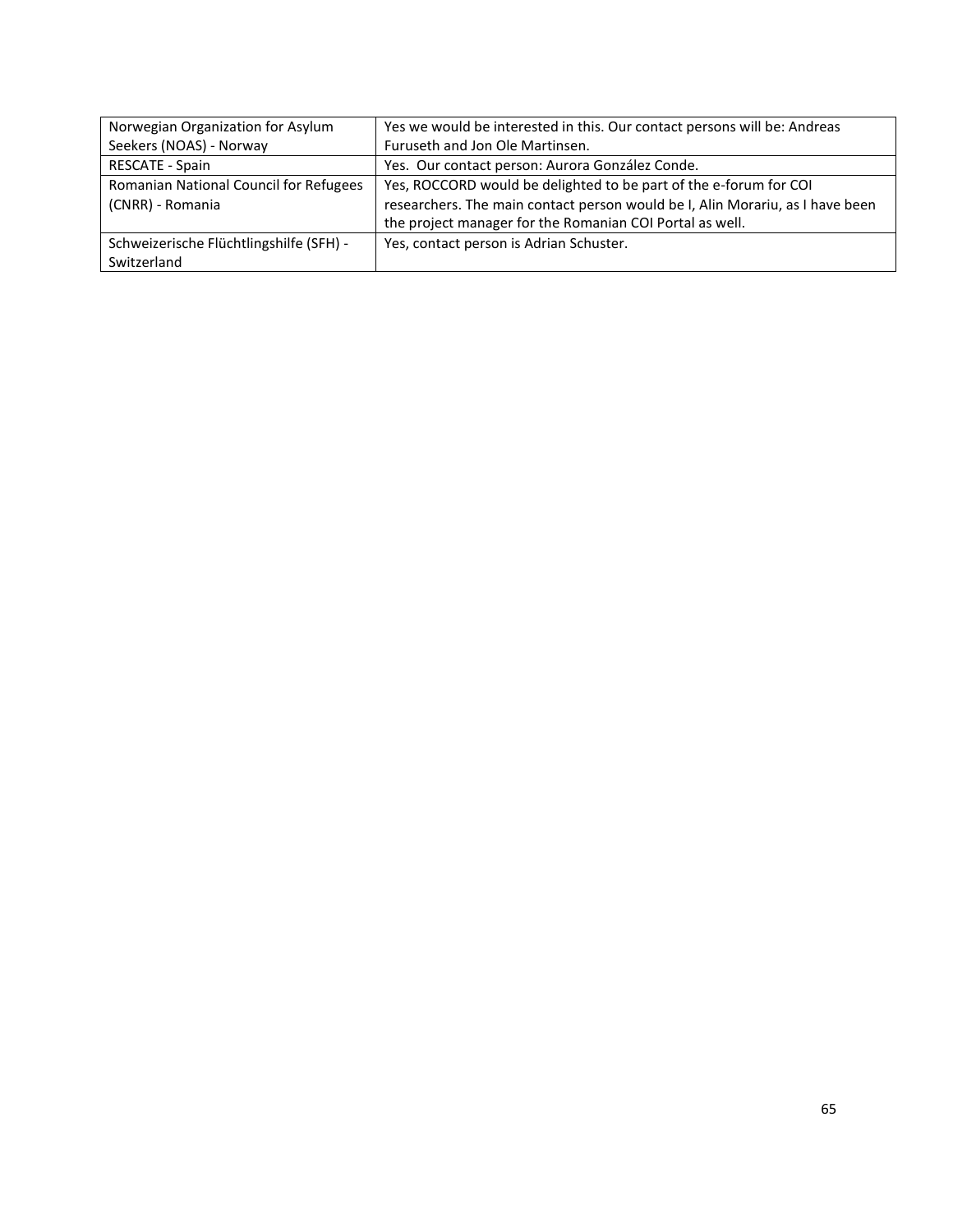| | |
|---|---|
| Norwegian Organization for Asylum Seekers (NOAS) - Norway | Yes we would be interested in this. Our contact persons will be: Andreas Furuseth and Jon Ole Martinsen. |
| RESCATE - Spain | Yes. Our contact person: Aurora González Conde. |
| Romanian National Council for Refugees (CNRR) - Romania | Yes, ROCCORD would be delighted to be part of the e-forum for COI researchers. The main contact person would be I, Alin Morariu, as I have been the project manager for the Romanian COI Portal as well. |
| Schweizerische Flüchtlingshilfe (SFH) - Switzerland | Yes, contact person is Adrian Schuster. |